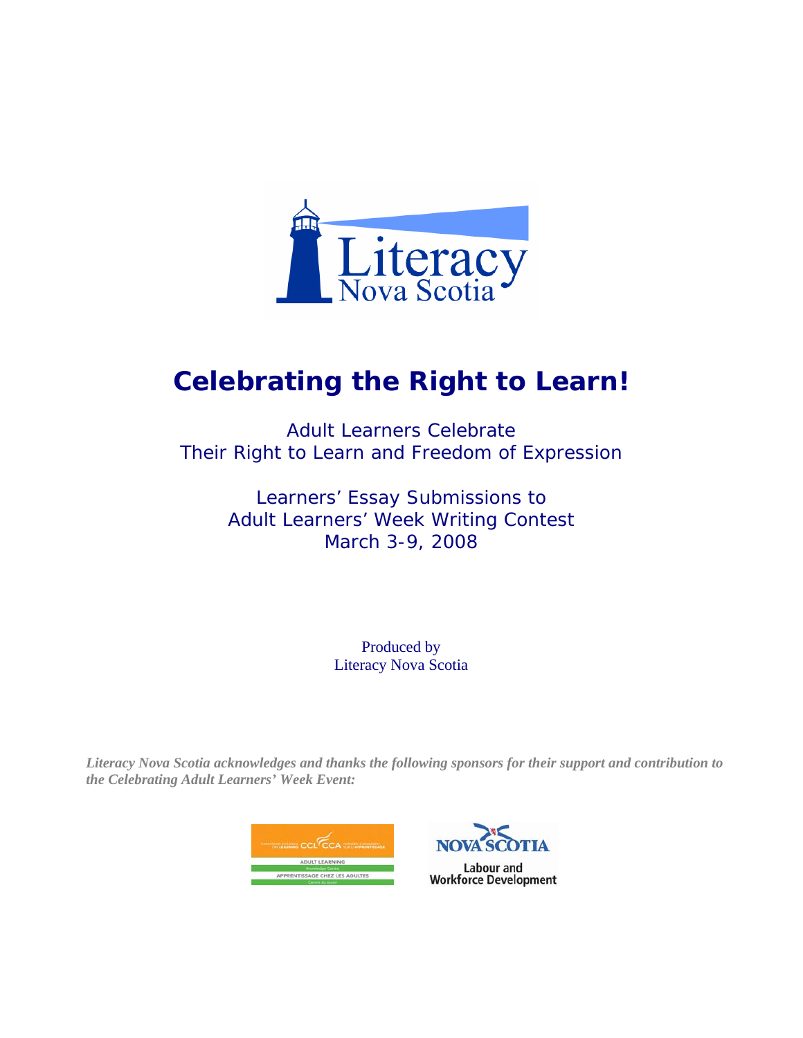# Celebrating the Right to Learn!

Adult Learners Celebrate
Their Right to Learn and Freedom of Expression

Learners' Essay Submissions to
Adult Learners' Week Writing Contest
March 3-9, 2008

Produced by
Literacy Nova Scotia

***Literacy Nova Scotia acknowledges and thanks the following sponsors for their support and contribution to the Celebrating Adult Learners' Week Event:***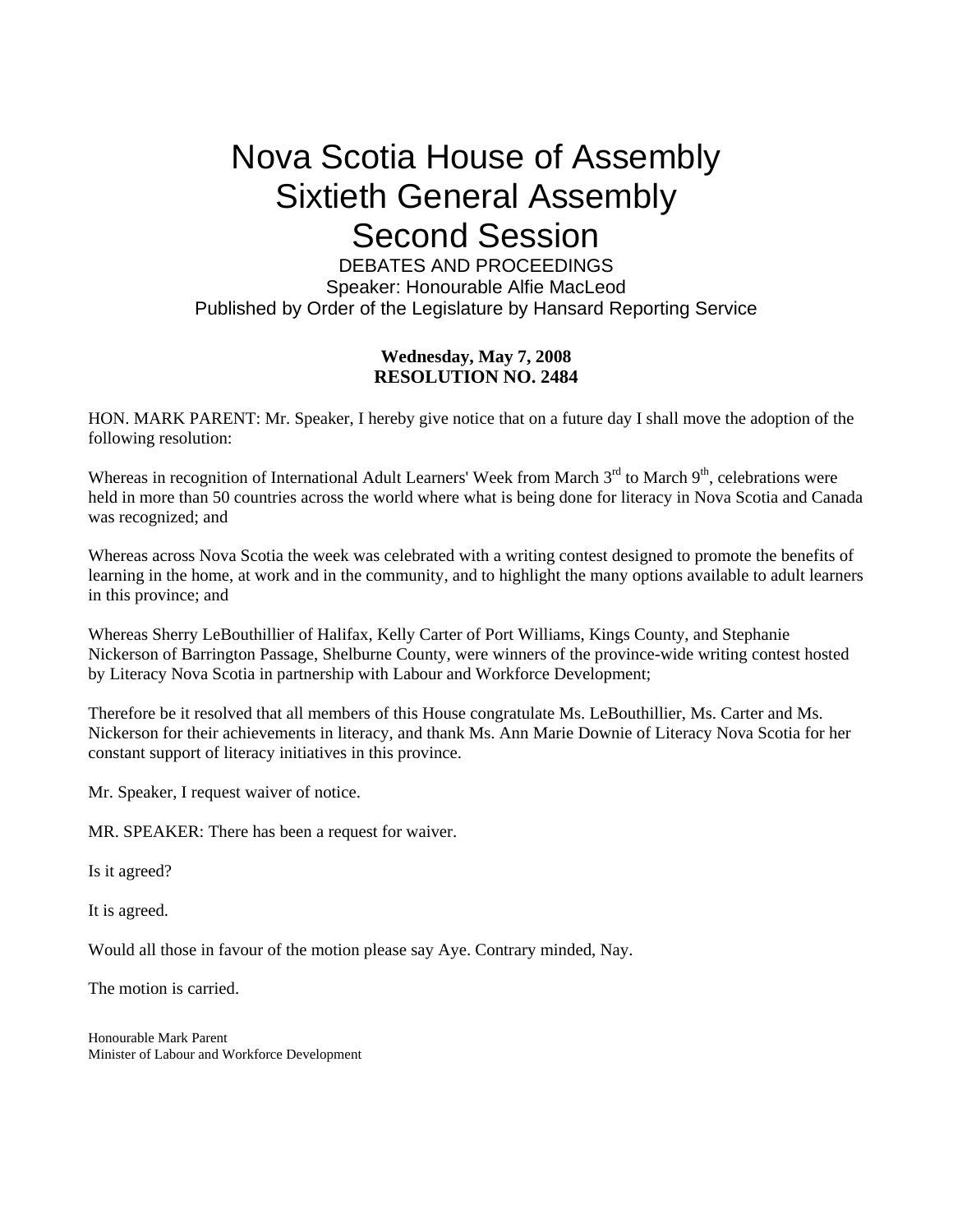# Nova Scotia House of Assembly
# Sixtieth General Assembly
# Second Session

DEBATES AND PROCEEDINGS
Speaker: Honourable Alfie MacLeod
Published by Order of the Legislature by Hansard Reporting Service

**Wednesday, May 7, 2008**
**RESOLUTION NO. 2484**

HON. MARK PARENT: Mr. Speaker, I hereby give notice that on a future day I shall move the adoption of the following resolution:

Whereas in recognition of International Adult Learners' Week from March 3rd to March 9th, celebrations were held in more than 50 countries across the world where what is being done for literacy in Nova Scotia and Canada was recognized; and

Whereas across Nova Scotia the week was celebrated with a writing contest designed to promote the benefits of learning in the home, at work and in the community, and to highlight the many options available to adult learners in this province; and

Whereas Sherry LeBouthillier of Halifax, Kelly Carter of Port Williams, Kings County, and Stephanie Nickerson of Barrington Passage, Shelburne County, were winners of the province-wide writing contest hosted by Literacy Nova Scotia in partnership with Labour and Workforce Development;

Therefore be it resolved that all members of this House congratulate Ms. LeBouthillier, Ms. Carter and Ms. Nickerson for their achievements in literacy, and thank Ms. Ann Marie Downie of Literacy Nova Scotia for her constant support of literacy initiatives in this province.

Mr. Speaker, I request waiver of notice.

MR. SPEAKER: There has been a request for waiver.

Is it agreed?

It is agreed.

Would all those in favour of the motion please say Aye. Contrary minded, Nay.

The motion is carried.

Honourable Mark Parent
Minister of Labour and Workforce Development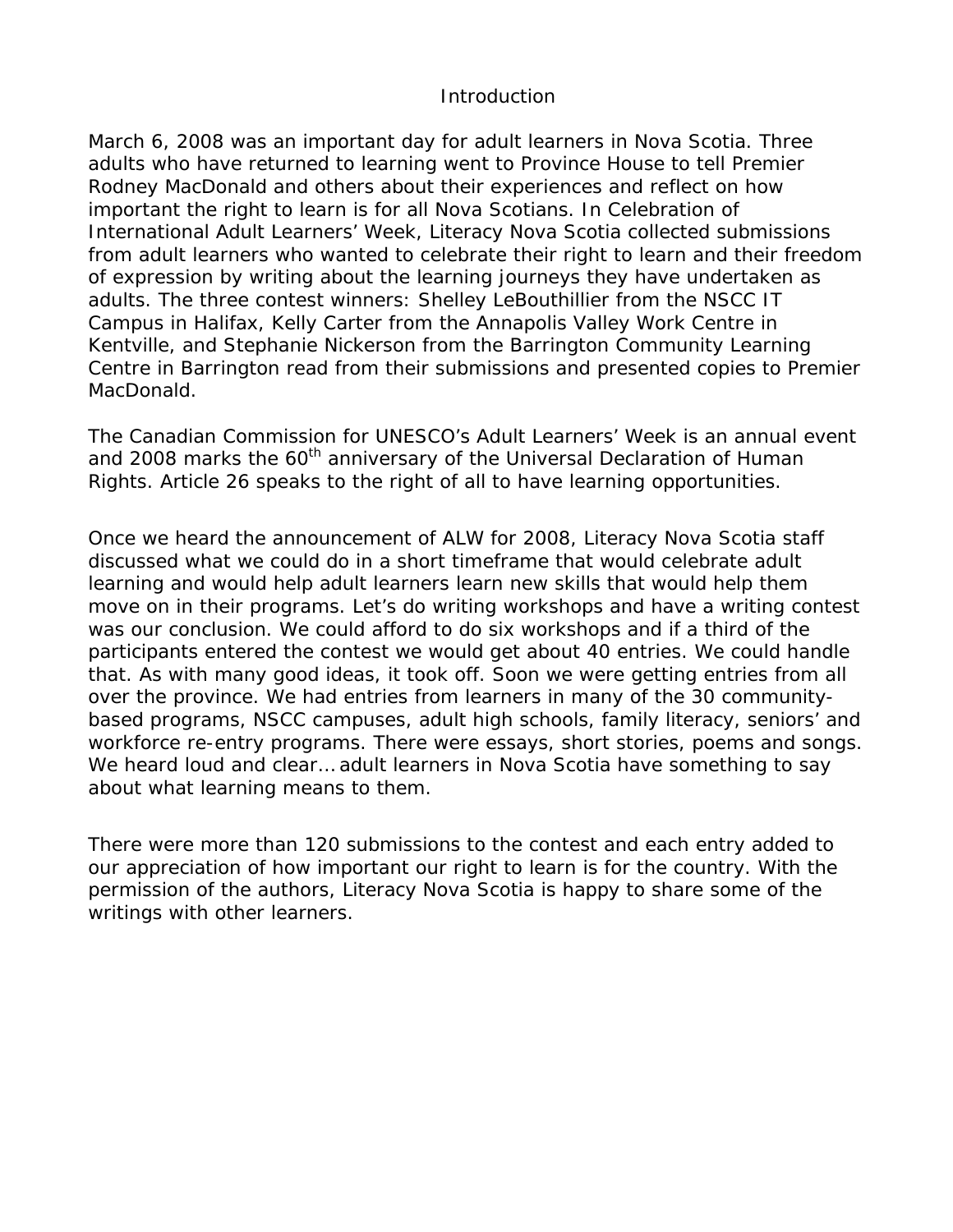# Introduction

March 6, 2008 was an important day for adult learners in Nova Scotia. Three adults who have returned to learning went to Province House to tell Premier Rodney MacDonald and others about their experiences and reflect on how important the right to learn is for all Nova Scotians. In Celebration of International Adult Learners' Week, Literacy Nova Scotia collected submissions from adult learners who wanted to celebrate their right to learn and their freedom of expression by writing about the learning journeys they have undertaken as adults. The three contest winners: Shelley LeBouthillier from the NSCC IT Campus in Halifax, Kelly Carter from the Annapolis Valley Work Centre in Kentville, and Stephanie Nickerson from the Barrington Community Learning Centre in Barrington read from their submissions and presented copies to Premier MacDonald.

The Canadian Commission for UNESCO's Adult Learners' Week is an annual event and 2008 marks the 60th anniversary of the Universal Declaration of Human Rights. Article 26 speaks to the right of all to have learning opportunities.

Once we heard the announcement of ALW for 2008, Literacy Nova Scotia staff discussed what we could do in a short timeframe that would celebrate adult learning and would help adult learners learn new skills that would help them move on in their programs. Let's do writing workshops and have a writing contest was our conclusion. We could afford to do six workshops and if a third of the participants entered the contest we would get about 40 entries. We could handle that. As with many good ideas, it took off. Soon we were getting entries from all over the province. We had entries from learners in many of the 30 community-based programs, NSCC campuses, adult high schools, family literacy, seniors' and workforce re-entry programs. There were essays, short stories, poems and songs. We heard loud and clear… adult learners in Nova Scotia have something to say about what learning means to them.

There were more than 120 submissions to the contest and each entry added to our appreciation of how important our right to learn is for the country. With the permission of the authors, Literacy Nova Scotia is happy to share some of the writings with other learners.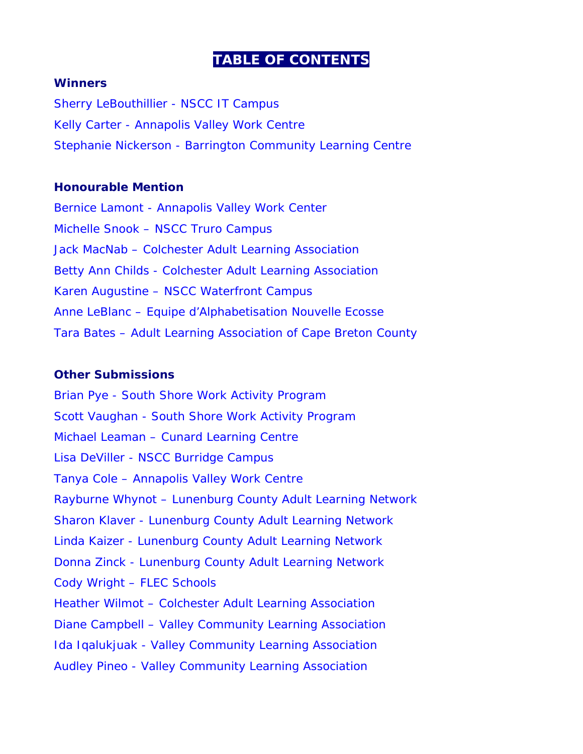# TABLE OF CONTENTS

**Winners**

Sherry LeBouthillier - NSCC IT Campus

Kelly Carter - Annapolis Valley Work Centre

Stephanie Nickerson - Barrington Community Learning Centre

**Honourable Mention**

Bernice Lamont - Annapolis Valley Work Center

Michelle Snook – NSCC Truro Campus

Jack MacNab – Colchester Adult Learning Association

Betty Ann Childs - Colchester Adult Learning Association

Karen Augustine – NSCC Waterfront Campus

Anne LeBlanc – Equipe d'Alphabetisation Nouvelle Ecosse

Tara Bates – Adult Learning Association of Cape Breton County

**Other Submissions**

Brian Pye - South Shore Work Activity Program

Scott Vaughan - South Shore Work Activity Program

Michael Leaman – Cunard Learning Centre

Lisa DeViller - NSCC Burridge Campus

Tanya Cole – Annapolis Valley Work Centre

Rayburne Whynot – Lunenburg County Adult Learning Network

Sharon Klaver - Lunenburg County Adult Learning Network

Linda Kaizer - Lunenburg County Adult Learning Network

Donna Zinck - Lunenburg County Adult Learning Network

Cody Wright – FLEC Schools

Heather Wilmot – Colchester Adult Learning Association

Diane Campbell – Valley Community Learning Association

Ida Iqalukjuak - Valley Community Learning Association

Audley Pineo - Valley Community Learning Association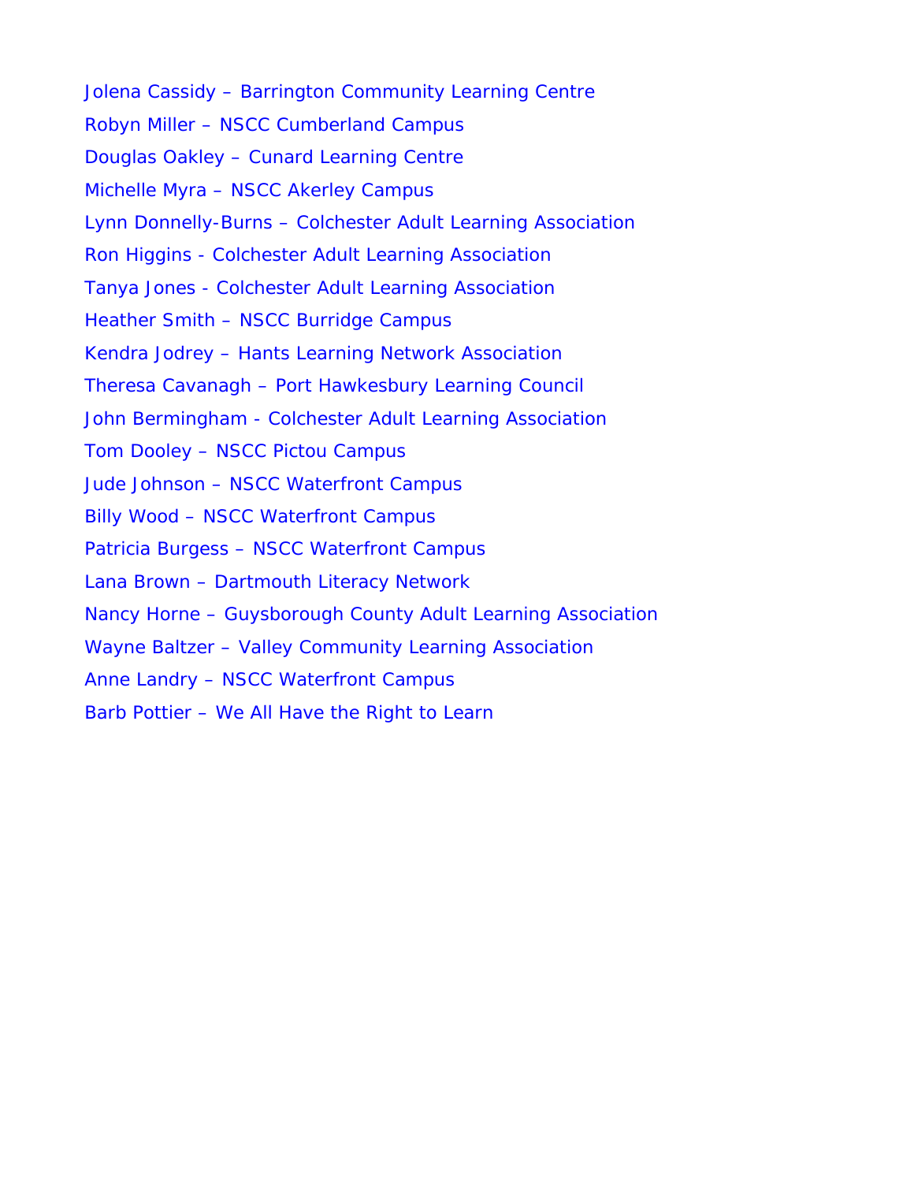Jolena Cassidy – Barrington Community Learning Centre

Robyn Miller – NSCC Cumberland Campus

Douglas Oakley – Cunard Learning Centre

Michelle Myra – NSCC Akerley Campus

Lynn Donnelly-Burns – Colchester Adult Learning Association

Ron Higgins - Colchester Adult Learning Association

Tanya Jones - Colchester Adult Learning Association

Heather Smith – NSCC Burridge Campus

Kendra Jodrey – Hants Learning Network Association

Theresa Cavanagh – Port Hawkesbury Learning Council

John Bermingham - Colchester Adult Learning Association

Tom Dooley – NSCC Pictou Campus

Jude Johnson – NSCC Waterfront Campus

Billy Wood – NSCC Waterfront Campus

Patricia Burgess – NSCC Waterfront Campus

Lana Brown – Dartmouth Literacy Network

Nancy Horne – Guysborough County Adult Learning Association

Wayne Baltzer – Valley Community Learning Association

Anne Landry – NSCC Waterfront Campus

Barb Pottier – We All Have the Right to Learn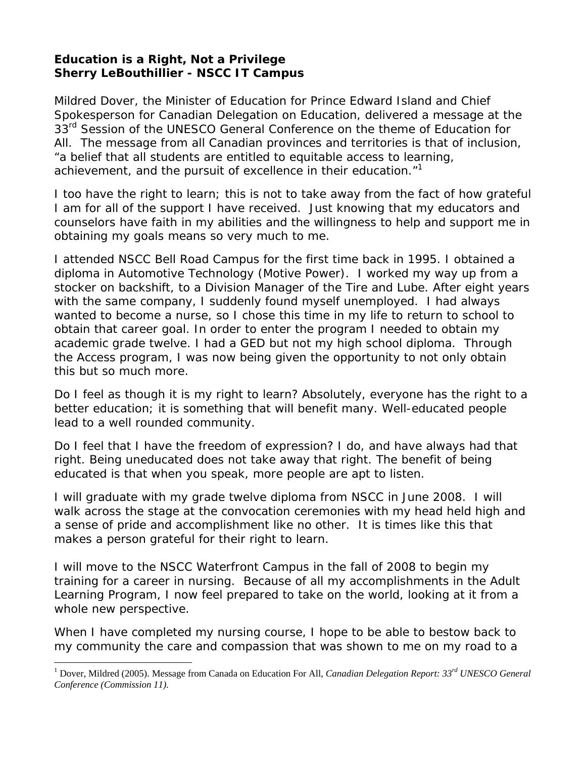**Education is a Right, Not a Privilege**
**Sherry LeBouthillier - NSCC IT Campus**

Mildred Dover, the Minister of Education for Prince Edward Island and Chief Spokesperson for Canadian Delegation on Education, delivered a message at the 33rd Session of the UNESCO General Conference on the theme of Education for All. The message from all Canadian provinces and territories is that of inclusion, "a belief that all students are entitled to equitable access to learning, achievement, and the pursuit of excellence in their education."[1]

I too have the right to learn; this is not to take away from the fact of how grateful I am for all of the support I have received. Just knowing that my educators and counselors have faith in my abilities and the willingness to help and support me in obtaining my goals means so very much to me.

I attended NSCC Bell Road Campus for the first time back in 1995. I obtained a diploma in Automotive Technology (Motive Power). I worked my way up from a stocker on backshift, to a Division Manager of the Tire and Lube. After eight years with the same company, I suddenly found myself unemployed. I had always wanted to become a nurse, so I chose this time in my life to return to school to obtain that career goal. In order to enter the program I needed to obtain my academic grade twelve. I had a GED but not my high school diploma. Through the Access program, I was now being given the opportunity to not only obtain this but so much more.

Do I feel as though it is my right to learn? Absolutely, everyone has the right to a better education; it is something that will benefit many. Well-educated people lead to a well rounded community.

Do I feel that I have the freedom of expression? I do, and have always had that right. Being uneducated does not take away that right. The benefit of being educated is that when you speak, more people are apt to listen.

I will graduate with my grade twelve diploma from NSCC in June 2008. I will walk across the stage at the convocation ceremonies with my head held high and a sense of pride and accomplishment like no other. It is times like this that makes a person grateful for their right to learn.

I will move to the NSCC Waterfront Campus in the fall of 2008 to begin my training for a career in nursing. Because of all my accomplishments in the Adult Learning Program, I now feel prepared to take on the world, looking at it from a whole new perspective.

When I have completed my nursing course, I hope to be able to bestow back to my community the care and compassion that was shown to me on my road to a

---

[1] Dover, Mildred (2005). Message from Canada on Education For All, *Canadian Delegation Report: 33rd UNESCO General Conference (Commission 11).*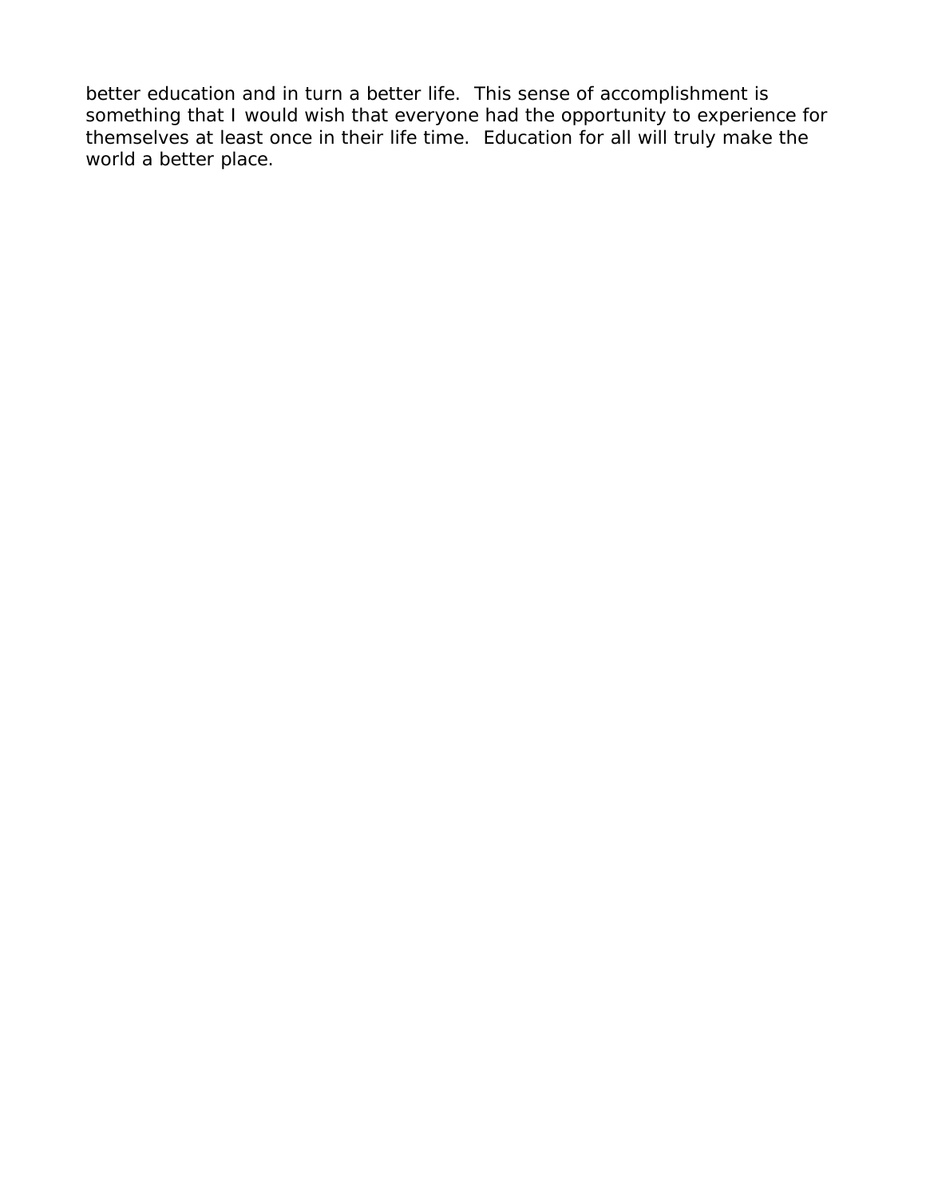better education and in turn a better life. This sense of accomplishment is something that I would wish that everyone had the opportunity to experience for themselves at least once in their life time. Education for all will truly make the world a better place.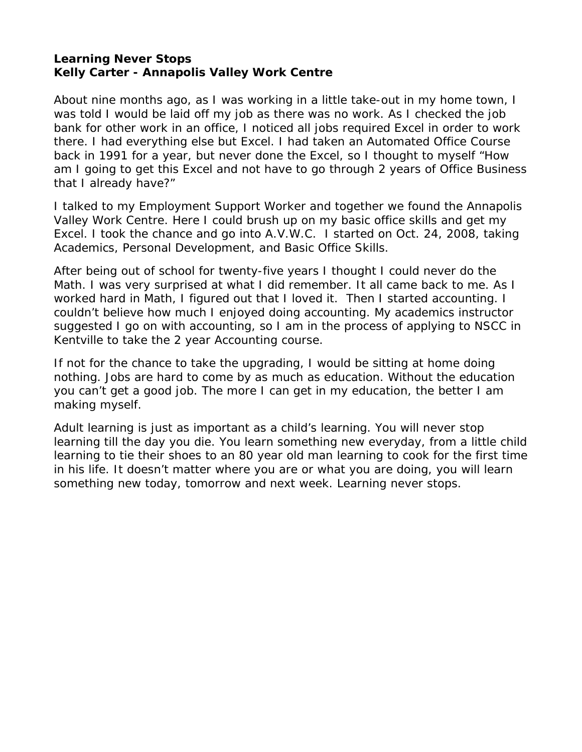**Learning Never Stops**
**Kelly Carter - Annapolis Valley Work Centre**

About nine months ago, as I was working in a little take-out in my home town, I was told I would be laid off my job as there was no work. As I checked the job bank for other work in an office, I noticed all jobs required Excel in order to work there. I had everything else but Excel. I had taken an Automated Office Course back in 1991 for a year, but never done the Excel, so I thought to myself "How am I going to get this Excel and not have to go through 2 years of Office Business that I already have?"

I talked to my Employment Support Worker and together we found the Annapolis Valley Work Centre. Here I could brush up on my basic office skills and get my Excel. I took the chance and go into A.V.W.C. I started on Oct. 24, 2008, taking Academics, Personal Development, and Basic Office Skills.

After being out of school for twenty-five years I thought I could never do the Math. I was very surprised at what I did remember. It all came back to me. As I worked hard in Math, I figured out that I loved it. Then I started accounting. I couldn't believe how much I enjoyed doing accounting. My academics instructor suggested I go on with accounting, so I am in the process of applying to NSCC in Kentville to take the 2 year Accounting course.

If not for the chance to take the upgrading, I would be sitting at home doing nothing. Jobs are hard to come by as much as education. Without the education you can't get a good job. The more I can get in my education, the better I am making myself.

Adult learning is just as important as a child's learning. You will never stop learning till the day you die. You learn something new everyday, from a little child learning to tie their shoes to an 80 year old man learning to cook for the first time in his life. It doesn't matter where you are or what you are doing, you will learn something new today, tomorrow and next week. Learning never stops.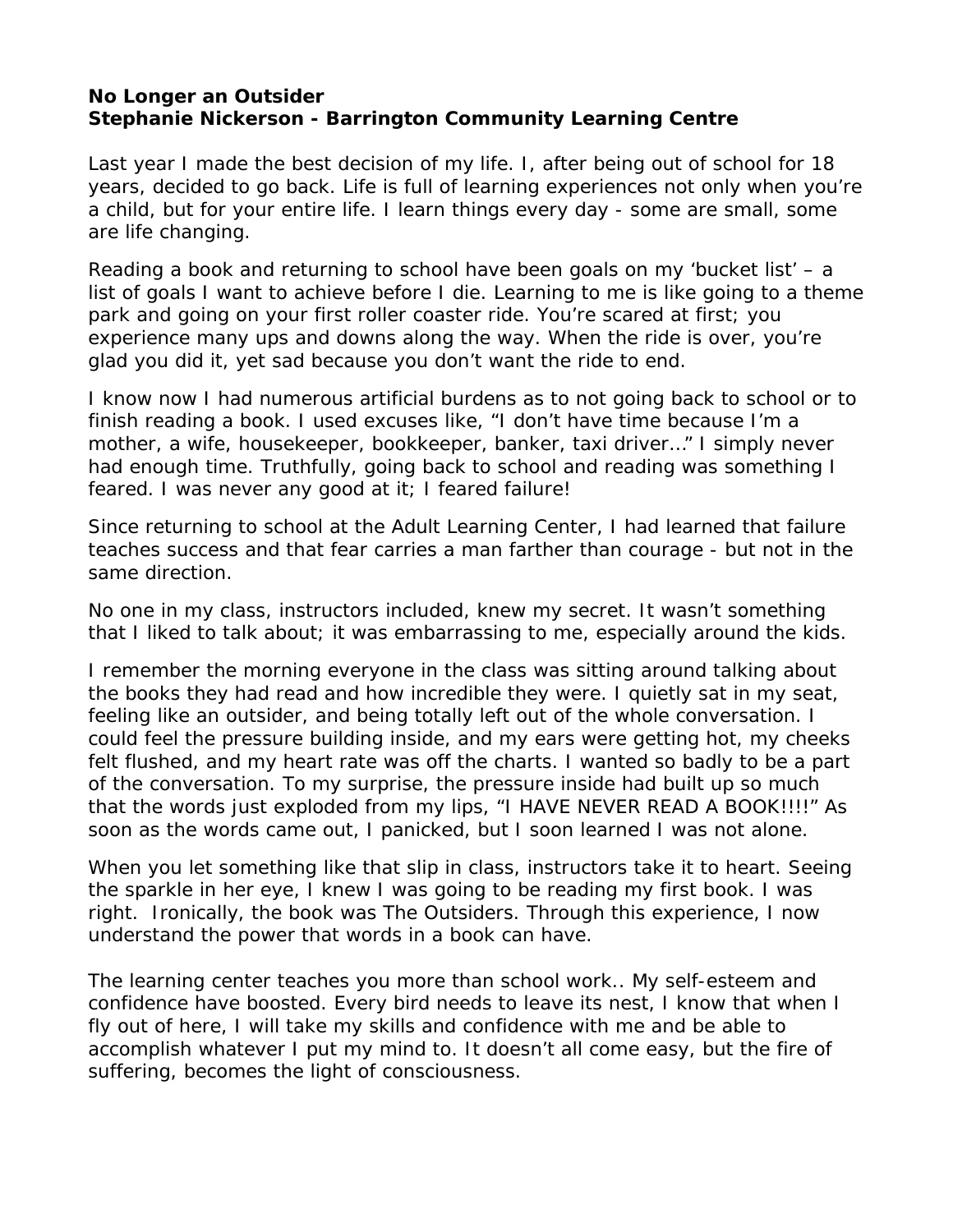**No Longer an Outsider**
**Stephanie Nickerson - Barrington Community Learning Centre**

Last year I made the best decision of my life. I, after being out of school for 18 years, decided to go back. Life is full of learning experiences not only when you're a child, but for your entire life. I learn things every day - some are small, some are life changing.

Reading a book and returning to school have been goals on my 'bucket list' – a list of goals I want to achieve before I die. Learning to me is like going to a theme park and going on your first roller coaster ride. You're scared at first; you experience many ups and downs along the way. When the ride is over, you're glad you did it, yet sad because you don't want the ride to end.

I know now I had numerous artificial burdens as to not going back to school or to finish reading a book. I used excuses like, "I don't have time because I'm a mother, a wife, housekeeper, bookkeeper, banker, taxi driver…" I simply never had enough time. Truthfully, going back to school and reading was something I feared. I was never any good at it; I feared failure!

Since returning to school at the Adult Learning Center, I had learned that failure teaches success and that fear carries a man farther than courage - but not in the same direction.

No one in my class, instructors included, knew my secret. It wasn't something that I liked to talk about; it was embarrassing to me, especially around the kids.

I remember the morning everyone in the class was sitting around talking about the books they had read and how incredible they were. I quietly sat in my seat, feeling like an outsider, and being totally left out of the whole conversation. I could feel the pressure building inside, and my ears were getting hot, my cheeks felt flushed, and my heart rate was off the charts. I wanted so badly to be a part of the conversation. To my surprise, the pressure inside had built up so much that the words just exploded from my lips, "I HAVE NEVER READ A BOOK!!!!" As soon as the words came out, I panicked, but I soon learned I was not alone.

When you let something like that slip in class, instructors take it to heart. Seeing the sparkle in her eye, I knew I was going to be reading my first book. I was right. Ironically, the book was The Outsiders. Through this experience, I now understand the power that words in a book can have.

The learning center teaches you more than school work.. My self-esteem and confidence have boosted. Every bird needs to leave its nest, I know that when I fly out of here, I will take my skills and confidence with me and be able to accomplish whatever I put my mind to. It doesn't all come easy, but the fire of suffering, becomes the light of consciousness.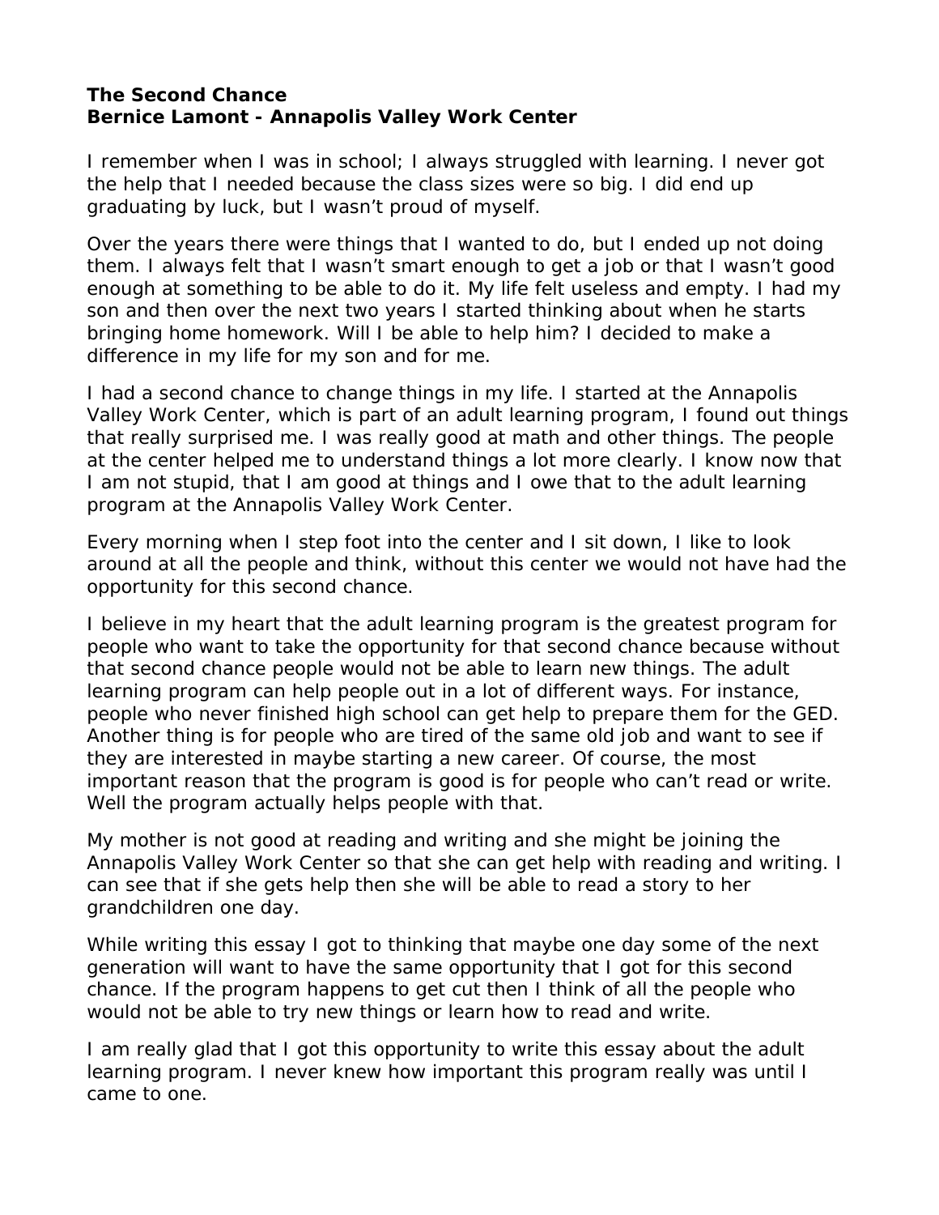**The Second Chance**
**Bernice Lamont - Annapolis Valley Work Center**

I remember when I was in school; I always struggled with learning. I never got the help that I needed because the class sizes were so big. I did end up graduating by luck, but I wasn't proud of myself.

Over the years there were things that I wanted to do, but I ended up not doing them. I always felt that I wasn't smart enough to get a job or that I wasn't good enough at something to be able to do it. My life felt useless and empty. I had my son and then over the next two years I started thinking about when he starts bringing home homework. Will I be able to help him? I decided to make a difference in my life for my son and for me.

I had a second chance to change things in my life. I started at the Annapolis Valley Work Center, which is part of an adult learning program, I found out things that really surprised me. I was really good at math and other things. The people at the center helped me to understand things a lot more clearly. I know now that I am not stupid, that I am good at things and I owe that to the adult learning program at the Annapolis Valley Work Center.

Every morning when I step foot into the center and I sit down, I like to look around at all the people and think, without this center we would not have had the opportunity for this second chance.

I believe in my heart that the adult learning program is the greatest program for people who want to take the opportunity for that second chance because without that second chance people would not be able to learn new things. The adult learning program can help people out in a lot of different ways. For instance, people who never finished high school can get help to prepare them for the GED. Another thing is for people who are tired of the same old job and want to see if they are interested in maybe starting a new career. Of course, the most important reason that the program is good is for people who can't read or write. Well the program actually helps people with that.

My mother is not good at reading and writing and she might be joining the Annapolis Valley Work Center so that she can get help with reading and writing. I can see that if she gets help then she will be able to read a story to her grandchildren one day.

While writing this essay I got to thinking that maybe one day some of the next generation will want to have the same opportunity that I got for this second chance. If the program happens to get cut then I think of all the people who would not be able to try new things or learn how to read and write.

I am really glad that I got this opportunity to write this essay about the adult learning program. I never knew how important this program really was until I came to one.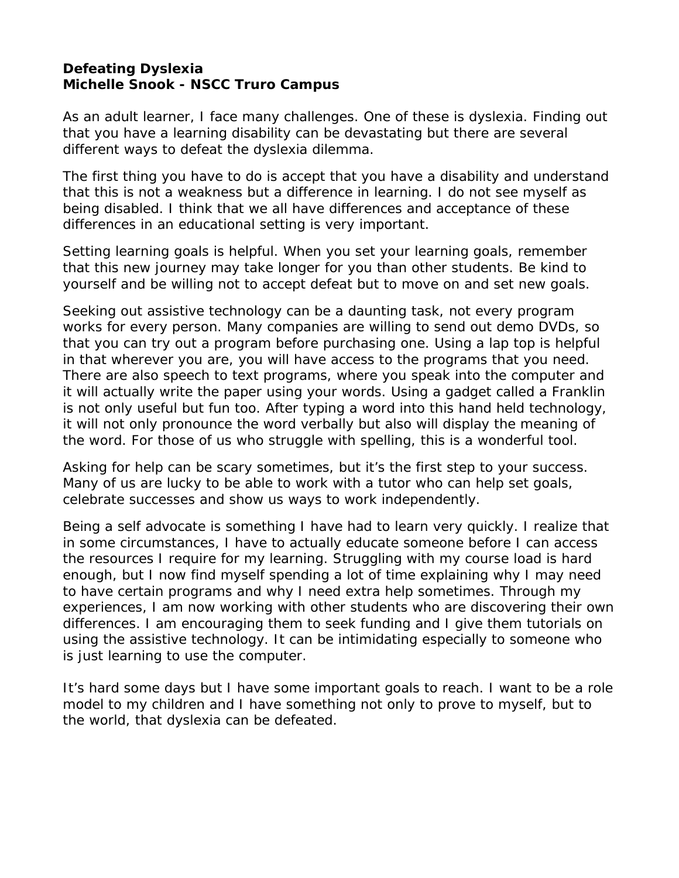## Defeating Dyslexia
**Michelle Snook - NSCC Truro Campus**

As an adult learner, I face many challenges. One of these is dyslexia. Finding out that you have a learning disability can be devastating but there are several different ways to defeat the dyslexia dilemma.

The first thing you have to do is accept that you have a disability and understand that this is not a weakness but a difference in learning. I do not see myself as being disabled. I think that we all have differences and acceptance of these differences in an educational setting is very important.

Setting learning goals is helpful. When you set your learning goals, remember that this new journey may take longer for you than other students. Be kind to yourself and be willing not to accept defeat but to move on and set new goals.

Seeking out assistive technology can be a daunting task, not every program works for every person. Many companies are willing to send out demo DVDs, so that you can try out a program before purchasing one. Using a lap top is helpful in that wherever you are, you will have access to the programs that you need. There are also speech to text programs, where you speak into the computer and it will actually write the paper using your words. Using a gadget called a Franklin is not only useful but fun too. After typing a word into this hand held technology, it will not only pronounce the word verbally but also will display the meaning of the word. For those of us who struggle with spelling, this is a wonderful tool.

Asking for help can be scary sometimes, but it's the first step to your success. Many of us are lucky to be able to work with a tutor who can help set goals, celebrate successes and show us ways to work independently.

Being a self advocate is something I have had to learn very quickly. I realize that in some circumstances, I have to actually educate someone before I can access the resources I require for my learning. Struggling with my course load is hard enough, but I now find myself spending a lot of time explaining why I may need to have certain programs and why I need extra help sometimes. Through my experiences, I am now working with other students who are discovering their own differences. I am encouraging them to seek funding and I give them tutorials on using the assistive technology. It can be intimidating especially to someone who is just learning to use the computer.

It's hard some days but I have some important goals to reach. I want to be a role model to my children and I have something not only to prove to myself, but to the world, that dyslexia can be defeated.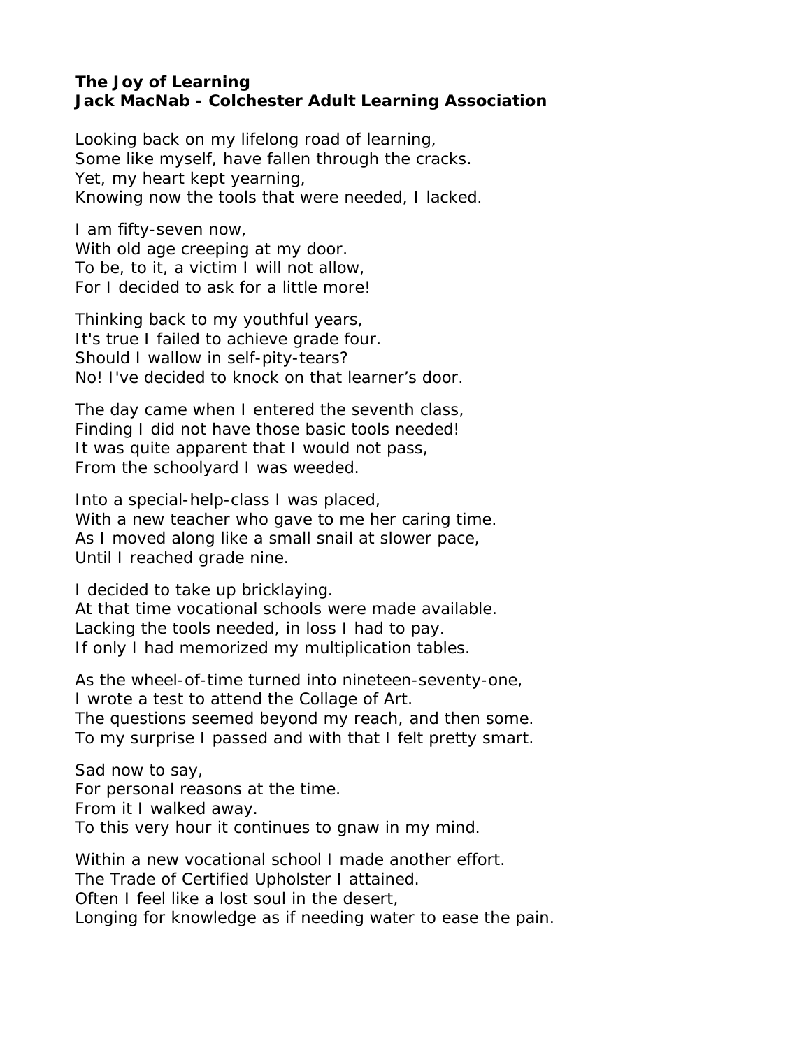**The Joy of Learning**
**Jack MacNab - Colchester Adult Learning Association**

Looking back on my lifelong road of learning,
Some like myself, have fallen through the cracks.
Yet, my heart kept yearning,
Knowing now the tools that were needed, I lacked.

I am fifty-seven now,
With old age creeping at my door.
To be, to it, a victim I will not allow,
For I decided to ask for a little more!

Thinking back to my youthful years,
It's true I failed to achieve grade four.
Should I wallow in self-pity-tears?
No! I've decided to knock on that learner's door.

The day came when I entered the seventh class,
Finding I did not have those basic tools needed!
It was quite apparent that I would not pass,
From the schoolyard I was weeded.

Into a special-help-class I was placed,
With a new teacher who gave to me her caring time.
As I moved along like a small snail at slower pace,
Until I reached grade nine.

I decided to take up bricklaying.
At that time vocational schools were made available.
Lacking the tools needed, in loss I had to pay.
If only I had memorized my multiplication tables.

As the wheel-of-time turned into nineteen-seventy-one,
I wrote a test to attend the Collage of Art.
The questions seemed beyond my reach, and then some.
To my surprise I passed and with that I felt pretty smart.

Sad now to say,
For personal reasons at the time.
From it I walked away.
To this very hour it continues to gnaw in my mind.

Within a new vocational school I made another effort.
The Trade of Certified Upholster I attained.
Often I feel like a lost soul in the desert,
Longing for knowledge as if needing water to ease the pain.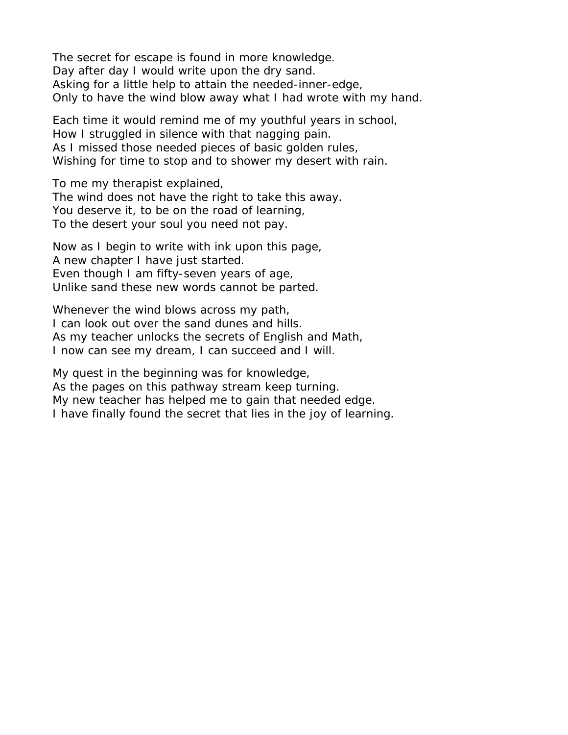The secret for escape is found in more knowledge.  
Day after day I would write upon the dry sand.  
Asking for a little help to attain the needed-inner-edge,  
Only to have the wind blow away what I had wrote with my hand.

Each time it would remind me of my youthful years in school,  
How I struggled in silence with that nagging pain.  
As I missed those needed pieces of basic golden rules,  
Wishing for time to stop and to shower my desert with rain.

To me my therapist explained,  
The wind does not have the right to take this away.  
You deserve it, to be on the road of learning,  
To the desert your soul you need not pay.

Now as I begin to write with ink upon this page,  
A new chapter I have just started.  
Even though I am fifty-seven years of age,  
Unlike sand these new words cannot be parted.

Whenever the wind blows across my path,  
I can look out over the sand dunes and hills.  
As my teacher unlocks the secrets of English and Math,  
I now can see my dream, I can succeed and I will.

My quest in the beginning was for knowledge,  
As the pages on this pathway stream keep turning.  
My new teacher has helped me to gain that needed edge.  
I have finally found the secret that lies in the joy of learning.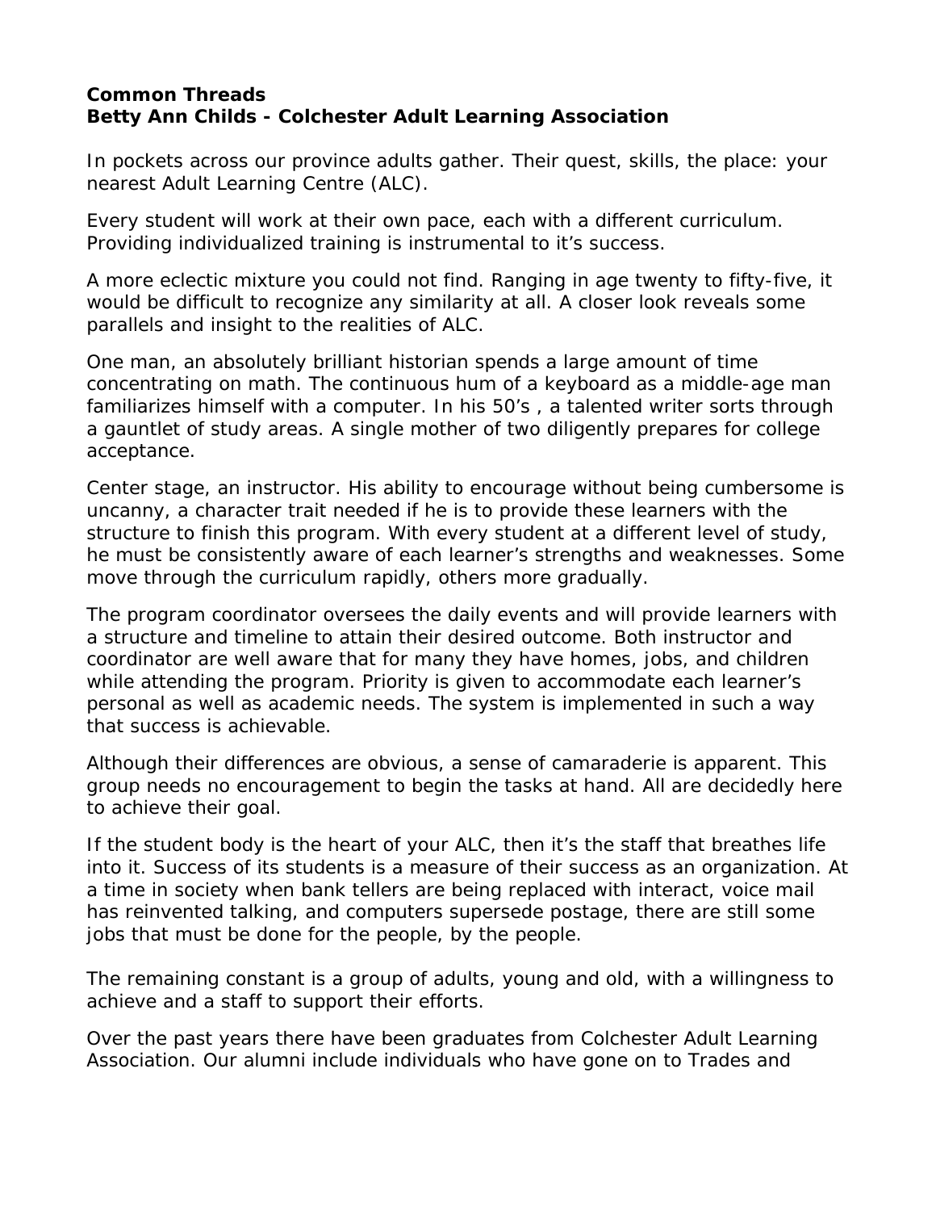**Common Threads**
**Betty Ann Childs - Colchester Adult Learning Association**

In pockets across our province adults gather. Their quest, skills, the place: your nearest Adult Learning Centre (ALC).

Every student will work at their own pace, each with a different curriculum. Providing individualized training is instrumental to it's success.

A more eclectic mixture you could not find. Ranging in age twenty to fifty-five, it would be difficult to recognize any similarity at all. A closer look reveals some parallels and insight to the realities of ALC.

One man, an absolutely brilliant historian spends a large amount of time concentrating on math. The continuous hum of a keyboard as a middle-age man familiarizes himself with a computer. In his 50's , a talented writer sorts through a gauntlet of study areas. A single mother of two diligently prepares for college acceptance.

Center stage, an instructor. His ability to encourage without being cumbersome is uncanny, a character trait needed if he is to provide these learners with the structure to finish this program. With every student at a different level of study, he must be consistently aware of each learner's strengths and weaknesses. Some move through the curriculum rapidly, others more gradually.

The program coordinator oversees the daily events and will provide learners with a structure and timeline to attain their desired outcome. Both instructor and coordinator are well aware that for many they have homes, jobs, and children while attending the program. Priority is given to accommodate each learner's personal as well as academic needs. The system is implemented in such a way that success is achievable.

Although their differences are obvious, a sense of camaraderie is apparent. This group needs no encouragement to begin the tasks at hand. All are decidedly here to achieve their goal.

If the student body is the heart of your ALC, then it's the staff that breathes life into it. Success of its students is a measure of their success as an organization. At a time in society when bank tellers are being replaced with interact, voice mail has reinvented talking, and computers supersede postage, there are still some jobs that must be done for the people, by the people.

The remaining constant is a group of adults, young and old, with a willingness to achieve and a staff to support their efforts.

Over the past years there have been graduates from Colchester Adult Learning Association. Our alumni include individuals who have gone on to Trades and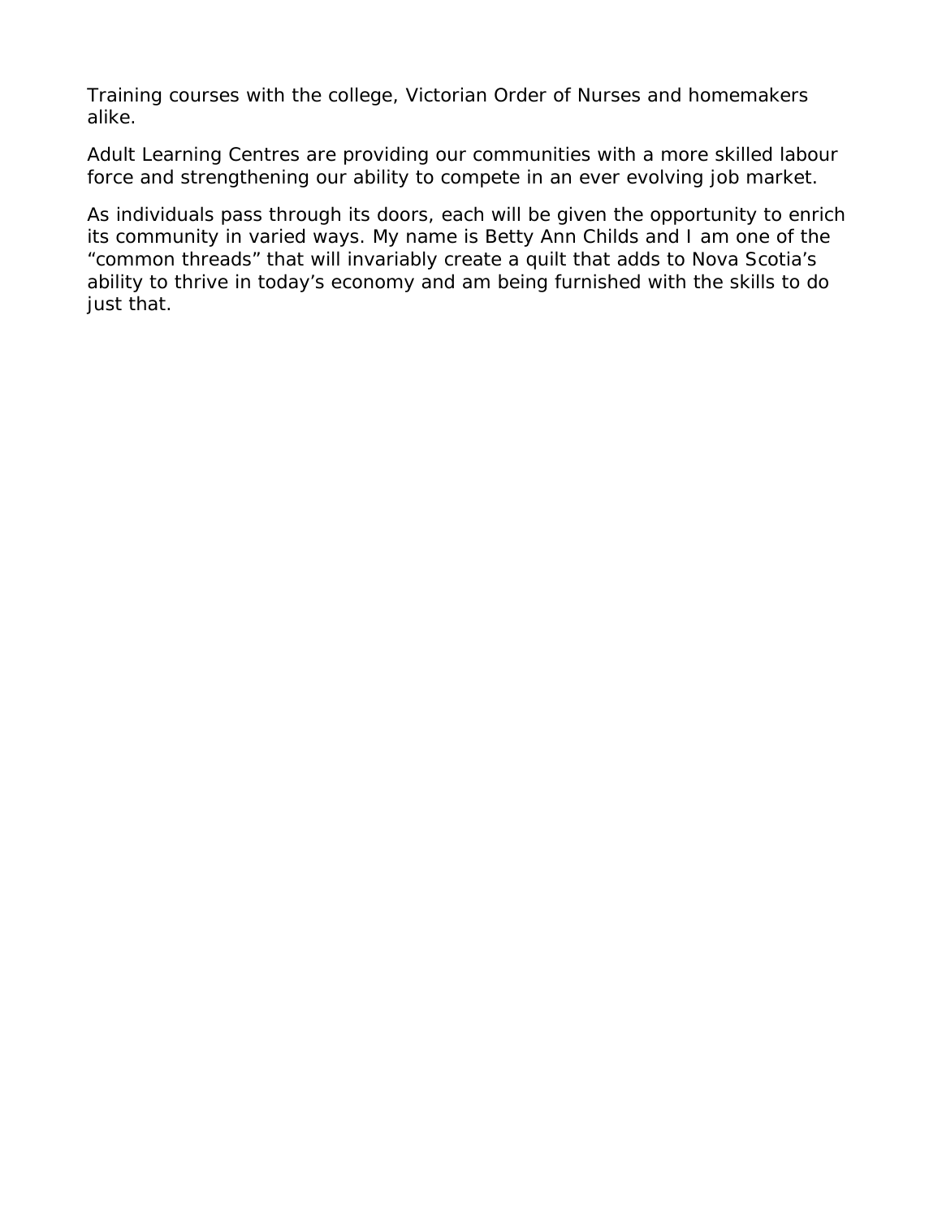Training courses with the college, Victorian Order of Nurses and homemakers alike.

Adult Learning Centres are providing our communities with a more skilled labour force and strengthening our ability to compete in an ever evolving job market.

As individuals pass through its doors, each will be given the opportunity to enrich its community in varied ways. My name is Betty Ann Childs and I am one of the "common threads" that will invariably create a quilt that adds to Nova Scotia's ability to thrive in today's economy and am being furnished with the skills to do just that.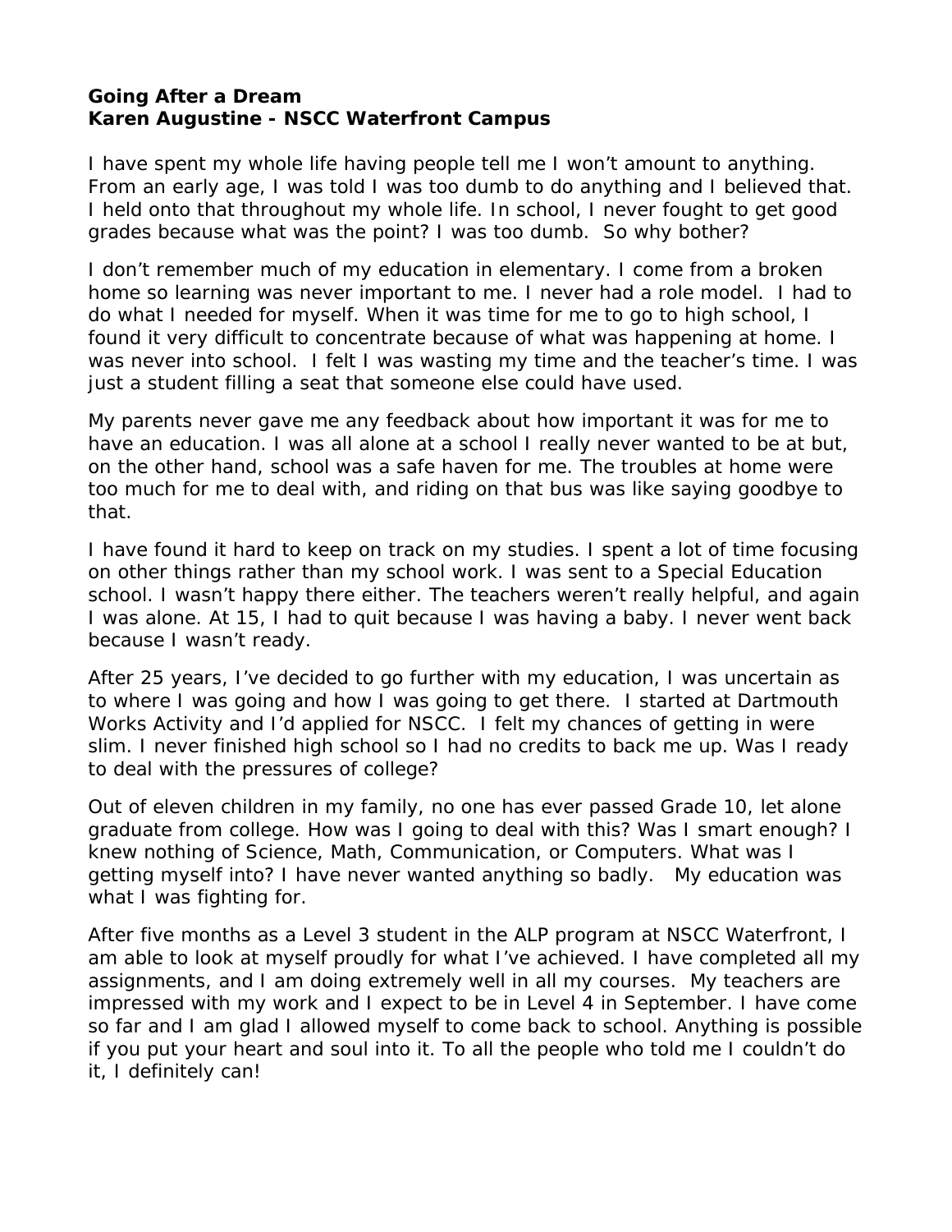**Going After a Dream**
**Karen Augustine - NSCC Waterfront Campus**

I have spent my whole life having people tell me I won't amount to anything. From an early age, I was told I was too dumb to do anything and I believed that. I held onto that throughout my whole life. In school, I never fought to get good grades because what was the point? I was too dumb. So why bother?

I don't remember much of my education in elementary. I come from a broken home so learning was never important to me. I never had a role model. I had to do what I needed for myself. When it was time for me to go to high school, I found it very difficult to concentrate because of what was happening at home. I was never into school. I felt I was wasting my time and the teacher's time. I was just a student filling a seat that someone else could have used.

My parents never gave me any feedback about how important it was for me to have an education. I was all alone at a school I really never wanted to be at but, on the other hand, school was a safe haven for me. The troubles at home were too much for me to deal with, and riding on that bus was like saying goodbye to that.

I have found it hard to keep on track on my studies. I spent a lot of time focusing on other things rather than my school work. I was sent to a Special Education school. I wasn't happy there either. The teachers weren't really helpful, and again I was alone. At 15, I had to quit because I was having a baby. I never went back because I wasn't ready.

After 25 years, I've decided to go further with my education, I was uncertain as to where I was going and how I was going to get there. I started at Dartmouth Works Activity and I'd applied for NSCC. I felt my chances of getting in were slim. I never finished high school so I had no credits to back me up. Was I ready to deal with the pressures of college?

Out of eleven children in my family, no one has ever passed Grade 10, let alone graduate from college. How was I going to deal with this? Was I smart enough? I knew nothing of Science, Math, Communication, or Computers. What was I getting myself into? I have never wanted anything so badly. My education was what I was fighting for.

After five months as a Level 3 student in the ALP program at NSCC Waterfront, I am able to look at myself proudly for what I've achieved. I have completed all my assignments, and I am doing extremely well in all my courses. My teachers are impressed with my work and I expect to be in Level 4 in September. I have come so far and I am glad I allowed myself to come back to school. Anything is possible if you put your heart and soul into it. To all the people who told me I couldn't do it, I definitely can!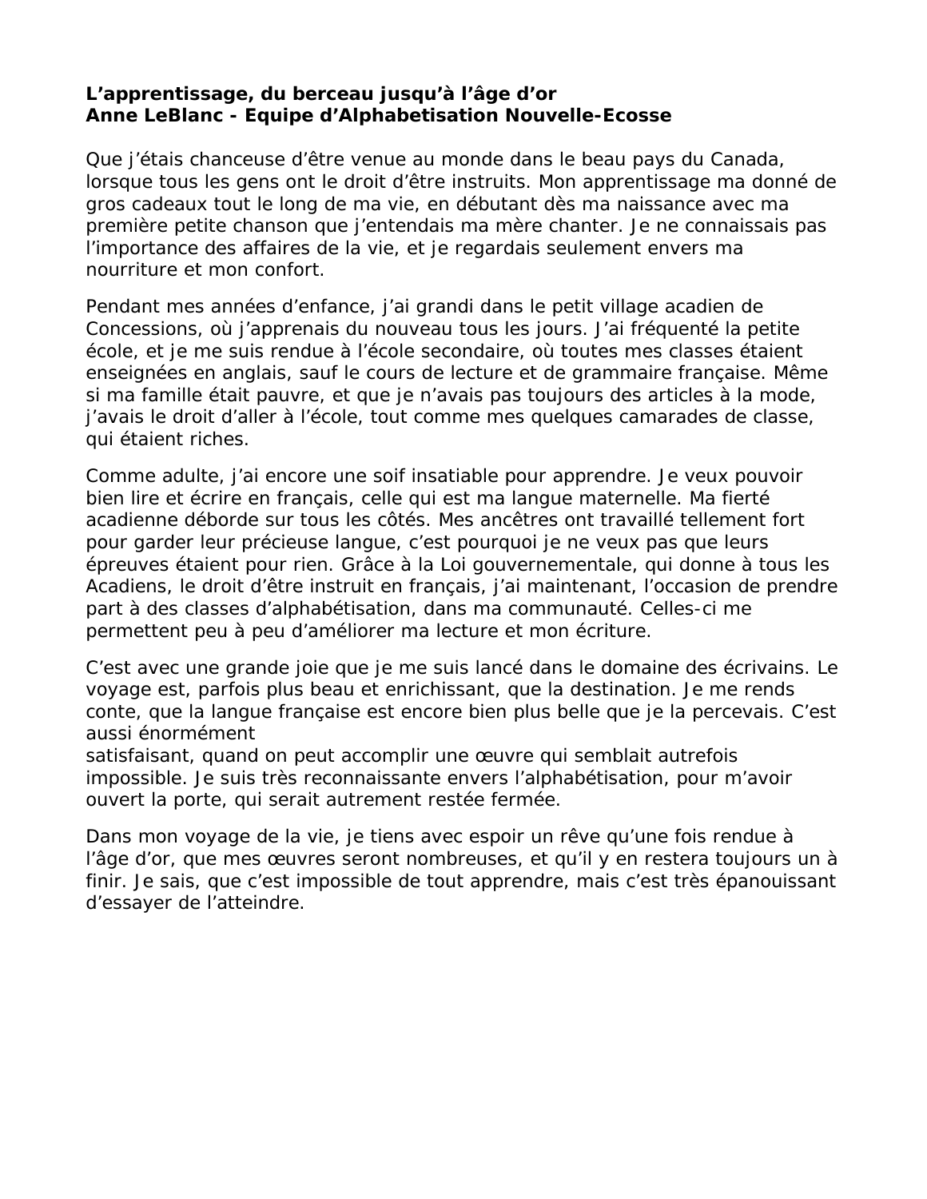**L'apprentissage, du berceau jusqu'à l'âge d'or**
**Anne LeBlanc - Equipe d'Alphabetisation Nouvelle-Ecosse**

Que j'étais chanceuse d'être venue au monde dans le beau pays du Canada, lorsque tous les gens ont le droit d'être instruits. Mon apprentissage ma donné de gros cadeaux tout le long de ma vie, en débutant dès ma naissance avec ma première petite chanson que j'entendais ma mère chanter. Je ne connaissais pas l'importance des affaires de la vie, et je regardais seulement envers ma nourriture et mon confort.

Pendant mes années d'enfance, j'ai grandi dans le petit village acadien de Concessions, où j'apprenais du nouveau tous les jours. J'ai fréquenté la petite école, et je me suis rendue à l'école secondaire, où toutes mes classes étaient enseignées en anglais, sauf le cours de lecture et de grammaire française. Même si ma famille était pauvre, et que je n'avais pas toujours des articles à la mode, j'avais le droit d'aller à l'école, tout comme mes quelques camarades de classe, qui étaient riches.

Comme adulte, j'ai encore une soif insatiable pour apprendre. Je veux pouvoir bien lire et écrire en français, celle qui est ma langue maternelle. Ma fierté acadienne déborde sur tous les côtés. Mes ancêtres ont travaillé tellement fort pour garder leur précieuse langue, c'est pourquoi je ne veux pas que leurs épreuves étaient pour rien. Grâce à la Loi gouvernementale, qui donne à tous les Acadiens, le droit d'être instruit en français, j'ai maintenant, l'occasion de prendre part à des classes d'alphabétisation, dans ma communauté. Celles-ci me permettent peu à peu d'améliorer ma lecture et mon écriture.

C'est avec une grande joie que je me suis lancé dans le domaine des écrivains. Le voyage est, parfois plus beau et enrichissant, que la destination. Je me rends conte, que la langue française est encore bien plus belle que je la percevais. C'est aussi énormément satisfaisant, quand on peut accomplir une œuvre qui semblait autrefois impossible. Je suis très reconnaissante envers l'alphabétisation, pour m'avoir ouvert la porte, qui serait autrement restée fermée.

Dans mon voyage de la vie, je tiens avec espoir un rêve qu'une fois rendue à l'âge d'or, que mes œuvres seront nombreuses, et qu'il y en restera toujours un à finir. Je sais, que c'est impossible de tout apprendre, mais c'est très épanouissant d'essayer de l'atteindre.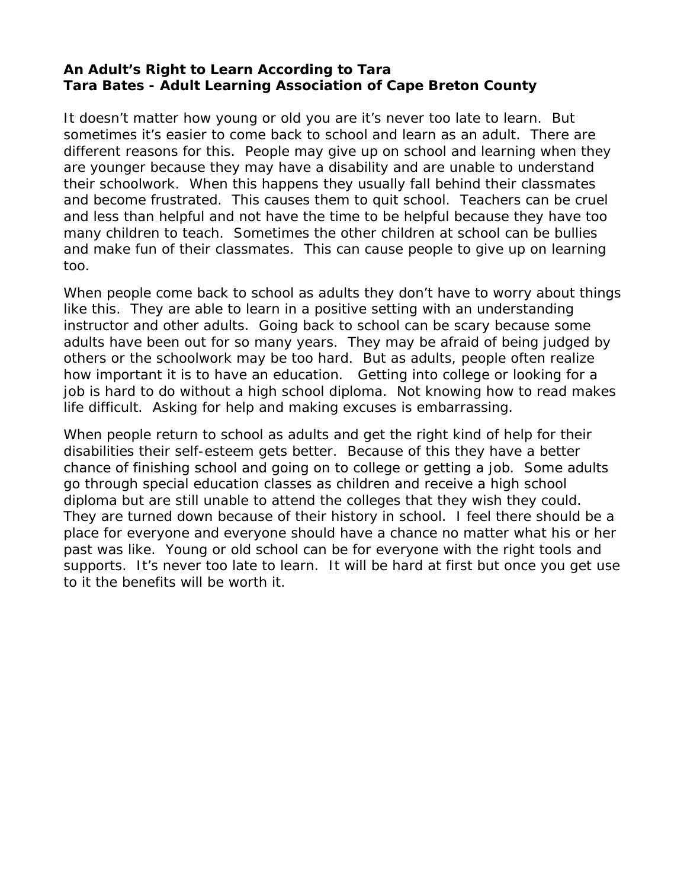**An Adult's Right to Learn According to Tara**
**Tara Bates - Adult Learning Association of Cape Breton County**

It doesn't matter how young or old you are it's never too late to learn. But sometimes it's easier to come back to school and learn as an adult. There are different reasons for this. People may give up on school and learning when they are younger because they may have a disability and are unable to understand their schoolwork. When this happens they usually fall behind their classmates and become frustrated. This causes them to quit school. Teachers can be cruel and less than helpful and not have the time to be helpful because they have too many children to teach. Sometimes the other children at school can be bullies and make fun of their classmates. This can cause people to give up on learning too.

When people come back to school as adults they don't have to worry about things like this. They are able to learn in a positive setting with an understanding instructor and other adults. Going back to school can be scary because some adults have been out for so many years. They may be afraid of being judged by others or the schoolwork may be too hard. But as adults, people often realize how important it is to have an education. Getting into college or looking for a job is hard to do without a high school diploma. Not knowing how to read makes life difficult. Asking for help and making excuses is embarrassing.

When people return to school as adults and get the right kind of help for their disabilities their self-esteem gets better. Because of this they have a better chance of finishing school and going on to college or getting a job. Some adults go through special education classes as children and receive a high school diploma but are still unable to attend the colleges that they wish they could. They are turned down because of their history in school. I feel there should be a place for everyone and everyone should have a chance no matter what his or her past was like. Young or old school can be for everyone with the right tools and supports. It's never too late to learn. It will be hard at first but once you get use to it the benefits will be worth it.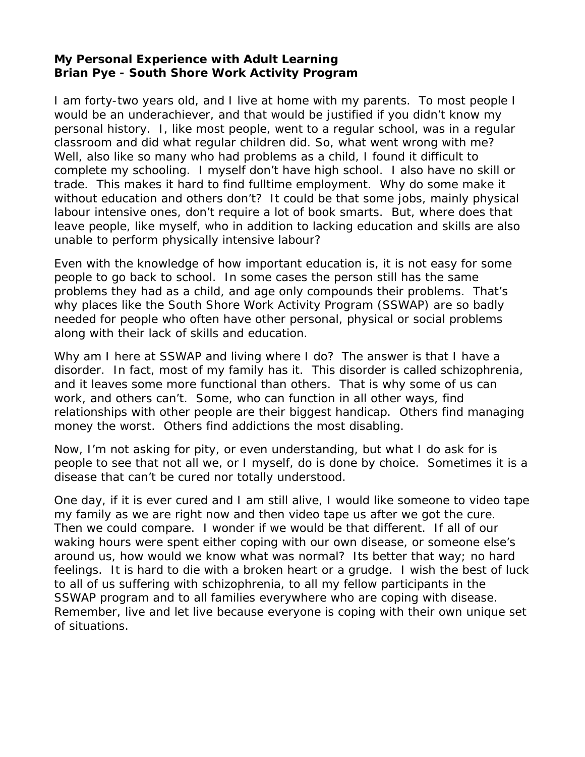**My Personal Experience with Adult Learning**
**Brian Pye - South Shore Work Activity Program**

I am forty-two years old, and I live at home with my parents. To most people I would be an underachiever, and that would be justified if you didn't know my personal history. I, like most people, went to a regular school, was in a regular classroom and did what regular children did. So, what went wrong with me? Well, also like so many who had problems as a child, I found it difficult to complete my schooling. I myself don't have high school. I also have no skill or trade. This makes it hard to find fulltime employment. Why do some make it without education and others don't? It could be that some jobs, mainly physical labour intensive ones, don't require a lot of book smarts. But, where does that leave people, like myself, who in addition to lacking education and skills are also unable to perform physically intensive labour?

Even with the knowledge of how important education is, it is not easy for some people to go back to school. In some cases the person still has the same problems they had as a child, and age only compounds their problems. That's why places like the South Shore Work Activity Program (SSWAP) are so badly needed for people who often have other personal, physical or social problems along with their lack of skills and education.

Why am I here at SSWAP and living where I do? The answer is that I have a disorder. In fact, most of my family has it. This disorder is called schizophrenia, and it leaves some more functional than others. That is why some of us can work, and others can't. Some, who can function in all other ways, find relationships with other people are their biggest handicap. Others find managing money the worst. Others find addictions the most disabling.

Now, I'm not asking for pity, or even understanding, but what I do ask for is people to see that not all we, or I myself, do is done by choice. Sometimes it is a disease that can't be cured nor totally understood.

One day, if it is ever cured and I am still alive, I would like someone to video tape my family as we are right now and then video tape us after we got the cure. Then we could compare. I wonder if we would be that different. If all of our waking hours were spent either coping with our own disease, or someone else's around us, how would we know what was normal? Its better that way; no hard feelings. It is hard to die with a broken heart or a grudge. I wish the best of luck to all of us suffering with schizophrenia, to all my fellow participants in the SSWAP program and to all families everywhere who are coping with disease. Remember, live and let live because everyone is coping with their own unique set of situations.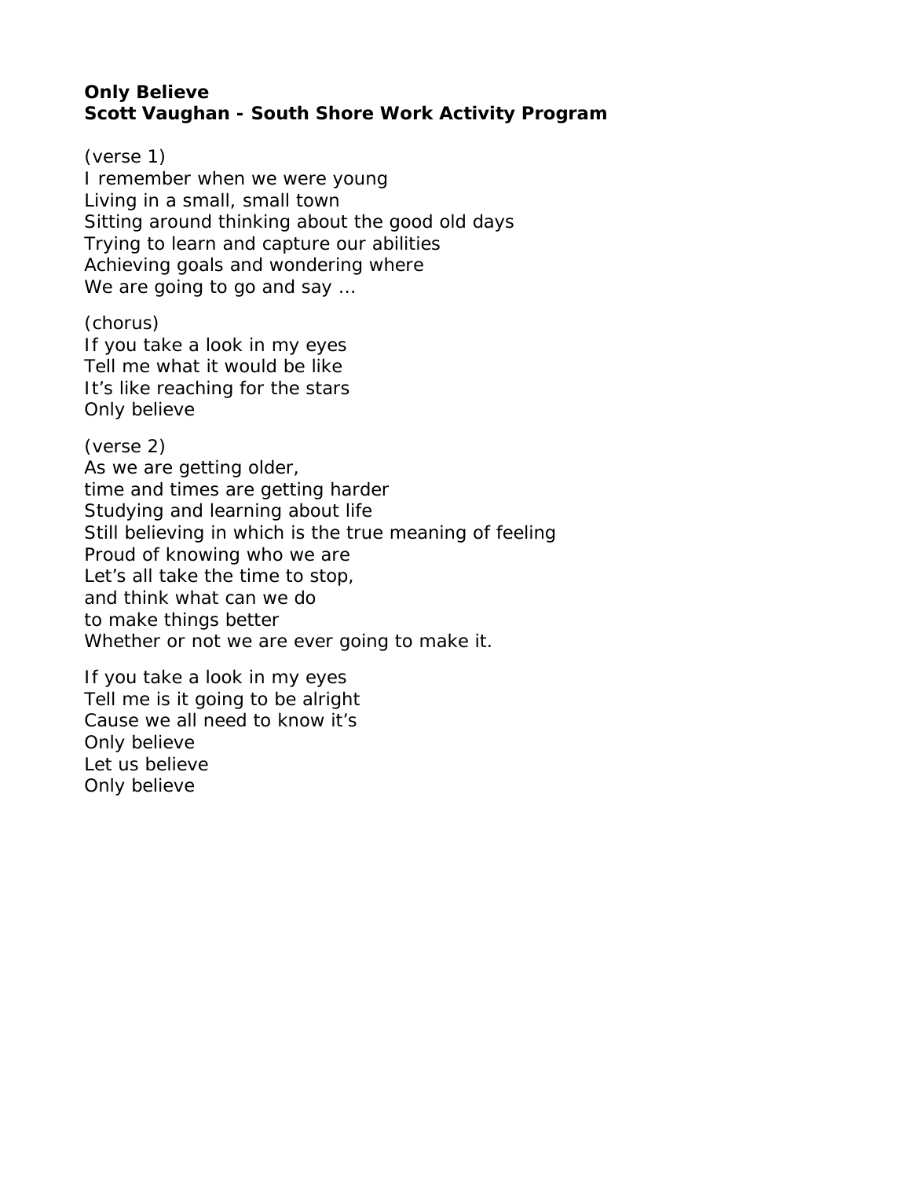**Only Believe**
**Scott Vaughan - South Shore Work Activity Program**

(verse 1)
I remember when we were young
Living in a small, small town
Sitting around thinking about the good old days
Trying to learn and capture our abilities
Achieving goals and wondering where
We are going to go and say …

(chorus)
If you take a look in my eyes
Tell me what it would be like
It's like reaching for the stars
Only believe

(verse 2)
As we are getting older,
time and times are getting harder
Studying and learning about life
Still believing in which is the true meaning of feeling
Proud of knowing who we are
Let's all take the time to stop,
and think what can we do
to make things better
Whether or not we are ever going to make it.

If you take a look in my eyes
Tell me is it going to be alright
Cause we all need to know it's
Only believe
Let us believe
Only believe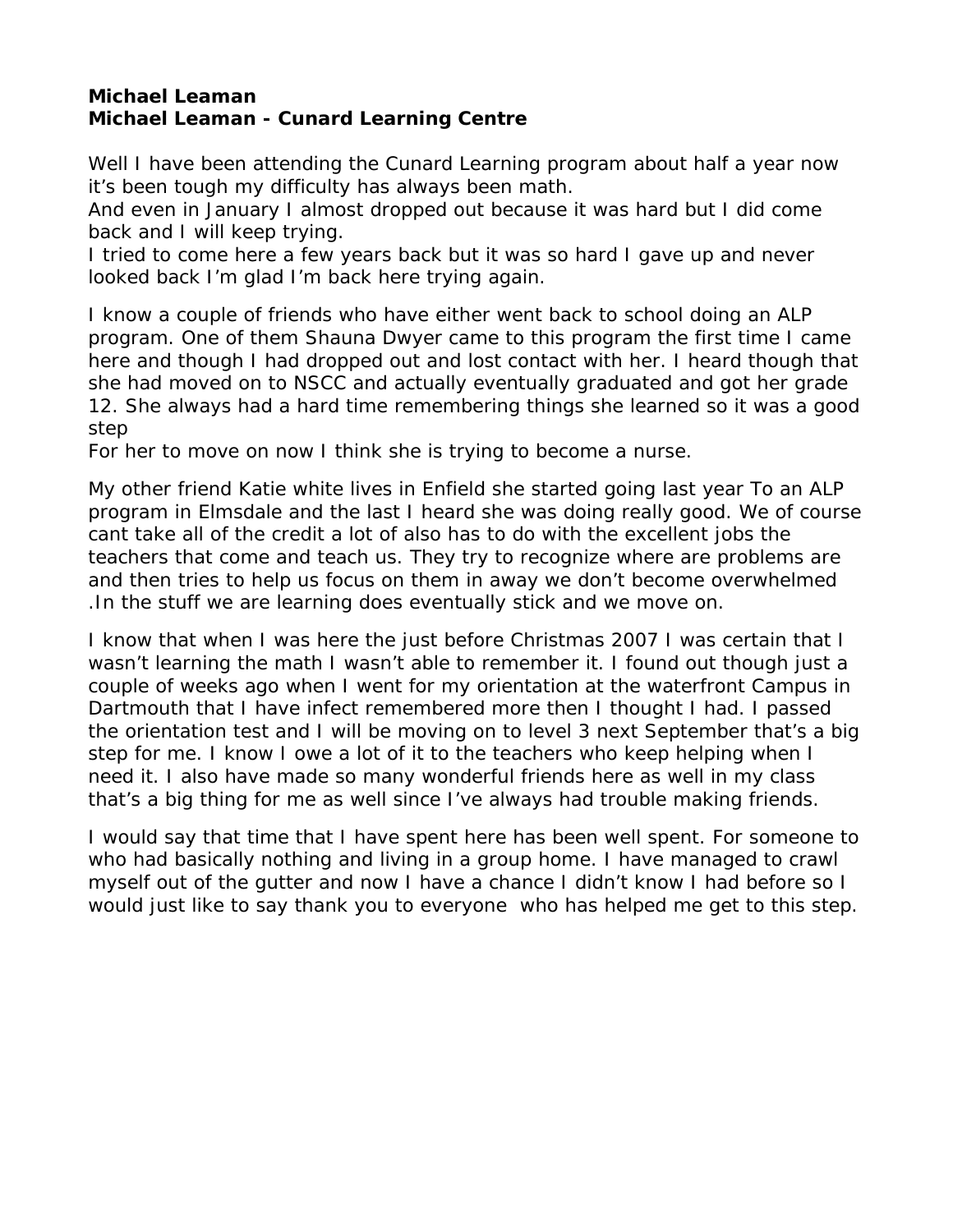**Michael Leaman**
**Michael Leaman - Cunard Learning Centre**

Well I have been attending the Cunard Learning program about half a year now it's been tough my difficulty has always been math.
And even in January I almost dropped out because it was hard but I did come back and I will keep trying.
I tried to come here a few years back but it was so hard I gave up and never looked back I'm glad I'm back here trying again.

I know a couple of friends who have either went back to school doing an ALP program. One of them Shauna Dwyer came to this program the first time I came here and though I had dropped out and lost contact with her. I heard though that she had moved on to NSCC and actually eventually graduated and got her grade 12. She always had a hard time remembering things she learned so it was a good step
For her to move on now I think she is trying to become a nurse.

My other friend Katie white lives in Enfield she started going last year To an ALP program in Elmsdale and the last I heard she was doing really good. We of course cant take all of the credit a lot of also has to do with the excellent jobs the teachers that come and teach us. They try to recognize where are problems are and then tries to help us focus on them in away we don't become overwhelmed .In the stuff we are learning does eventually stick and we move on.

I know that when I was here the just before Christmas 2007 I was certain that I wasn't learning the math I wasn't able to remember it. I found out though just a couple of weeks ago when I went for my orientation at the waterfront Campus in Dartmouth that I have infect remembered more then I thought I had. I passed the orientation test and I will be moving on to level 3 next September that's a big step for me. I know I owe a lot of it to the teachers who keep helping when I need it. I also have made so many wonderful friends here as well in my class that's a big thing for me as well since I've always had trouble making friends.

I would say that time that I have spent here has been well spent. For someone to who had basically nothing and living in a group home. I have managed to crawl myself out of the gutter and now I have a chance I didn't know I had before so I would just like to say thank you to everyone who has helped me get to this step.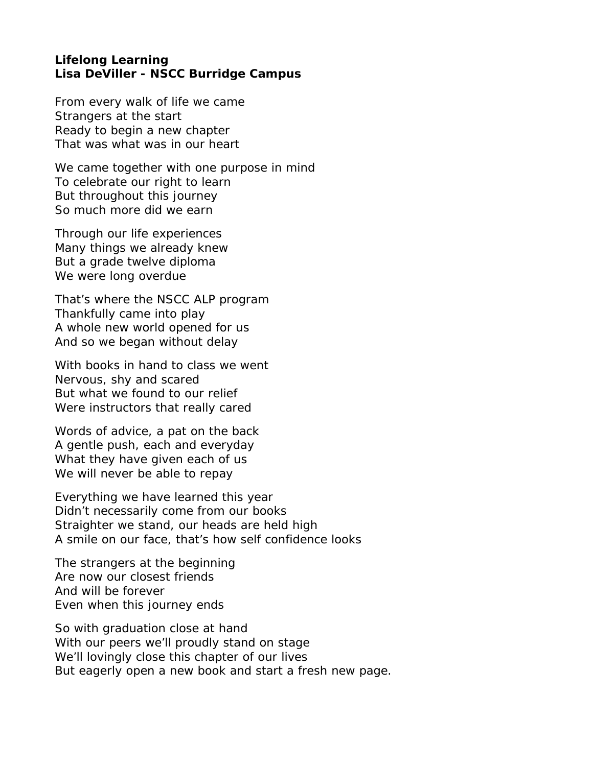**Lifelong Learning**
**Lisa DeViller - NSCC Burridge Campus**

From every walk of life we came
Strangers at the start
Ready to begin a new chapter
That was what was in our heart

We came together with one purpose in mind
To celebrate our right to learn
But throughout this journey
So much more did we earn

Through our life experiences
Many things we already knew
But a grade twelve diploma
We were long overdue

That's where the NSCC ALP program
Thankfully came into play
A whole new world opened for us
And so we began without delay

With books in hand to class we went
Nervous, shy and scared
But what we found to our relief
Were instructors that really cared

Words of advice, a pat on the back
A gentle push, each and everyday
What they have given each of us
We will never be able to repay

Everything we have learned this year
Didn't necessarily come from our books
Straighter we stand, our heads are held high
A smile on our face, that's how self confidence looks

The strangers at the beginning
Are now our closest friends
And will be forever
Even when this journey ends

So with graduation close at hand
With our peers we'll proudly stand on stage
We'll lovingly close this chapter of our lives
But eagerly open a new book and start a fresh new page.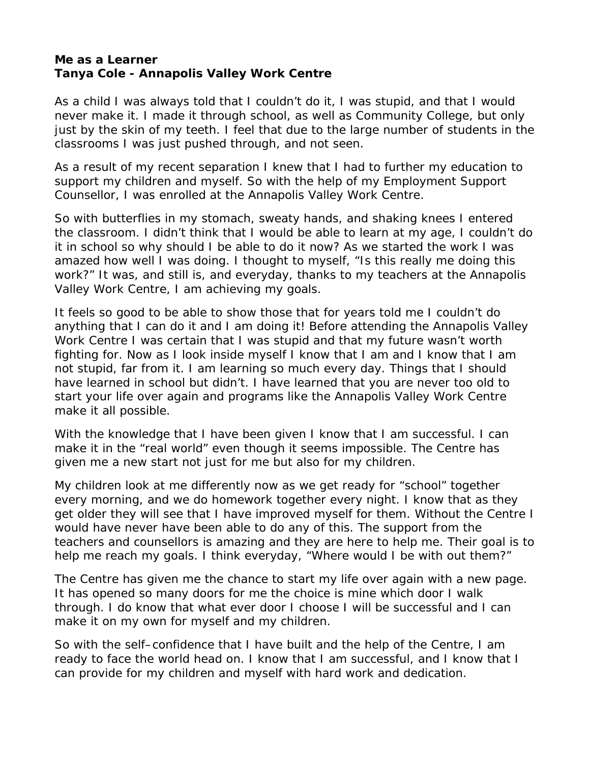**Me as a Learner**
**Tanya Cole - Annapolis Valley Work Centre**

As a child I was always told that I couldn't do it, I was stupid, and that I would never make it. I made it through school, as well as Community College, but only just by the skin of my teeth. I feel that due to the large number of students in the classrooms I was just pushed through, and not seen.

As a result of my recent separation I knew that I had to further my education to support my children and myself. So with the help of my Employment Support Counsellor, I was enrolled at the Annapolis Valley Work Centre.

So with butterflies in my stomach, sweaty hands, and shaking knees I entered the classroom. I didn't think that I would be able to learn at my age, I couldn't do it in school so why should I be able to do it now? As we started the work I was amazed how well I was doing. I thought to myself, "Is this really me doing this work?" It was, and still is, and everyday, thanks to my teachers at the Annapolis Valley Work Centre, I am achieving my goals.

It feels so good to be able to show those that for years told me I couldn't do anything that I can do it and I am doing it! Before attending the Annapolis Valley Work Centre I was certain that I was stupid and that my future wasn't worth fighting for. Now as I look inside myself I know that I am and I know that I am not stupid, far from it. I am learning so much every day. Things that I should have learned in school but didn't. I have learned that you are never too old to start your life over again and programs like the Annapolis Valley Work Centre make it all possible.

With the knowledge that I have been given I know that I am successful. I can make it in the "real world" even though it seems impossible. The Centre has given me a new start not just for me but also for my children.

My children look at me differently now as we get ready for "school" together every morning, and we do homework together every night. I know that as they get older they will see that I have improved myself for them. Without the Centre I would have never have been able to do any of this. The support from the teachers and counsellors is amazing and they are here to help me. Their goal is to help me reach my goals. I think everyday, "Where would I be with out them?"

The Centre has given me the chance to start my life over again with a new page. It has opened so many doors for me the choice is mine which door I walk through. I do know that what ever door I choose I will be successful and I can make it on my own for myself and my children.

So with the self–confidence that I have built and the help of the Centre, I am ready to face the world head on. I know that I am successful, and I know that I can provide for my children and myself with hard work and dedication.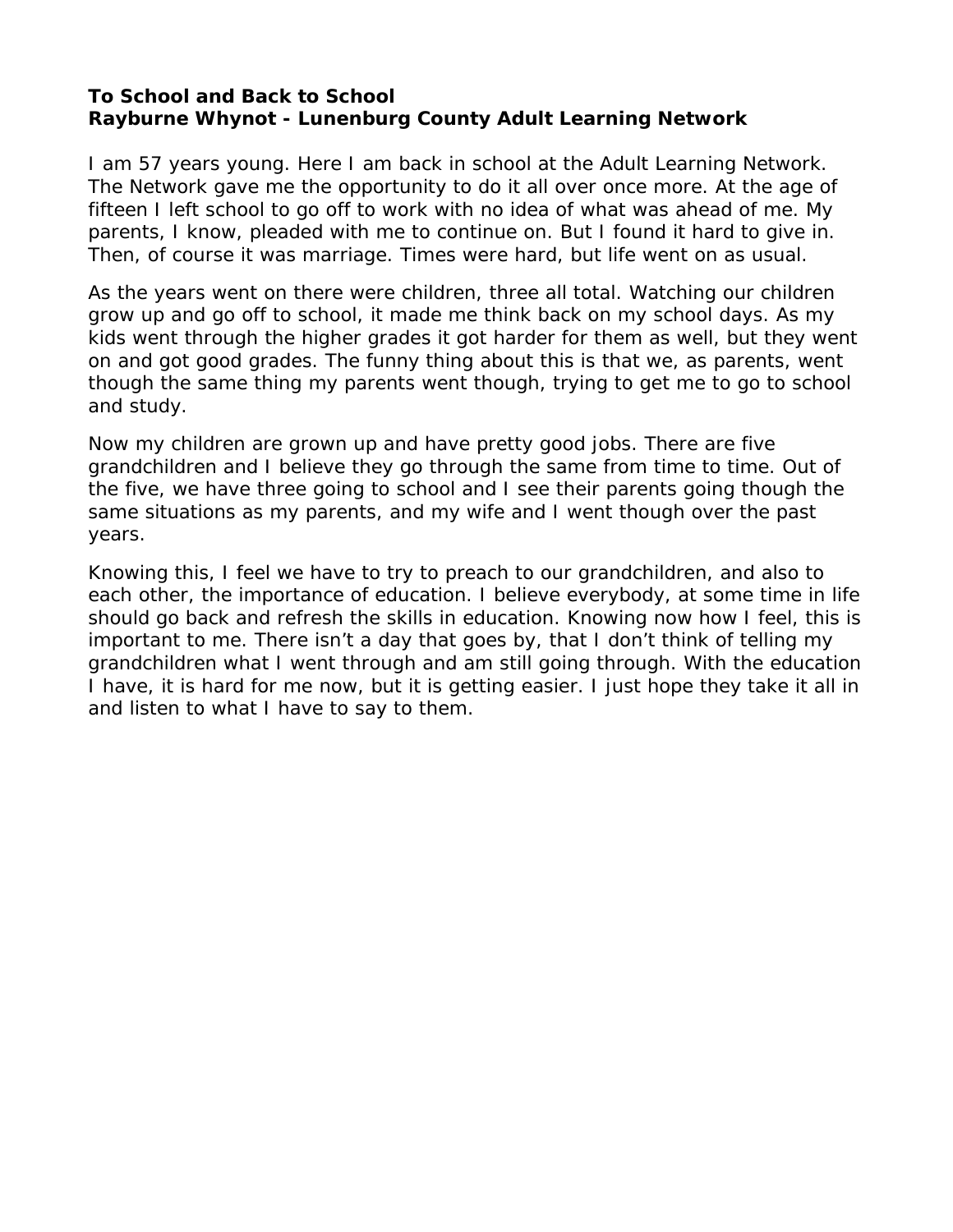**To School and Back to School**
**Rayburne Whynot - Lunenburg County Adult Learning Network**

I am 57 years young. Here I am back in school at the Adult Learning Network. The Network gave me the opportunity to do it all over once more. At the age of fifteen I left school to go off to work with no idea of what was ahead of me. My parents, I know, pleaded with me to continue on. But I found it hard to give in. Then, of course it was marriage. Times were hard, but life went on as usual.

As the years went on there were children, three all total. Watching our children grow up and go off to school, it made me think back on my school days. As my kids went through the higher grades it got harder for them as well, but they went on and got good grades. The funny thing about this is that we, as parents, went though the same thing my parents went though, trying to get me to go to school and study.

Now my children are grown up and have pretty good jobs. There are five grandchildren and I believe they go through the same from time to time. Out of the five, we have three going to school and I see their parents going though the same situations as my parents, and my wife and I went though over the past years.

Knowing this, I feel we have to try to preach to our grandchildren, and also to each other, the importance of education. I believe everybody, at some time in life should go back and refresh the skills in education. Knowing now how I feel, this is important to me. There isn't a day that goes by, that I don't think of telling my grandchildren what I went through and am still going through. With the education I have, it is hard for me now, but it is getting easier. I just hope they take it all in and listen to what I have to say to them.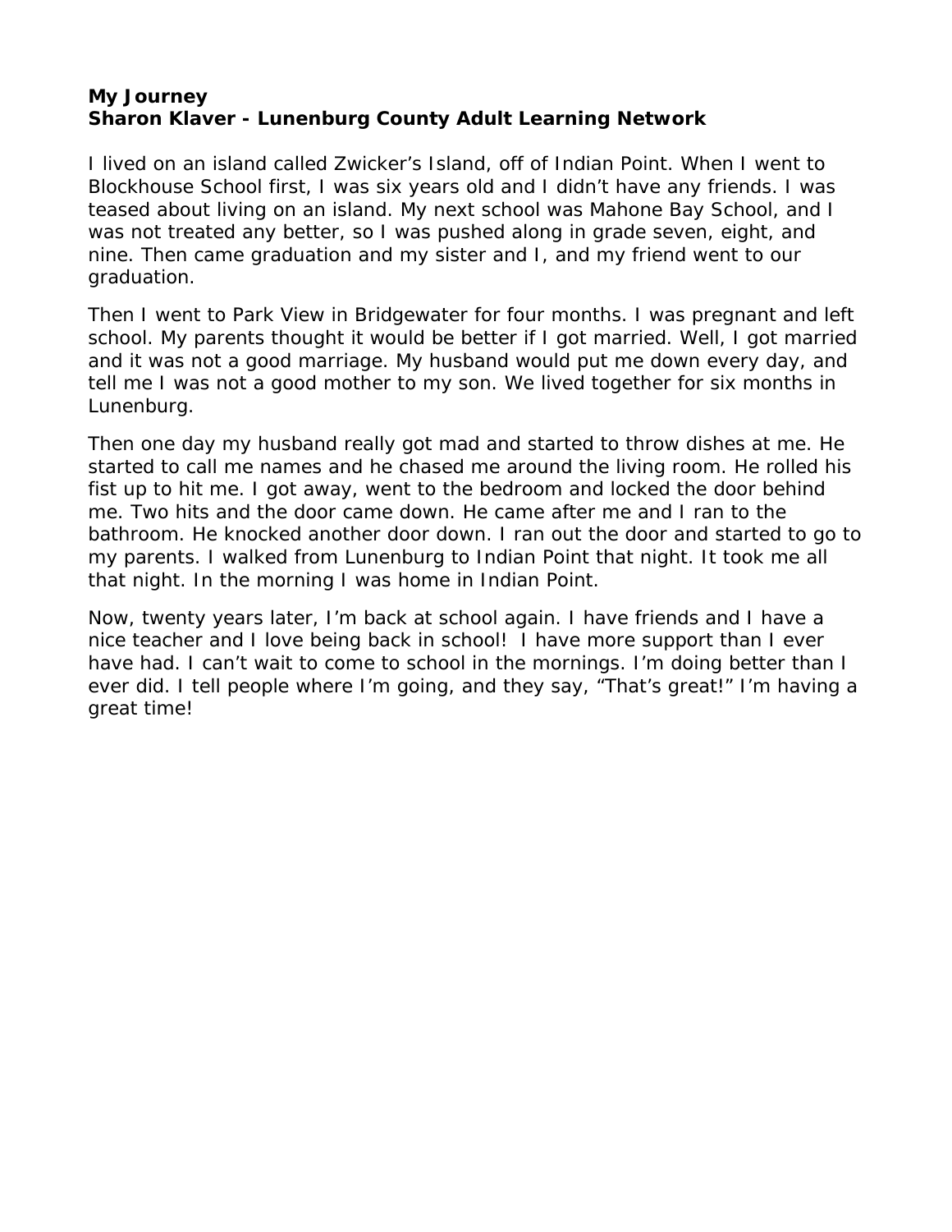**My Journey**
**Sharon Klaver - Lunenburg County Adult Learning Network**

I lived on an island called Zwicker's Island, off of Indian Point. When I went to Blockhouse School first, I was six years old and I didn't have any friends. I was teased about living on an island. My next school was Mahone Bay School, and I was not treated any better, so I was pushed along in grade seven, eight, and nine. Then came graduation and my sister and I, and my friend went to our graduation.

Then I went to Park View in Bridgewater for four months. I was pregnant and left school. My parents thought it would be better if I got married. Well, I got married and it was not a good marriage. My husband would put me down every day, and tell me I was not a good mother to my son. We lived together for six months in Lunenburg.

Then one day my husband really got mad and started to throw dishes at me. He started to call me names and he chased me around the living room. He rolled his fist up to hit me. I got away, went to the bedroom and locked the door behind me. Two hits and the door came down. He came after me and I ran to the bathroom. He knocked another door down. I ran out the door and started to go to my parents. I walked from Lunenburg to Indian Point that night. It took me all that night. In the morning I was home in Indian Point.

Now, twenty years later, I'm back at school again. I have friends and I have a nice teacher and I love being back in school! I have more support than I ever have had. I can't wait to come to school in the mornings. I'm doing better than I ever did. I tell people where I'm going, and they say, "That's great!" I'm having a great time!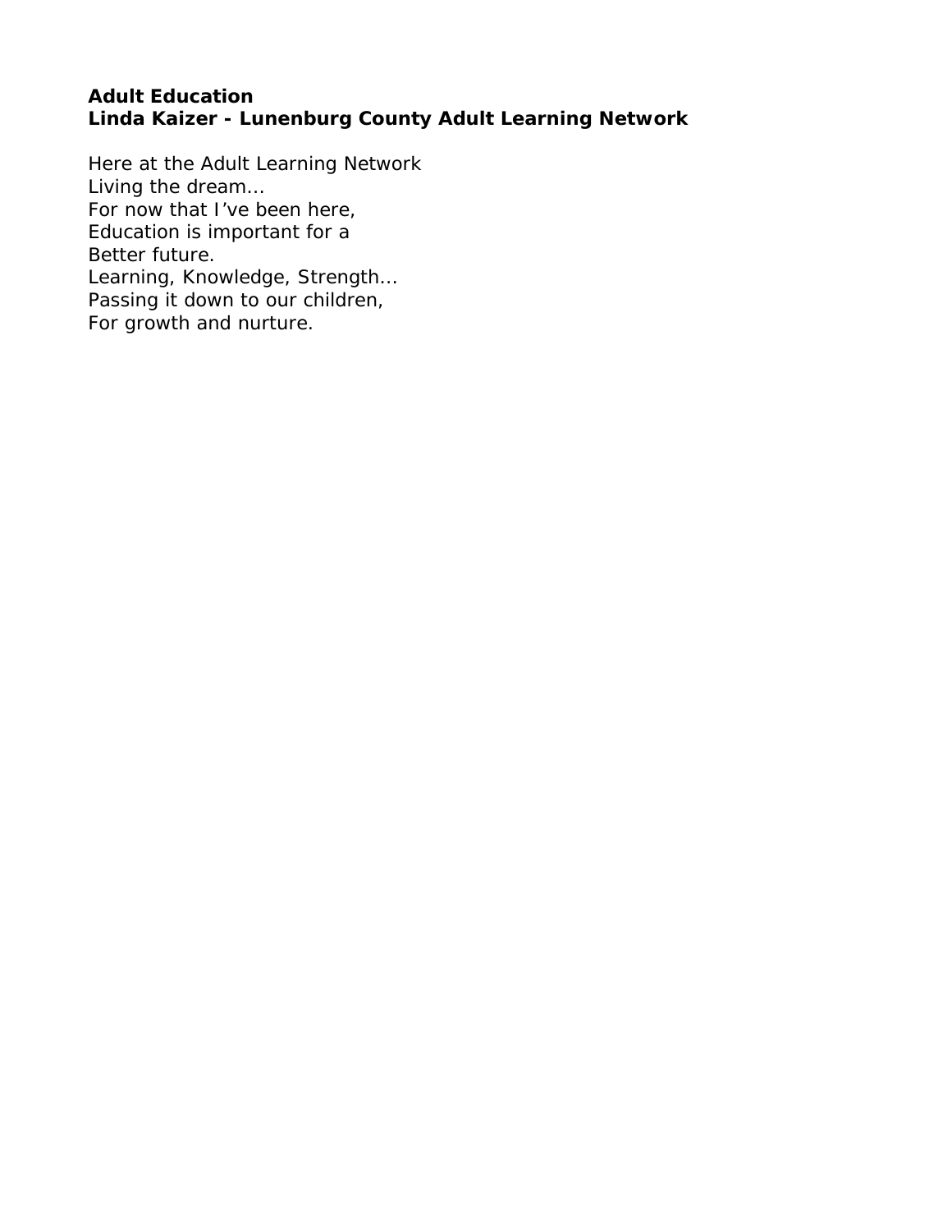**Adult Education**
**Linda Kaizer - Lunenburg County Adult Learning Network**

Here at the Adult Learning Network
Living the dream…
For now that I've been here,
Education is important for a
Better future.
Learning, Knowledge, Strength…
Passing it down to our children,
For growth and nurture.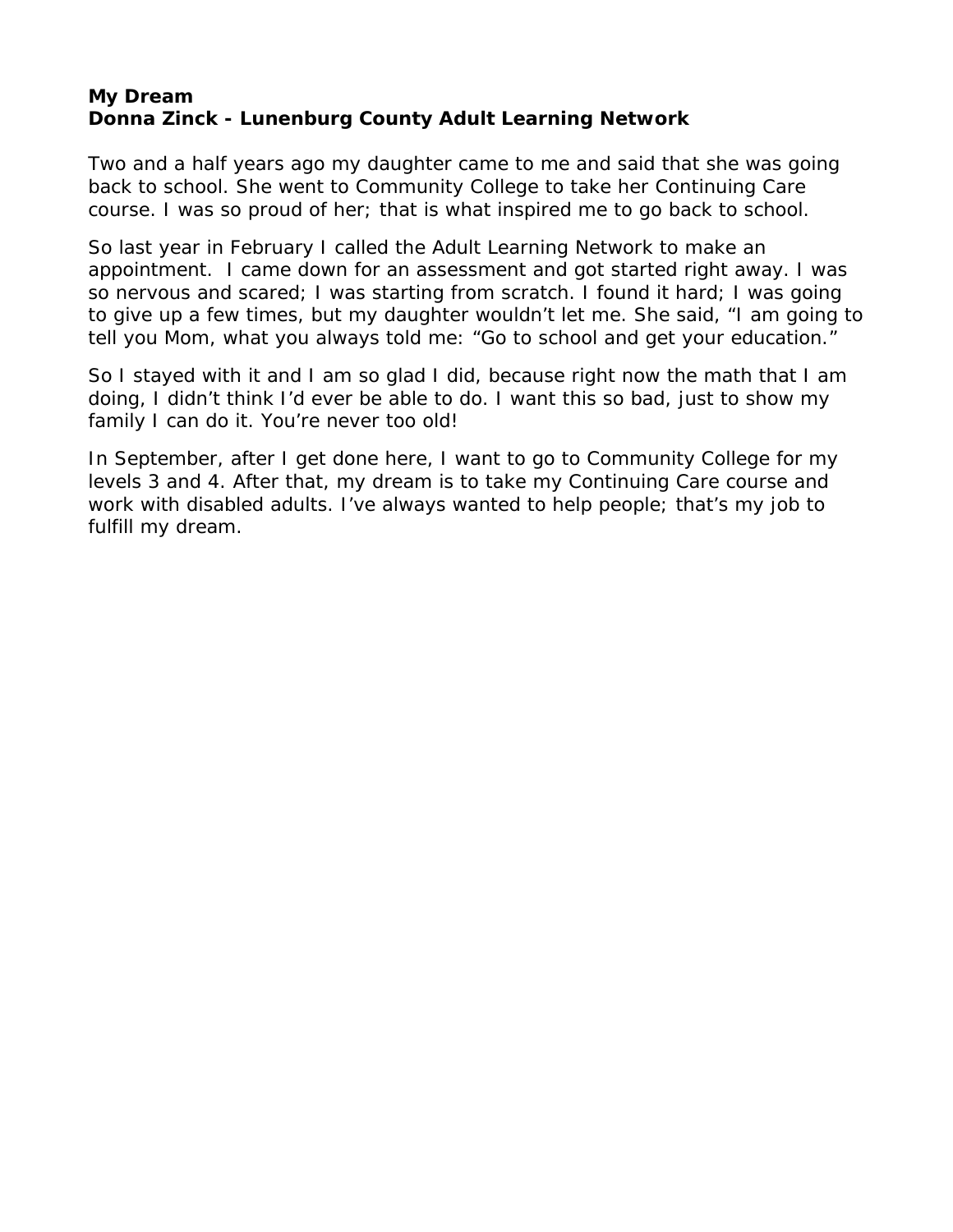**My Dream**
**Donna Zinck - Lunenburg County Adult Learning Network**

Two and a half years ago my daughter came to me and said that she was going back to school. She went to Community College to take her Continuing Care course. I was so proud of her; that is what inspired me to go back to school.

So last year in February I called the Adult Learning Network to make an appointment. I came down for an assessment and got started right away. I was so nervous and scared; I was starting from scratch. I found it hard; I was going to give up a few times, but my daughter wouldn't let me. She said, "I am going to tell you Mom, what you always told me: "Go to school and get your education."

So I stayed with it and I am so glad I did, because right now the math that I am doing, I didn't think I'd ever be able to do. I want this so bad, just to show my family I can do it. You're never too old!

In September, after I get done here, I want to go to Community College for my levels 3 and 4. After that, my dream is to take my Continuing Care course and work with disabled adults. I've always wanted to help people; that's my job to fulfill my dream.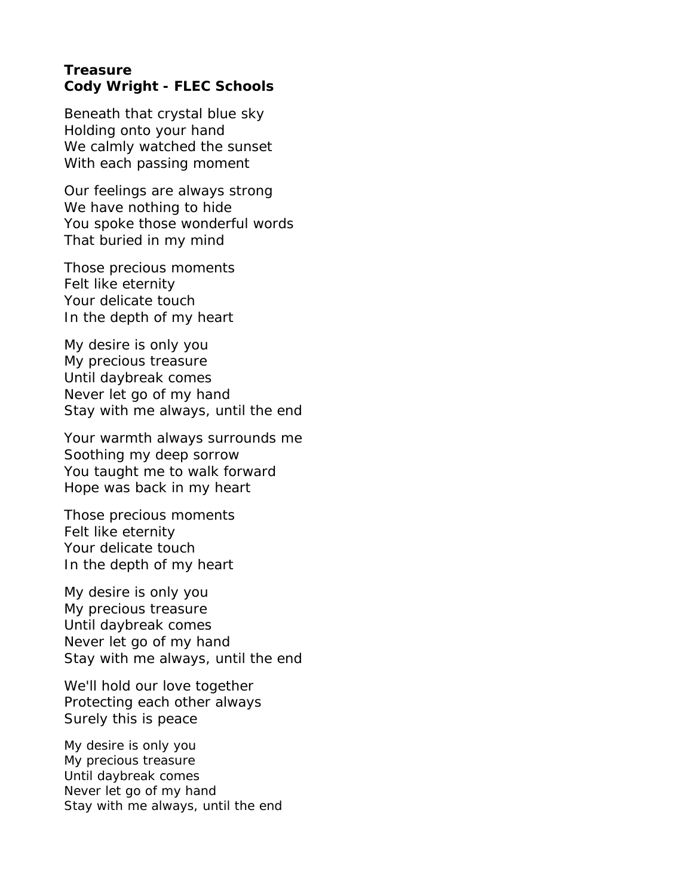**Treasure**
**Cody Wright - FLEC Schools**

Beneath that crystal blue sky
Holding onto your hand
We calmly watched the sunset
With each passing moment

Our feelings are always strong
We have nothing to hide
You spoke those wonderful words
That buried in my mind

Those precious moments
Felt like eternity
Your delicate touch
In the depth of my heart

My desire is only you
My precious treasure
Until daybreak comes
Never let go of my hand
Stay with me always, until the end

Your warmth always surrounds me
Soothing my deep sorrow
You taught me to walk forward
Hope was back in my heart

Those precious moments
Felt like eternity
Your delicate touch
In the depth of my heart

My desire is only you
My precious treasure
Until daybreak comes
Never let go of my hand
Stay with me always, until the end

We'll hold our love together
Protecting each other always
Surely this is peace

My desire is only you
My precious treasure
Until daybreak comes
Never let go of my hand
Stay with me always, until the end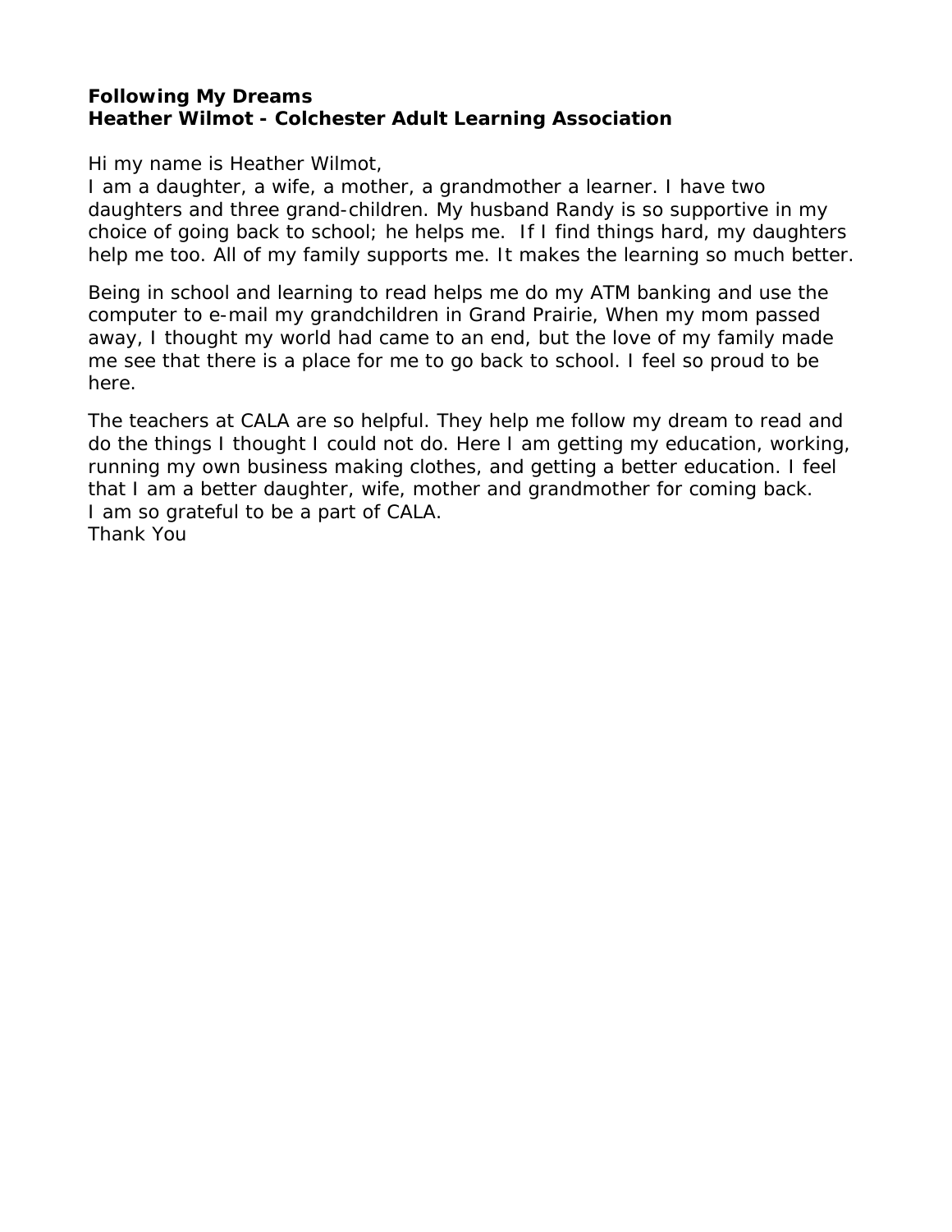**Following My Dreams**
**Heather Wilmot - Colchester Adult Learning Association**

Hi my name is Heather Wilmot,
I am a daughter, a wife, a mother, a grandmother a learner. I have two daughters and three grand-children. My husband Randy is so supportive in my choice of going back to school; he helps me. If I find things hard, my daughters help me too. All of my family supports me. It makes the learning so much better.

Being in school and learning to read helps me do my ATM banking and use the computer to e-mail my grandchildren in Grand Prairie, When my mom passed away, I thought my world had came to an end, but the love of my family made me see that there is a place for me to go back to school. I feel so proud to be here.

The teachers at CALA are so helpful. They help me follow my dream to read and do the things I thought I could not do. Here I am getting my education, working, running my own business making clothes, and getting a better education. I feel that I am a better daughter, wife, mother and grandmother for coming back.
I am so grateful to be a part of CALA.
Thank You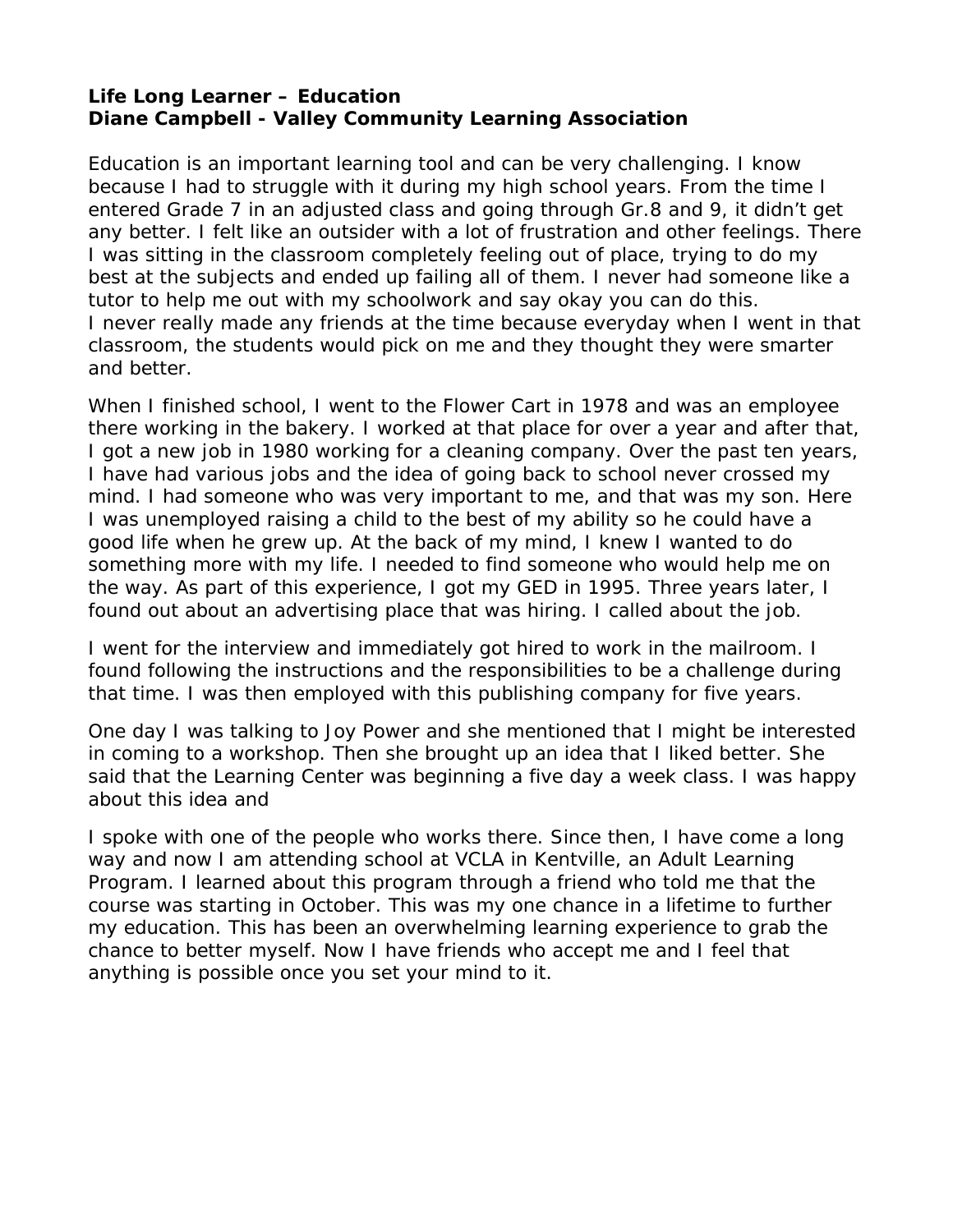**Life Long Learner – Education**
**Diane Campbell - Valley Community Learning Association**

Education is an important learning tool and can be very challenging. I know because I had to struggle with it during my high school years. From the time I entered Grade 7 in an adjusted class and going through Gr.8 and 9, it didn't get any better. I felt like an outsider with a lot of frustration and other feelings. There I was sitting in the classroom completely feeling out of place, trying to do my best at the subjects and ended up failing all of them. I never had someone like a tutor to help me out with my schoolwork and say okay you can do this. I never really made any friends at the time because everyday when I went in that classroom, the students would pick on me and they thought they were smarter and better.

When I finished school, I went to the Flower Cart in 1978 and was an employee there working in the bakery. I worked at that place for over a year and after that, I got a new job in 1980 working for a cleaning company. Over the past ten years, I have had various jobs and the idea of going back to school never crossed my mind. I had someone who was very important to me, and that was my son. Here I was unemployed raising a child to the best of my ability so he could have a good life when he grew up. At the back of my mind, I knew I wanted to do something more with my life. I needed to find someone who would help me on the way. As part of this experience, I got my GED in 1995. Three years later, I found out about an advertising place that was hiring. I called about the job.

I went for the interview and immediately got hired to work in the mailroom. I found following the instructions and the responsibilities to be a challenge during that time. I was then employed with this publishing company for five years.

One day I was talking to Joy Power and she mentioned that I might be interested in coming to a workshop. Then she brought up an idea that I liked better. She said that the Learning Center was beginning a five day a week class. I was happy about this idea and

I spoke with one of the people who works there. Since then, I have come a long way and now I am attending school at VCLA in Kentville, an Adult Learning Program. I learned about this program through a friend who told me that the course was starting in October. This was my one chance in a lifetime to further my education. This has been an overwhelming learning experience to grab the chance to better myself. Now I have friends who accept me and I feel that anything is possible once you set your mind to it.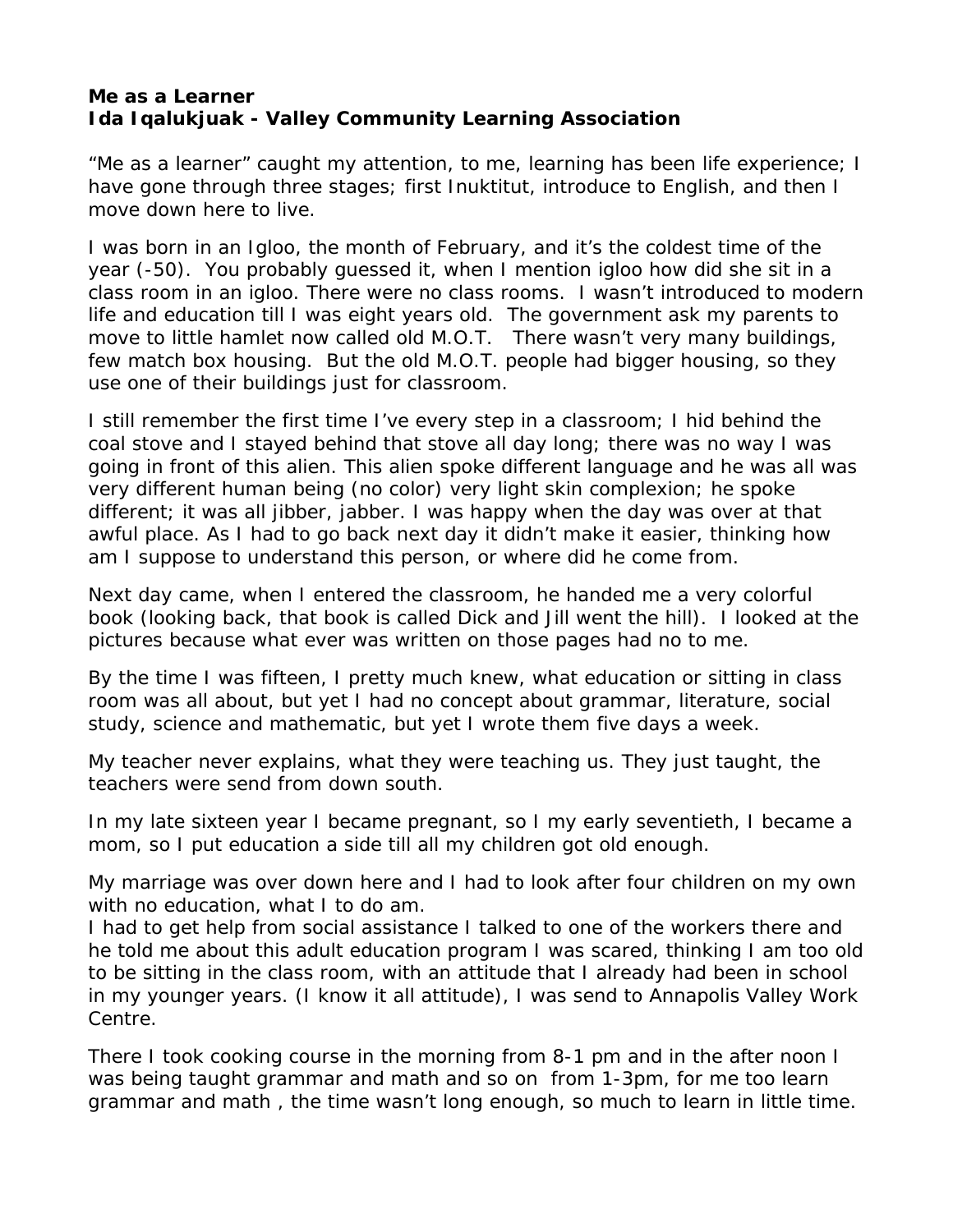**Me as a Learner**
**Ida Iqalukjuak - Valley Community Learning Association**

"Me as a learner" caught my attention, to me, learning has been life experience; I have gone through three stages; first Inuktitut, introduce to English, and then I move down here to live.

I was born in an Igloo, the month of February, and it's the coldest time of the year (-50). You probably guessed it, when I mention igloo how did she sit in a class room in an igloo. There were no class rooms. I wasn't introduced to modern life and education till I was eight years old. The government ask my parents to move to little hamlet now called old M.O.T. There wasn't very many buildings, few match box housing. But the old M.O.T. people had bigger housing, so they use one of their buildings just for classroom.

I still remember the first time I've every step in a classroom; I hid behind the coal stove and I stayed behind that stove all day long; there was no way I was going in front of this alien. This alien spoke different language and he was all was very different human being (no color) very light skin complexion; he spoke different; it was all jibber, jabber. I was happy when the day was over at that awful place. As I had to go back next day it didn't make it easier, thinking how am I suppose to understand this person, or where did he come from.

Next day came, when I entered the classroom, he handed me a very colorful book (looking back, that book is called Dick and Jill went the hill). I looked at the pictures because what ever was written on those pages had no to me.

By the time I was fifteen, I pretty much knew, what education or sitting in class room was all about, but yet I had no concept about grammar, literature, social study, science and mathematic, but yet I wrote them five days a week.

My teacher never explains, what they were teaching us. They just taught, the teachers were send from down south.

In my late sixteen year I became pregnant, so I my early seventieth, I became a mom, so I put education a side till all my children got old enough.

My marriage was over down here and I had to look after four children on my own with no education, what I to do am.
I had to get help from social assistance I talked to one of the workers there and he told me about this adult education program I was scared, thinking I am too old to be sitting in the class room, with an attitude that I already had been in school in my younger years. (I know it all attitude), I was send to Annapolis Valley Work Centre.

There I took cooking course in the morning from 8-1 pm and in the after noon I was being taught grammar and math and so on from 1-3pm, for me too learn grammar and math , the time wasn't long enough, so much to learn in little time.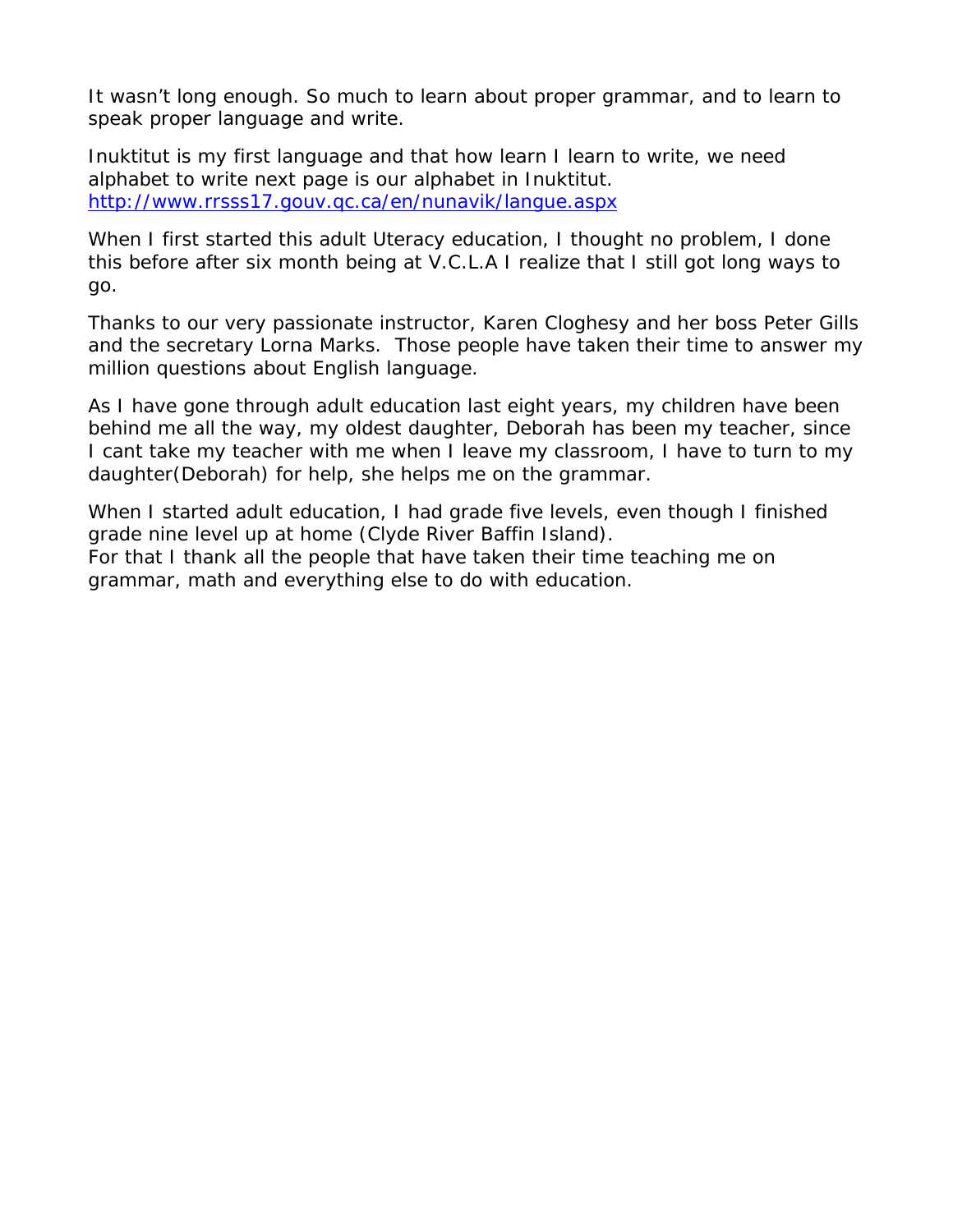It wasn't long enough. So much to learn about proper grammar, and to learn to speak proper language and write.

Inuktitut is my first language and that how learn I learn to write, we need alphabet to write next page is our alphabet in Inuktitut. [http://www.rrsss17.gouv.qc.ca/en/nunavik/langue.aspx](http://www.rrsss17.gouv.qc.ca/en/nunavik/langue.aspx)

When I first started this adult Uteracy education, I thought no problem, I done this before after six month being at V.C.L.A I realize that I still got long ways to go.

Thanks to our very passionate instructor, Karen Cloghesy and her boss Peter Gills and the secretary Lorna Marks. Those people have taken their time to answer my million questions about English language.

As I have gone through adult education last eight years, my children have been behind me all the way, my oldest daughter, Deborah has been my teacher, since I cant take my teacher with me when I leave my classroom, I have to turn to my daughter(Deborah) for help, she helps me on the grammar.

When I started adult education, I had grade five levels, even though I finished grade nine level up at home (Clyde River Baffin Island).
For that I thank all the people that have taken their time teaching me on grammar, math and everything else to do with education.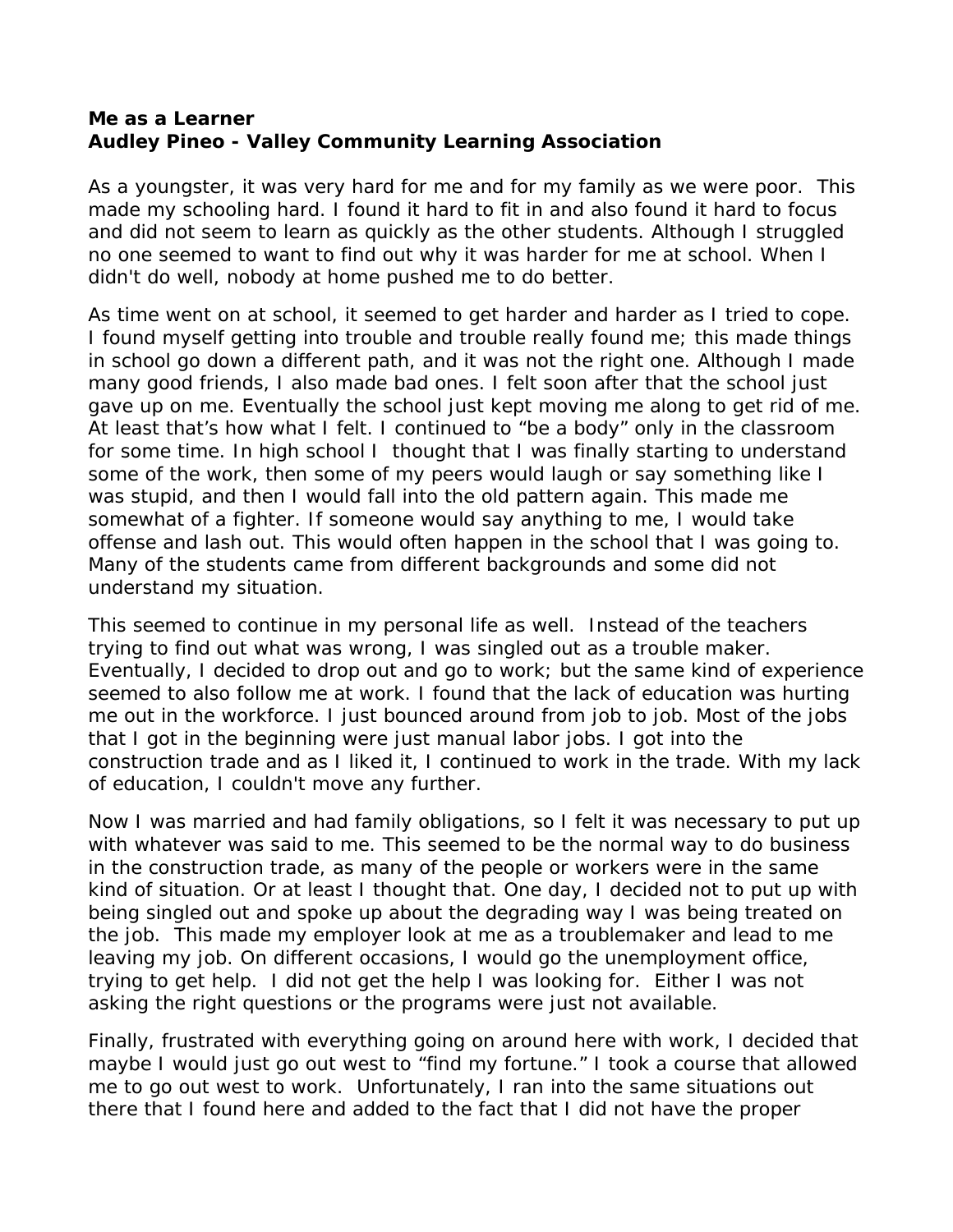**Me as a Learner**
**Audley Pineo - Valley Community Learning Association**

As a youngster, it was very hard for me and for my family as we were poor. This made my schooling hard. I found it hard to fit in and also found it hard to focus and did not seem to learn as quickly as the other students. Although I struggled no one seemed to want to find out why it was harder for me at school. When I didn't do well, nobody at home pushed me to do better.

As time went on at school, it seemed to get harder and harder as I tried to cope. I found myself getting into trouble and trouble really found me; this made things in school go down a different path, and it was not the right one. Although I made many good friends, I also made bad ones. I felt soon after that the school just gave up on me. Eventually the school just kept moving me along to get rid of me. At least that's how what I felt. I continued to "be a body" only in the classroom for some time. In high school I thought that I was finally starting to understand some of the work, then some of my peers would laugh or say something like I was stupid, and then I would fall into the old pattern again. This made me somewhat of a fighter. If someone would say anything to me, I would take offense and lash out. This would often happen in the school that I was going to. Many of the students came from different backgrounds and some did not understand my situation.

This seemed to continue in my personal life as well. Instead of the teachers trying to find out what was wrong, I was singled out as a trouble maker. Eventually, I decided to drop out and go to work; but the same kind of experience seemed to also follow me at work. I found that the lack of education was hurting me out in the workforce. I just bounced around from job to job. Most of the jobs that I got in the beginning were just manual labor jobs. I got into the construction trade and as I liked it, I continued to work in the trade. With my lack of education, I couldn't move any further.

Now I was married and had family obligations, so I felt it was necessary to put up with whatever was said to me. This seemed to be the normal way to do business in the construction trade, as many of the people or workers were in the same kind of situation. Or at least I thought that. One day, I decided not to put up with being singled out and spoke up about the degrading way I was being treated on the job. This made my employer look at me as a troublemaker and lead to me leaving my job. On different occasions, I would go the unemployment office, trying to get help. I did not get the help I was looking for. Either I was not asking the right questions or the programs were just not available.

Finally, frustrated with everything going on around here with work, I decided that maybe I would just go out west to "find my fortune." I took a course that allowed me to go out west to work. Unfortunately, I ran into the same situations out there that I found here and added to the fact that I did not have the proper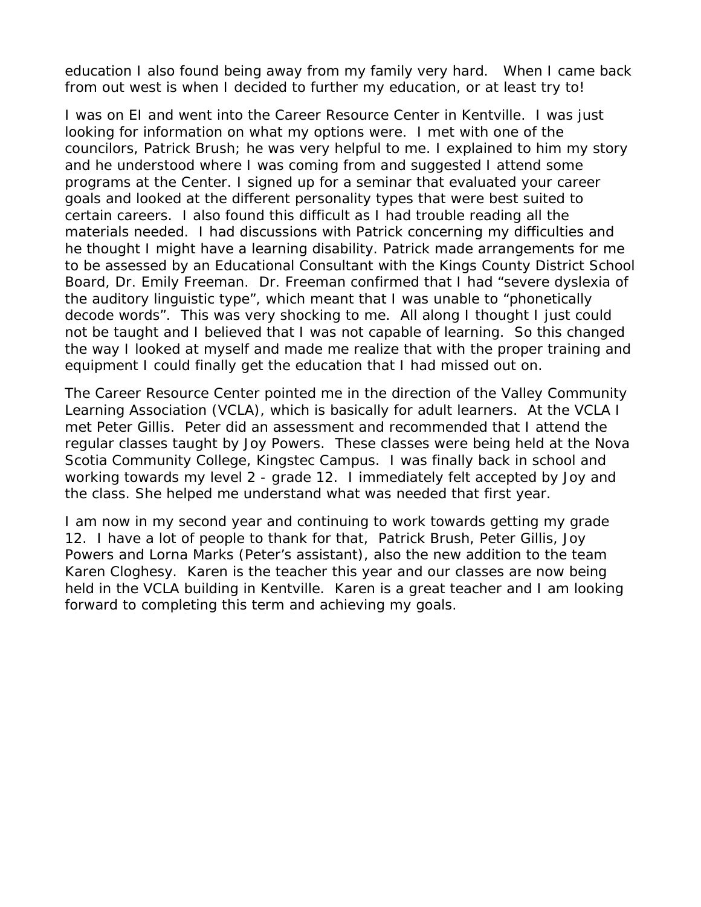education I also found being away from my family very hard. When I came back from out west is when I decided to further my education, or at least try to!

I was on EI and went into the Career Resource Center in Kentville. I was just looking for information on what my options were. I met with one of the councilors, Patrick Brush; he was very helpful to me. I explained to him my story and he understood where I was coming from and suggested I attend some programs at the Center. I signed up for a seminar that evaluated your career goals and looked at the different personality types that were best suited to certain careers. I also found this difficult as I had trouble reading all the materials needed. I had discussions with Patrick concerning my difficulties and he thought I might have a learning disability. Patrick made arrangements for me to be assessed by an Educational Consultant with the Kings County District School Board, Dr. Emily Freeman. Dr. Freeman confirmed that I had "severe dyslexia of the auditory linguistic type", which meant that I was unable to "phonetically decode words". This was very shocking to me. All along I thought I just could not be taught and I believed that I was not capable of learning. So this changed the way I looked at myself and made me realize that with the proper training and equipment I could finally get the education that I had missed out on.

The Career Resource Center pointed me in the direction of the Valley Community Learning Association (VCLA), which is basically for adult learners. At the VCLA I met Peter Gillis. Peter did an assessment and recommended that I attend the regular classes taught by Joy Powers. These classes were being held at the Nova Scotia Community College, Kingstec Campus. I was finally back in school and working towards my level 2 - grade 12. I immediately felt accepted by Joy and the class. She helped me understand what was needed that first year.

I am now in my second year and continuing to work towards getting my grade 12. I have a lot of people to thank for that, Patrick Brush, Peter Gillis, Joy Powers and Lorna Marks (Peter's assistant), also the new addition to the team Karen Cloghesy. Karen is the teacher this year and our classes are now being held in the VCLA building in Kentville. Karen is a great teacher and I am looking forward to completing this term and achieving my goals.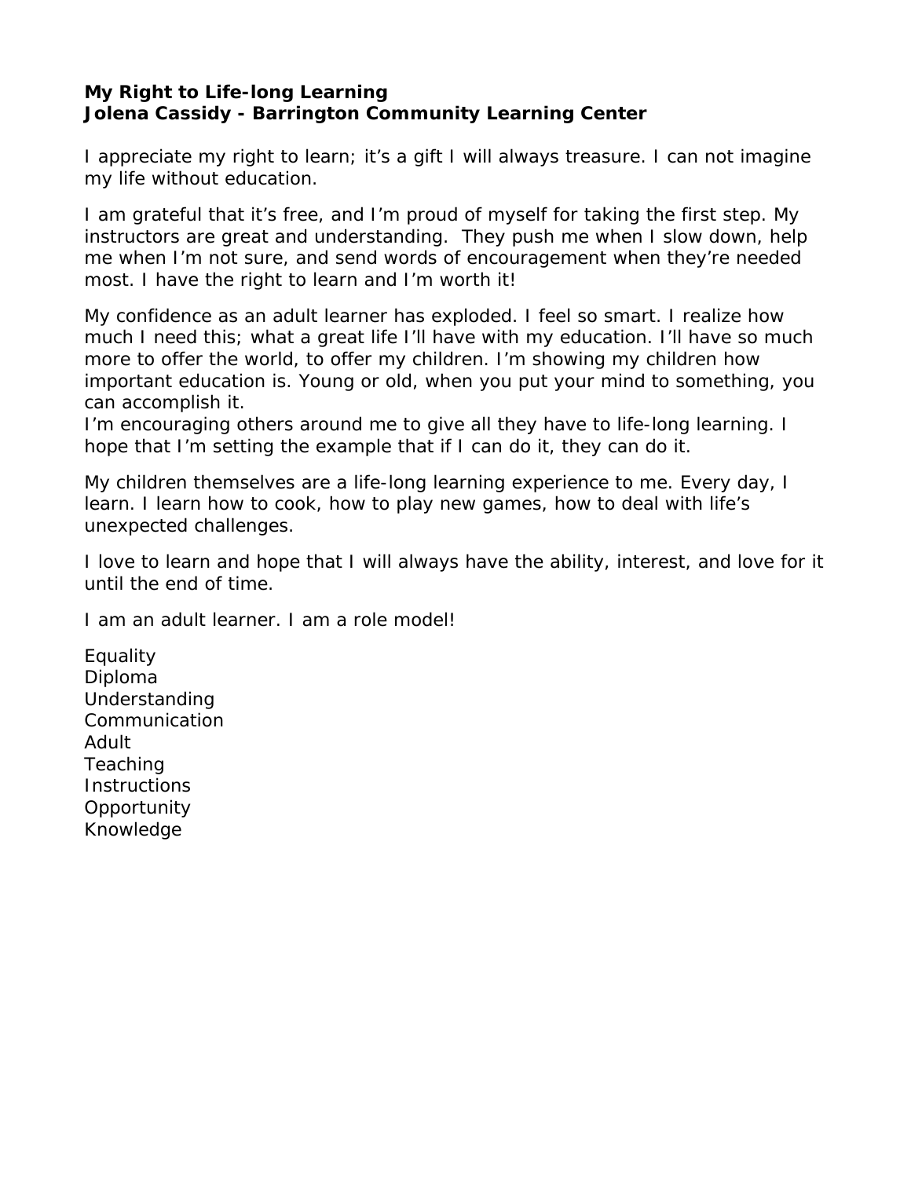**My Right to Life-long Learning**
**Jolena Cassidy - Barrington Community Learning Center**

I appreciate my right to learn; it's a gift I will always treasure. I can not imagine my life without education.

I am grateful that it's free, and I'm proud of myself for taking the first step. My instructors are great and understanding. They push me when I slow down, help me when I'm not sure, and send words of encouragement when they're needed most. I have the right to learn and I'm worth it!

My confidence as an adult learner has exploded. I feel so smart. I realize how much I need this; what a great life I'll have with my education. I'll have so much more to offer the world, to offer my children. I'm showing my children how important education is. Young or old, when you put your mind to something, you can accomplish it.
I'm encouraging others around me to give all they have to life-long learning. I hope that I'm setting the example that if I can do it, they can do it.

My children themselves are a life-long learning experience to me. Every day, I learn. I learn how to cook, how to play new games, how to deal with life's unexpected challenges.

I love to learn and hope that I will always have the ability, interest, and love for it until the end of time.

I am an adult learner. I am a role model!

Equality
Diploma
Understanding
Communication
Adult
Teaching
Instructions
Opportunity
Knowledge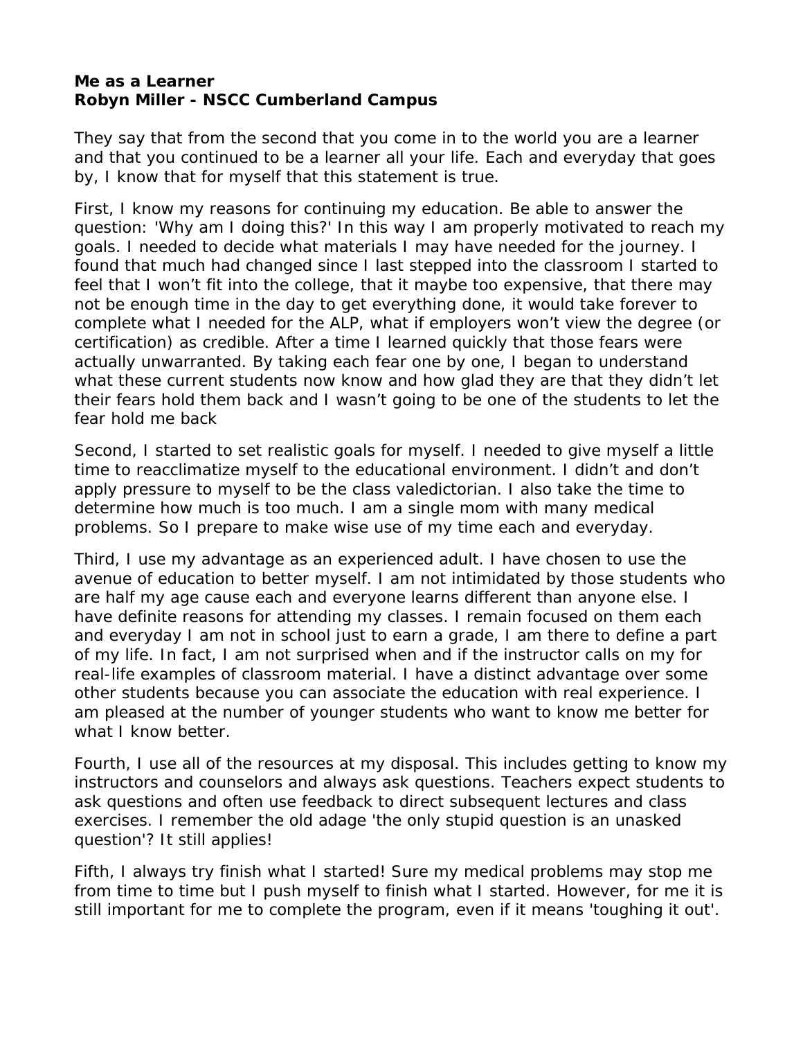**Me as a Learner**
**Robyn Miller - NSCC Cumberland Campus**

They say that from the second that you come in to the world you are a learner and that you continued to be a learner all your life. Each and everyday that goes by, I know that for myself that this statement is true.

First, I know my reasons for continuing my education. Be able to answer the question: 'Why am I doing this?' In this way I am properly motivated to reach my goals. I needed to decide what materials I may have needed for the journey. I found that much had changed since I last stepped into the classroom I started to feel that I won't fit into the college, that it maybe too expensive, that there may not be enough time in the day to get everything done, it would take forever to complete what I needed for the ALP, what if employers won't view the degree (or certification) as credible. After a time I learned quickly that those fears were actually unwarranted. By taking each fear one by one, I began to understand what these current students now know and how glad they are that they didn't let their fears hold them back and I wasn't going to be one of the students to let the fear hold me back

Second, I started to set realistic goals for myself. I needed to give myself a little time to reacclimatize myself to the educational environment. I didn't and don't apply pressure to myself to be the class valedictorian. I also take the time to determine how much is too much. I am a single mom with many medical problems. So I prepare to make wise use of my time each and everyday.

Third, I use my advantage as an experienced adult. I have chosen to use the avenue of education to better myself. I am not intimidated by those students who are half my age cause each and everyone learns different than anyone else. I have definite reasons for attending my classes. I remain focused on them each and everyday I am not in school just to earn a grade, I am there to define a part of my life. In fact, I am not surprised when and if the instructor calls on my for real-life examples of classroom material. I have a distinct advantage over some other students because you can associate the education with real experience. I am pleased at the number of younger students who want to know me better for what I know better.

Fourth, I use all of the resources at my disposal. This includes getting to know my instructors and counselors and always ask questions. Teachers expect students to ask questions and often use feedback to direct subsequent lectures and class exercises. I remember the old adage 'the only stupid question is an unasked question'? It still applies!

Fifth, I always try finish what I started! Sure my medical problems may stop me from time to time but I push myself to finish what I started. However, for me it is still important for me to complete the program, even if it means 'toughing it out'.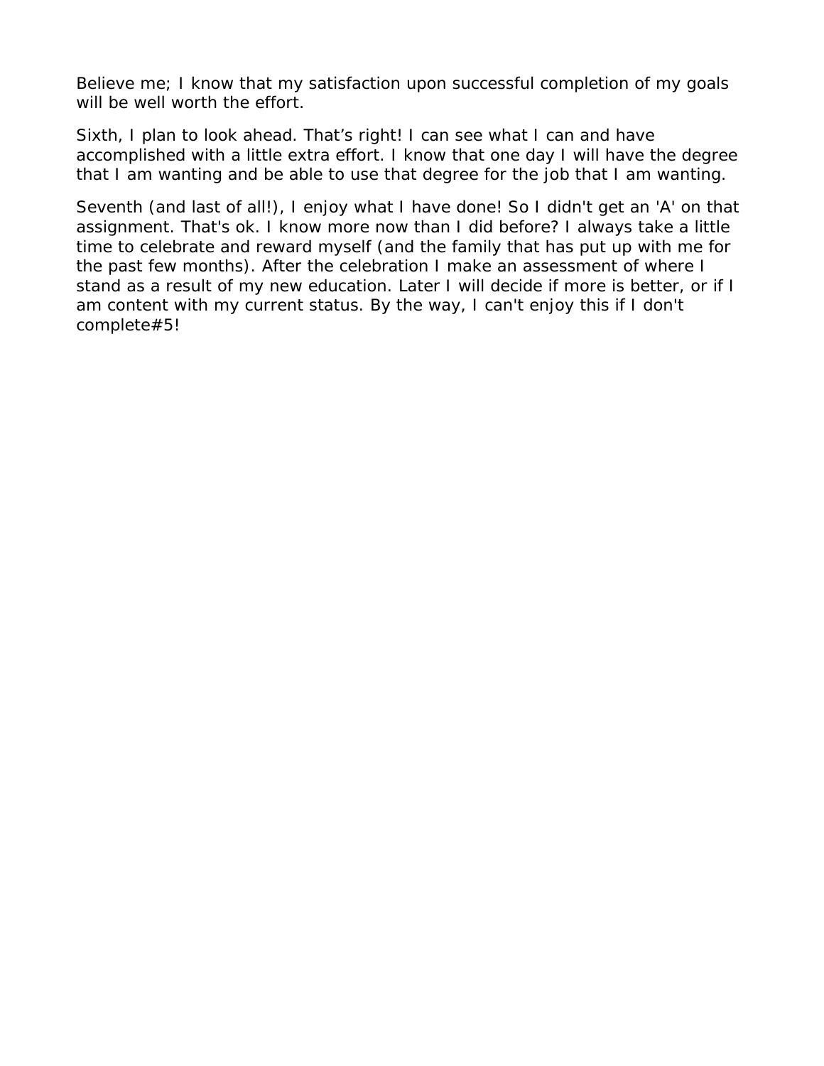Believe me; I know that my satisfaction upon successful completion of my goals will be well worth the effort.

Sixth, I plan to look ahead. That's right! I can see what I can and have accomplished with a little extra effort. I know that one day I will have the degree that I am wanting and be able to use that degree for the job that I am wanting.

Seventh (and last of all!), I enjoy what I have done! So I didn't get an 'A' on that assignment. That's ok. I know more now than I did before? I always take a little time to celebrate and reward myself (and the family that has put up with me for the past few months). After the celebration I make an assessment of where I stand as a result of my new education. Later I will decide if more is better, or if I am content with my current status. By the way, I can't enjoy this if I don't complete#5!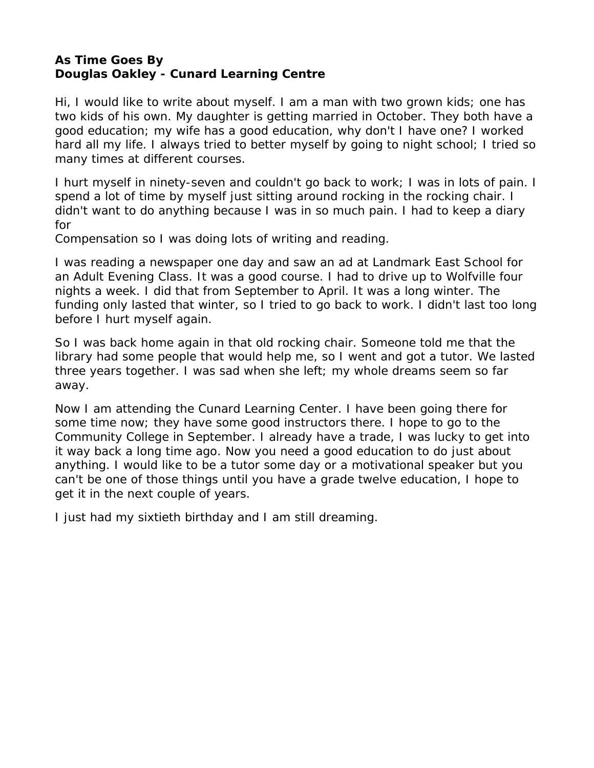**As Time Goes By**
**Douglas Oakley - Cunard Learning Centre**

Hi, I would like to write about myself. I am a man with two grown kids; one has two kids of his own. My daughter is getting married in October. They both have a good education; my wife has a good education, why don't I have one? I worked hard all my life. I always tried to better myself by going to night school; I tried so many times at different courses.

I hurt myself in ninety-seven and couldn't go back to work; I was in lots of pain. I spend a lot of time by myself just sitting around rocking in the rocking chair. I didn't want to do anything because I was in so much pain. I had to keep a diary for
Compensation so I was doing lots of writing and reading.

I was reading a newspaper one day and saw an ad at Landmark East School for an Adult Evening Class. It was a good course. I had to drive up to Wolfville four nights a week. I did that from September to April. It was a long winter. The funding only lasted that winter, so I tried to go back to work. I didn't last too long before I hurt myself again.

So I was back home again in that old rocking chair. Someone told me that the library had some people that would help me, so I went and got a tutor. We lasted three years together. I was sad when she left; my whole dreams seem so far away.

Now I am attending the Cunard Learning Center. I have been going there for some time now; they have some good instructors there. I hope to go to the Community College in September. I already have a trade, I was lucky to get into it way back a long time ago. Now you need a good education to do just about anything. I would like to be a tutor some day or a motivational speaker but you can't be one of those things until you have a grade twelve education, I hope to get it in the next couple of years.

I just had my sixtieth birthday and I am still dreaming.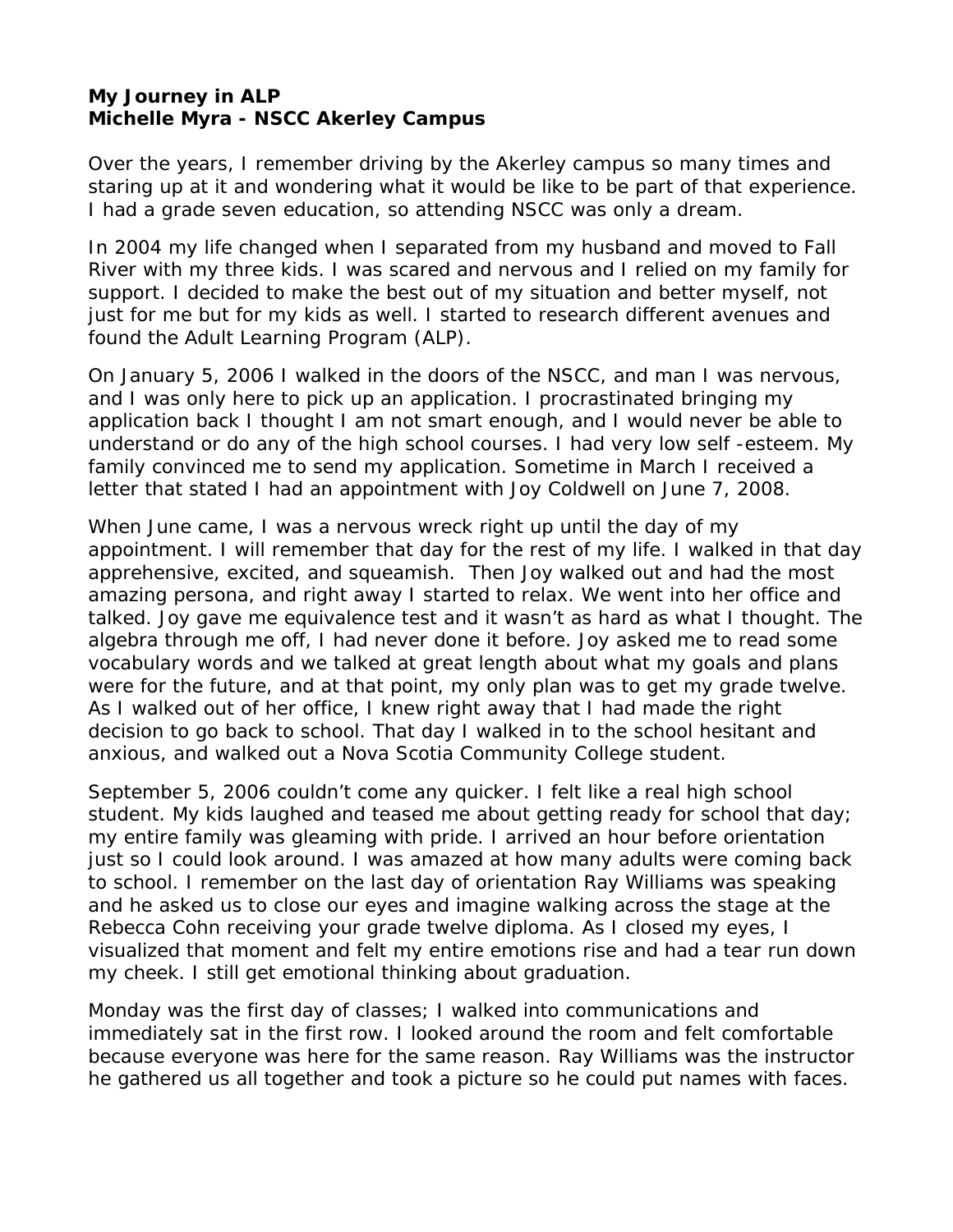**My Journey in ALP**
**Michelle Myra - NSCC Akerley Campus**

Over the years, I remember driving by the Akerley campus so many times and staring up at it and wondering what it would be like to be part of that experience. I had a grade seven education, so attending NSCC was only a dream.

In 2004 my life changed when I separated from my husband and moved to Fall River with my three kids. I was scared and nervous and I relied on my family for support. I decided to make the best out of my situation and better myself, not just for me but for my kids as well. I started to research different avenues and found the Adult Learning Program (ALP).

On January 5, 2006 I walked in the doors of the NSCC, and man I was nervous, and I was only here to pick up an application. I procrastinated bringing my application back I thought I am not smart enough, and I would never be able to understand or do any of the high school courses. I had very low self -esteem. My family convinced me to send my application. Sometime in March I received a letter that stated I had an appointment with Joy Coldwell on June 7, 2008.

When June came, I was a nervous wreck right up until the day of my appointment. I will remember that day for the rest of my life. I walked in that day apprehensive, excited, and squeamish. Then Joy walked out and had the most amazing persona, and right away I started to relax. We went into her office and talked. Joy gave me equivalence test and it wasn't as hard as what I thought. The algebra through me off, I had never done it before. Joy asked me to read some vocabulary words and we talked at great length about what my goals and plans were for the future, and at that point, my only plan was to get my grade twelve. As I walked out of her office, I knew right away that I had made the right decision to go back to school. That day I walked in to the school hesitant and anxious, and walked out a Nova Scotia Community College student.

September 5, 2006 couldn't come any quicker. I felt like a real high school student. My kids laughed and teased me about getting ready for school that day; my entire family was gleaming with pride. I arrived an hour before orientation just so I could look around. I was amazed at how many adults were coming back to school. I remember on the last day of orientation Ray Williams was speaking and he asked us to close our eyes and imagine walking across the stage at the Rebecca Cohn receiving your grade twelve diploma. As I closed my eyes, I visualized that moment and felt my entire emotions rise and had a tear run down my cheek. I still get emotional thinking about graduation.

Monday was the first day of classes; I walked into communications and immediately sat in the first row. I looked around the room and felt comfortable because everyone was here for the same reason. Ray Williams was the instructor he gathered us all together and took a picture so he could put names with faces.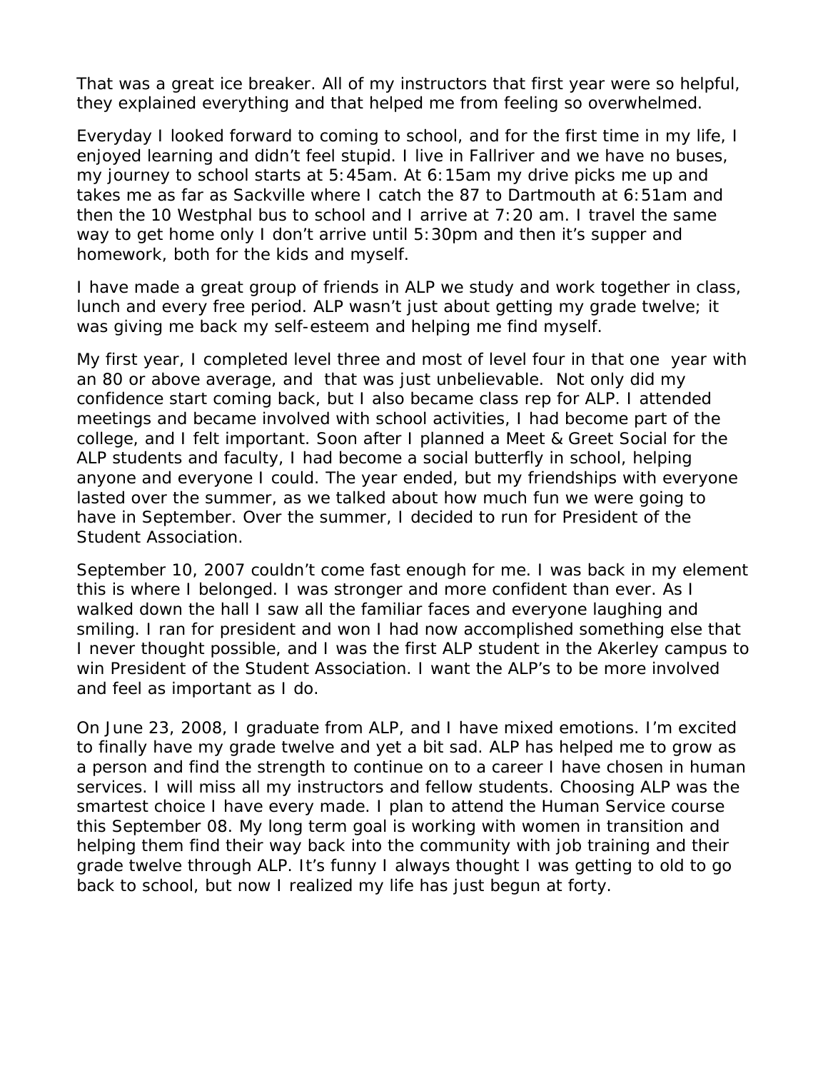That was a great ice breaker. All of my instructors that first year were so helpful, they explained everything and that helped me from feeling so overwhelmed.

Everyday I looked forward to coming to school, and for the first time in my life, I enjoyed learning and didn't feel stupid. I live in Fallriver and we have no buses, my journey to school starts at 5:45am. At 6:15am my drive picks me up and takes me as far as Sackville where I catch the 87 to Dartmouth at 6:51am and then the 10 Westphal bus to school and I arrive at 7:20 am. I travel the same way to get home only I don't arrive until 5:30pm and then it's supper and homework, both for the kids and myself.

I have made a great group of friends in ALP we study and work together in class, lunch and every free period. ALP wasn't just about getting my grade twelve; it was giving me back my self-esteem and helping me find myself.

My first year, I completed level three and most of level four in that one year with an 80 or above average, and that was just unbelievable. Not only did my confidence start coming back, but I also became class rep for ALP. I attended meetings and became involved with school activities, I had become part of the college, and I felt important. Soon after I planned a Meet & Greet Social for the ALP students and faculty, I had become a social butterfly in school, helping anyone and everyone I could. The year ended, but my friendships with everyone lasted over the summer, as we talked about how much fun we were going to have in September. Over the summer, I decided to run for President of the Student Association.

September 10, 2007 couldn't come fast enough for me. I was back in my element this is where I belonged. I was stronger and more confident than ever. As I walked down the hall I saw all the familiar faces and everyone laughing and smiling. I ran for president and won I had now accomplished something else that I never thought possible, and I was the first ALP student in the Akerley campus to win President of the Student Association. I want the ALP's to be more involved and feel as important as I do.

On June 23, 2008, I graduate from ALP, and I have mixed emotions. I'm excited to finally have my grade twelve and yet a bit sad. ALP has helped me to grow as a person and find the strength to continue on to a career I have chosen in human services. I will miss all my instructors and fellow students. Choosing ALP was the smartest choice I have every made. I plan to attend the Human Service course this September 08. My long term goal is working with women in transition and helping them find their way back into the community with job training and their grade twelve through ALP. It's funny I always thought I was getting to old to go back to school, but now I realized my life has just begun at forty.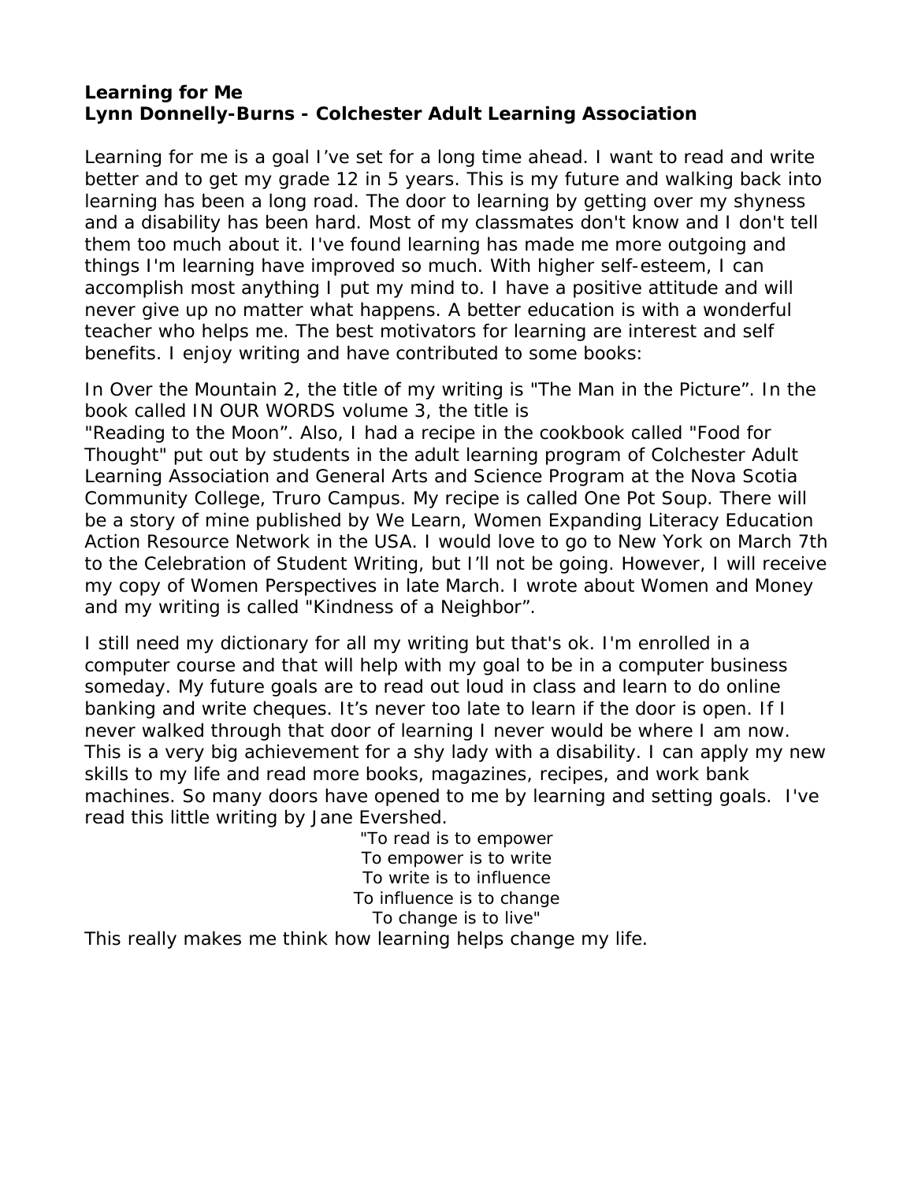**Learning for Me**
**Lynn Donnelly-Burns - Colchester Adult Learning Association**

Learning for me is a goal I've set for a long time ahead. I want to read and write better and to get my grade 12 in 5 years. This is my future and walking back into learning has been a long road. The door to learning by getting over my shyness and a disability has been hard. Most of my classmates don't know and I don't tell them too much about it. I've found learning has made me more outgoing and things I'm learning have improved so much. With higher self-esteem, I can accomplish most anything I put my mind to. I have a positive attitude and will never give up no matter what happens. A better education is with a wonderful teacher who helps me. The best motivators for learning are interest and self benefits. I enjoy writing and have contributed to some books:

In Over the Mountain 2, the title of my writing is "The Man in the Picture". In the book called IN OUR WORDS volume 3, the title is "Reading to the Moon". Also, I had a recipe in the cookbook called "Food for Thought" put out by students in the adult learning program of Colchester Adult Learning Association and General Arts and Science Program at the Nova Scotia Community College, Truro Campus. My recipe is called One Pot Soup. There will be a story of mine published by We Learn, Women Expanding Literacy Education Action Resource Network in the USA. I would love to go to New York on March 7th to the Celebration of Student Writing, but I'll not be going. However, I will receive my copy of Women Perspectives in late March. I wrote about Women and Money and my writing is called "Kindness of a Neighbor".

I still need my dictionary for all my writing but that's ok. I'm enrolled in a computer course and that will help with my goal to be in a computer business someday. My future goals are to read out loud in class and learn to do online banking and write cheques. It's never too late to learn if the door is open. If I never walked through that door of learning I never would be where I am now. This is a very big achievement for a shy lady with a disability. I can apply my new skills to my life and read more books, magazines, recipes, and work bank machines. So many doors have opened to me by learning and setting goals. I've read this little writing by Jane Evershed.

"To read is to empower
To empower is to write
To write is to influence
To influence is to change
To change is to live"

This really makes me think how learning helps change my life.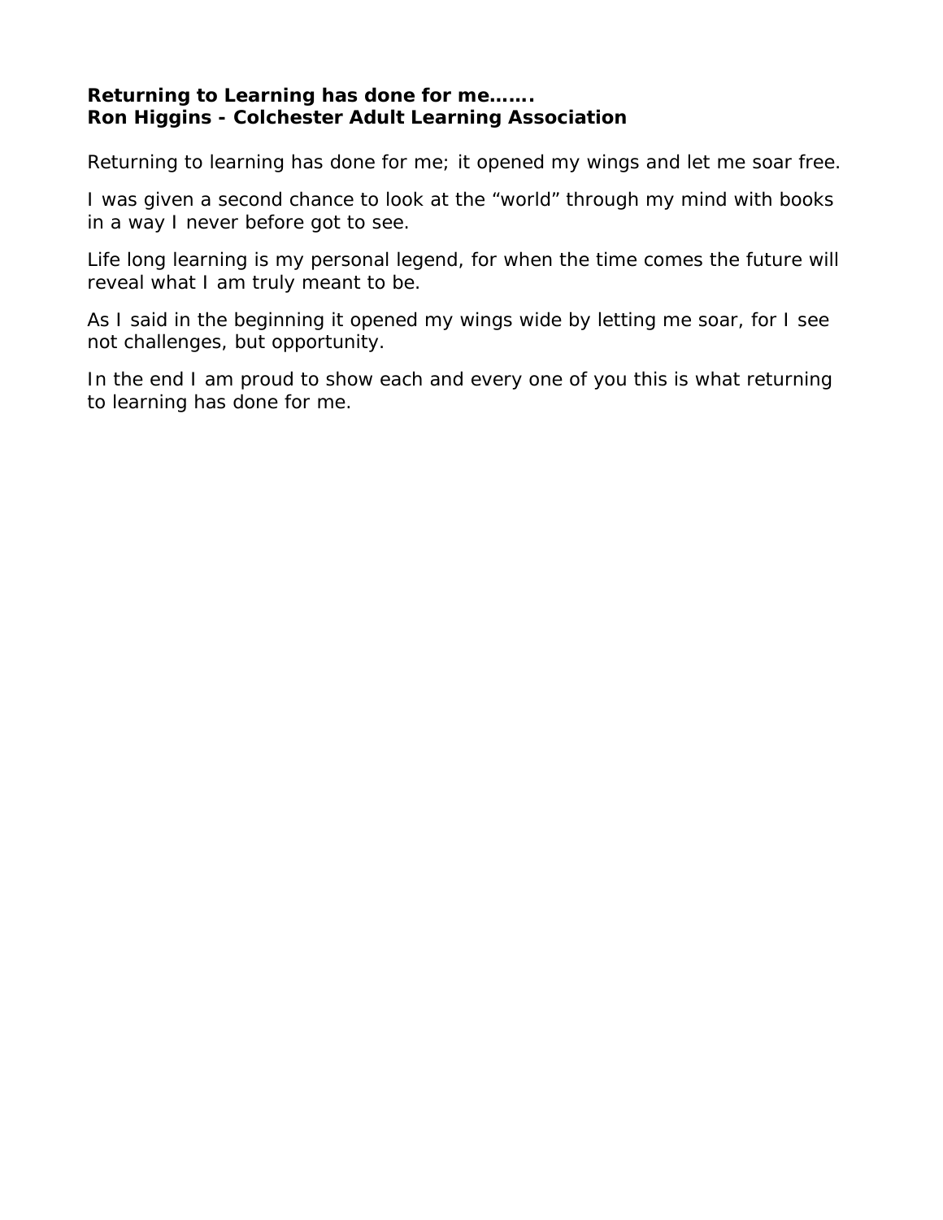**Returning to Learning has done for me…….**
**Ron Higgins - Colchester Adult Learning Association**

Returning to learning has done for me; it opened my wings and let me soar free.

I was given a second chance to look at the "world" through my mind with books in a way I never before got to see.

Life long learning is my personal legend, for when the time comes the future will reveal what I am truly meant to be.

As I said in the beginning it opened my wings wide by letting me soar, for I see not challenges, but opportunity.

In the end I am proud to show each and every one of you this is what returning to learning has done for me.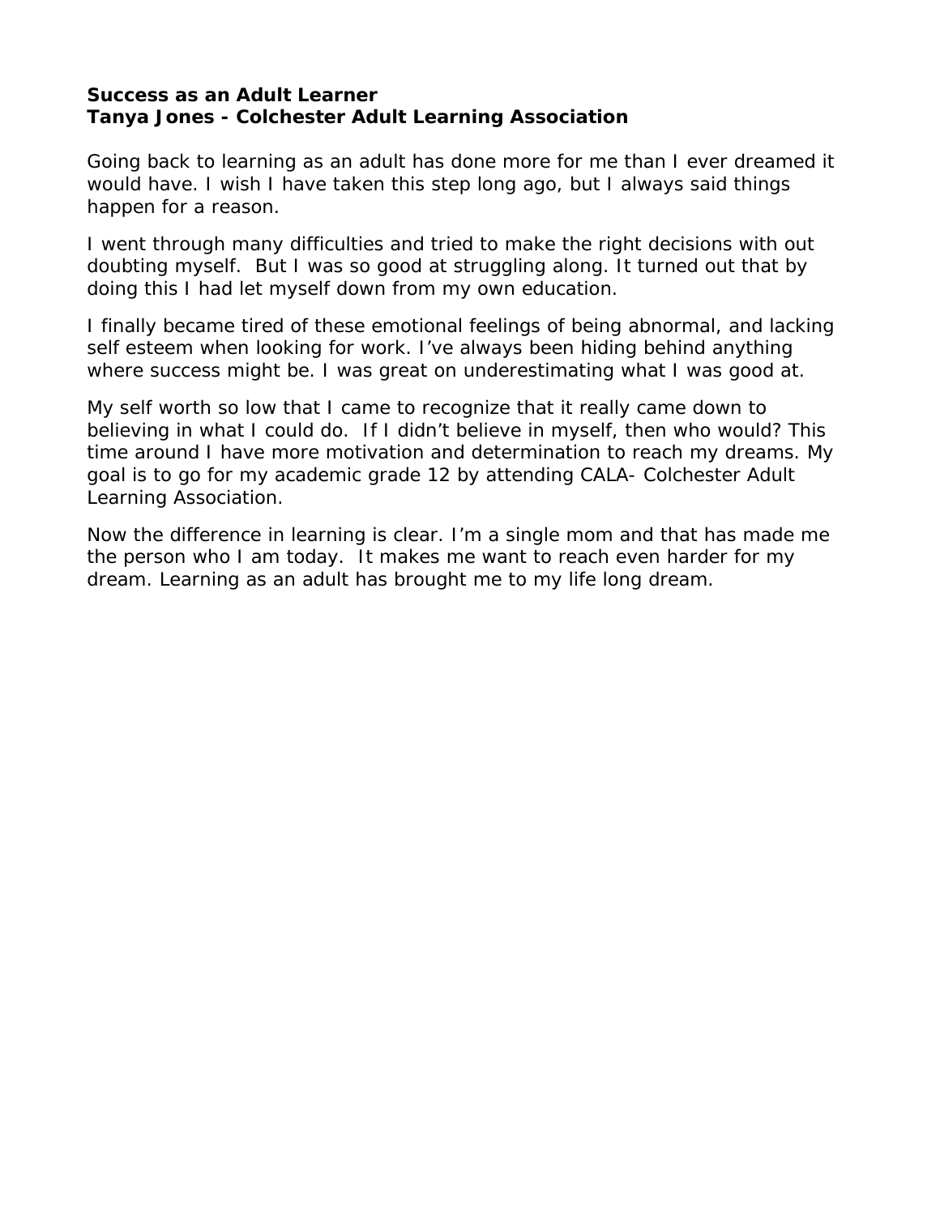**Success as an Adult Learner**
**Tanya Jones - Colchester Adult Learning Association**

Going back to learning as an adult has done more for me than I ever dreamed it would have. I wish I have taken this step long ago, but I always said things happen for a reason.

I went through many difficulties and tried to make the right decisions with out doubting myself. But I was so good at struggling along. It turned out that by doing this I had let myself down from my own education.

I finally became tired of these emotional feelings of being abnormal, and lacking self esteem when looking for work. I've always been hiding behind anything where success might be. I was great on underestimating what I was good at.

My self worth so low that I came to recognize that it really came down to believing in what I could do. If I didn't believe in myself, then who would? This time around I have more motivation and determination to reach my dreams. My goal is to go for my academic grade 12 by attending CALA- Colchester Adult Learning Association.

Now the difference in learning is clear. I'm a single mom and that has made me the person who I am today. It makes me want to reach even harder for my dream. Learning as an adult has brought me to my life long dream.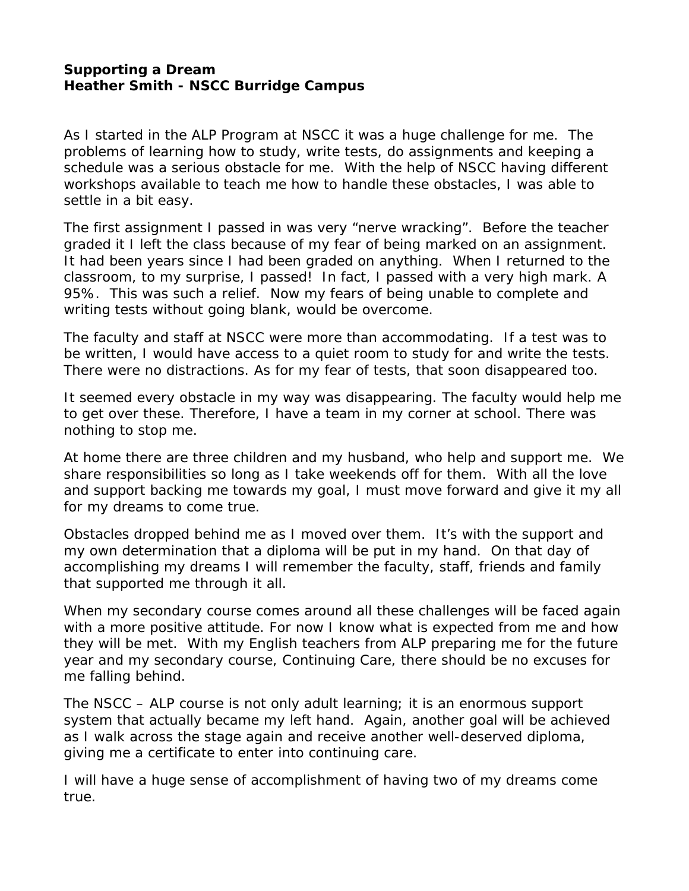**Supporting a Dream**
**Heather Smith - NSCC Burridge Campus**

As I started in the ALP Program at NSCC it was a huge challenge for me. The problems of learning how to study, write tests, do assignments and keeping a schedule was a serious obstacle for me. With the help of NSCC having different workshops available to teach me how to handle these obstacles, I was able to settle in a bit easy.

The first assignment I passed in was very "nerve wracking". Before the teacher graded it I left the class because of my fear of being marked on an assignment. It had been years since I had been graded on anything. When I returned to the classroom, to my surprise, I passed! In fact, I passed with a very high mark. A 95%. This was such a relief. Now my fears of being unable to complete and writing tests without going blank, would be overcome.

The faculty and staff at NSCC were more than accommodating. If a test was to be written, I would have access to a quiet room to study for and write the tests. There were no distractions. As for my fear of tests, that soon disappeared too.

It seemed every obstacle in my way was disappearing. The faculty would help me to get over these. Therefore, I have a team in my corner at school. There was nothing to stop me.

At home there are three children and my husband, who help and support me. We share responsibilities so long as I take weekends off for them. With all the love and support backing me towards my goal, I must move forward and give it my all for my dreams to come true.

Obstacles dropped behind me as I moved over them. It's with the support and my own determination that a diploma will be put in my hand. On that day of accomplishing my dreams I will remember the faculty, staff, friends and family that supported me through it all.

When my secondary course comes around all these challenges will be faced again with a more positive attitude. For now I know what is expected from me and how they will be met. With my English teachers from ALP preparing me for the future year and my secondary course, Continuing Care, there should be no excuses for me falling behind.

The NSCC – ALP course is not only adult learning; it is an enormous support system that actually became my left hand. Again, another goal will be achieved as I walk across the stage again and receive another well-deserved diploma, giving me a certificate to enter into continuing care.

I will have a huge sense of accomplishment of having two of my dreams come true.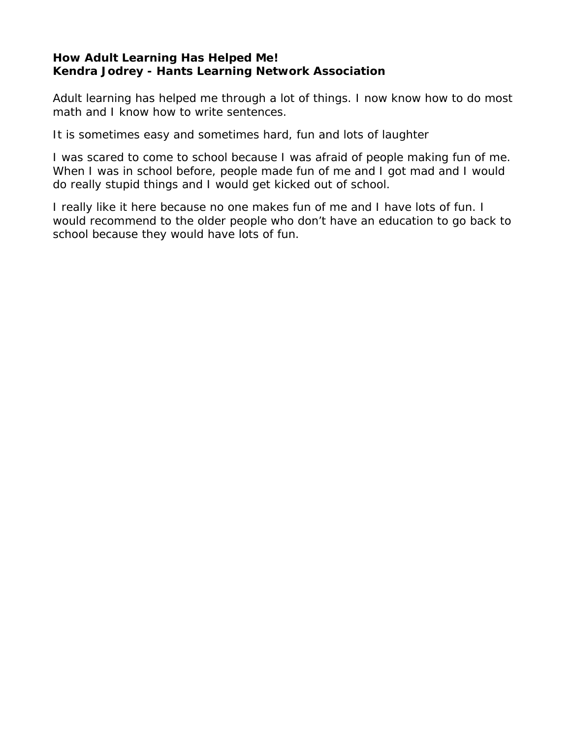**How Adult Learning Has Helped Me!**
**Kendra Jodrey - Hants Learning Network Association**

Adult learning has helped me through a lot of things. I now know how to do most math and I know how to write sentences.

It is sometimes easy and sometimes hard, fun and lots of laughter

I was scared to come to school because I was afraid of people making fun of me. When I was in school before, people made fun of me and I got mad and I would do really stupid things and I would get kicked out of school.

I really like it here because no one makes fun of me and I have lots of fun. I would recommend to the older people who don't have an education to go back to school because they would have lots of fun.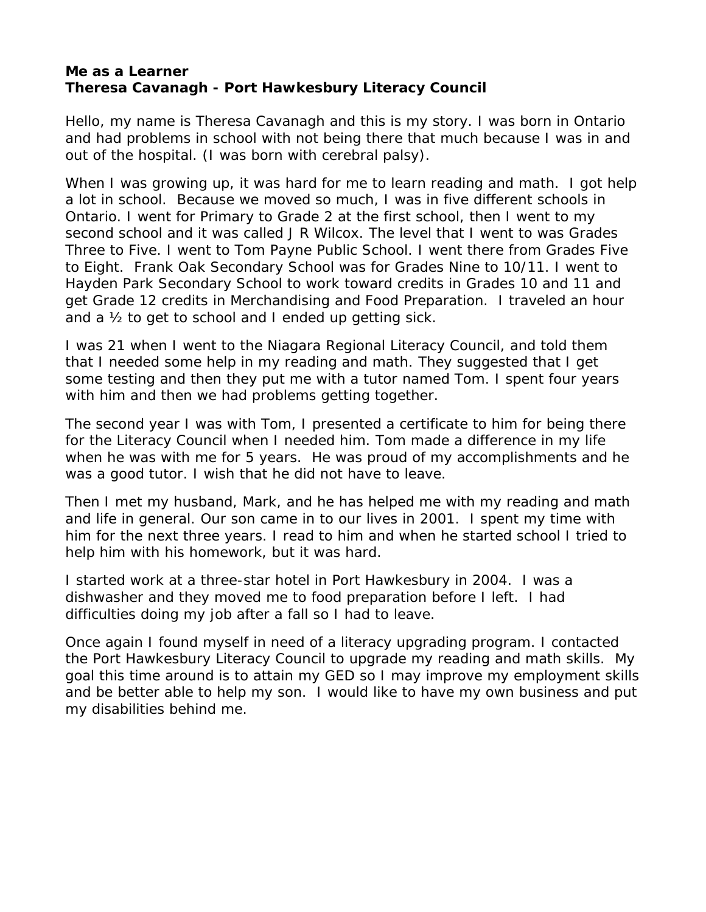**Me as a Learner**
**Theresa Cavanagh - Port Hawkesbury Literacy Council**

Hello, my name is Theresa Cavanagh and this is my story. I was born in Ontario and had problems in school with not being there that much because I was in and out of the hospital. (I was born with cerebral palsy).

When I was growing up, it was hard for me to learn reading and math. I got help a lot in school. Because we moved so much, I was in five different schools in Ontario. I went for Primary to Grade 2 at the first school, then I went to my second school and it was called J R Wilcox. The level that I went to was Grades Three to Five. I went to Tom Payne Public School. I went there from Grades Five to Eight. Frank Oak Secondary School was for Grades Nine to 10/11. I went to Hayden Park Secondary School to work toward credits in Grades 10 and 11 and get Grade 12 credits in Merchandising and Food Preparation. I traveled an hour and a ½ to get to school and I ended up getting sick.

I was 21 when I went to the Niagara Regional Literacy Council, and told them that I needed some help in my reading and math. They suggested that I get some testing and then they put me with a tutor named Tom. I spent four years with him and then we had problems getting together.

The second year I was with Tom, I presented a certificate to him for being there for the Literacy Council when I needed him. Tom made a difference in my life when he was with me for 5 years. He was proud of my accomplishments and he was a good tutor. I wish that he did not have to leave.

Then I met my husband, Mark, and he has helped me with my reading and math and life in general. Our son came in to our lives in 2001. I spent my time with him for the next three years. I read to him and when he started school I tried to help him with his homework, but it was hard.

I started work at a three-star hotel in Port Hawkesbury in 2004. I was a dishwasher and they moved me to food preparation before I left. I had difficulties doing my job after a fall so I had to leave.

Once again I found myself in need of a literacy upgrading program. I contacted the Port Hawkesbury Literacy Council to upgrade my reading and math skills. My goal this time around is to attain my GED so I may improve my employment skills and be better able to help my son. I would like to have my own business and put my disabilities behind me.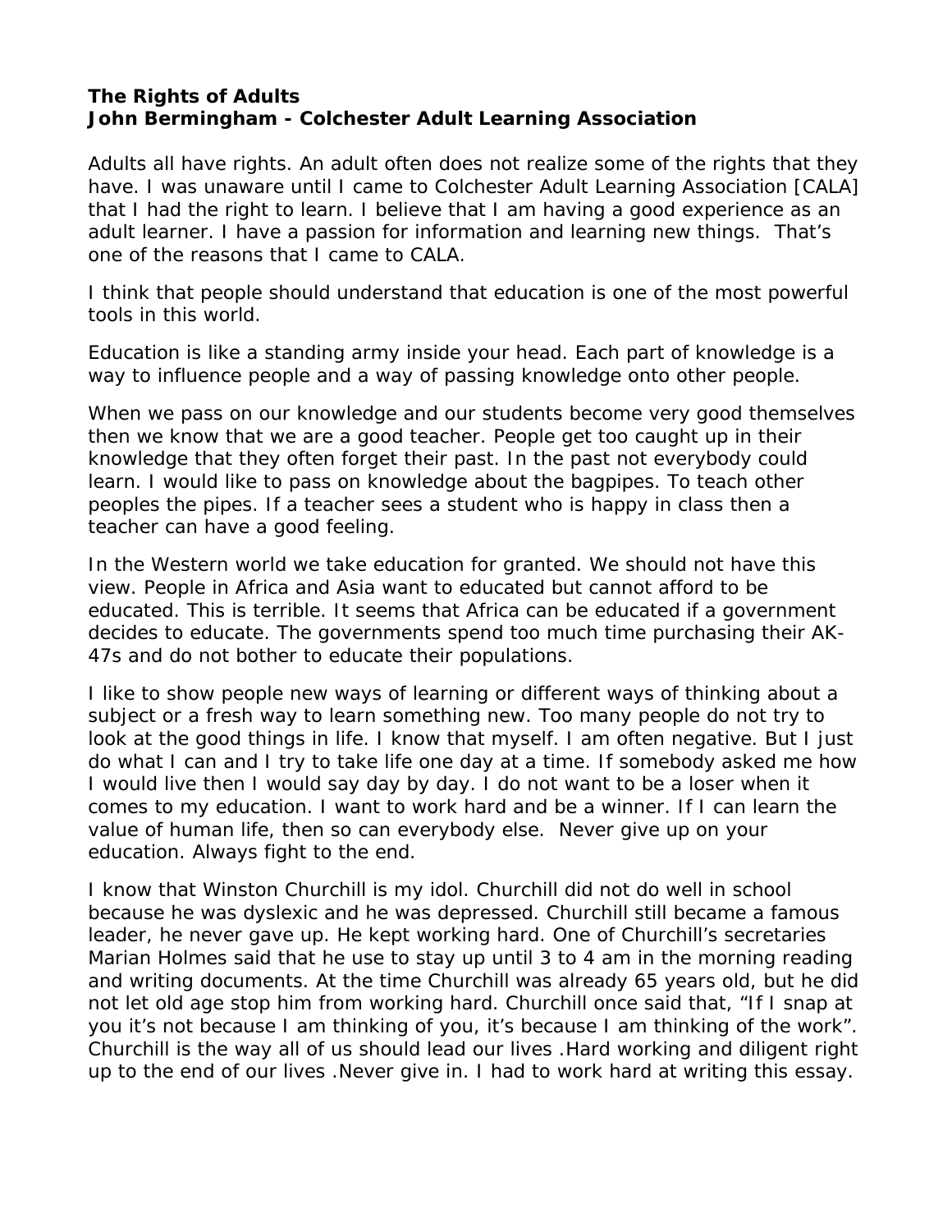**The Rights of Adults**
**John Bermingham - Colchester Adult Learning Association**

Adults all have rights. An adult often does not realize some of the rights that they have. I was unaware until I came to Colchester Adult Learning Association [CALA] that I had the right to learn. I believe that I am having a good experience as an adult learner. I have a passion for information and learning new things. That's one of the reasons that I came to CALA.

I think that people should understand that education is one of the most powerful tools in this world.

Education is like a standing army inside your head. Each part of knowledge is a way to influence people and a way of passing knowledge onto other people.

When we pass on our knowledge and our students become very good themselves then we know that we are a good teacher. People get too caught up in their knowledge that they often forget their past. In the past not everybody could learn. I would like to pass on knowledge about the bagpipes. To teach other peoples the pipes. If a teacher sees a student who is happy in class then a teacher can have a good feeling.

In the Western world we take education for granted. We should not have this view. People in Africa and Asia want to educated but cannot afford to be educated. This is terrible. It seems that Africa can be educated if a government decides to educate. The governments spend too much time purchasing their AK-47s and do not bother to educate their populations.

I like to show people new ways of learning or different ways of thinking about a subject or a fresh way to learn something new. Too many people do not try to look at the good things in life. I know that myself. I am often negative. But I just do what I can and I try to take life one day at a time. If somebody asked me how I would live then I would say day by day. I do not want to be a loser when it comes to my education. I want to work hard and be a winner. If I can learn the value of human life, then so can everybody else. Never give up on your education. Always fight to the end.

I know that Winston Churchill is my idol. Churchill did not do well in school because he was dyslexic and he was depressed. Churchill still became a famous leader, he never gave up. He kept working hard. One of Churchill's secretaries Marian Holmes said that he use to stay up until 3 to 4 am in the morning reading and writing documents. At the time Churchill was already 65 years old, but he did not let old age stop him from working hard. Churchill once said that, "If I snap at you it's not because I am thinking of you, it's because I am thinking of the work". Churchill is the way all of us should lead our lives .Hard working and diligent right up to the end of our lives .Never give in. I had to work hard at writing this essay.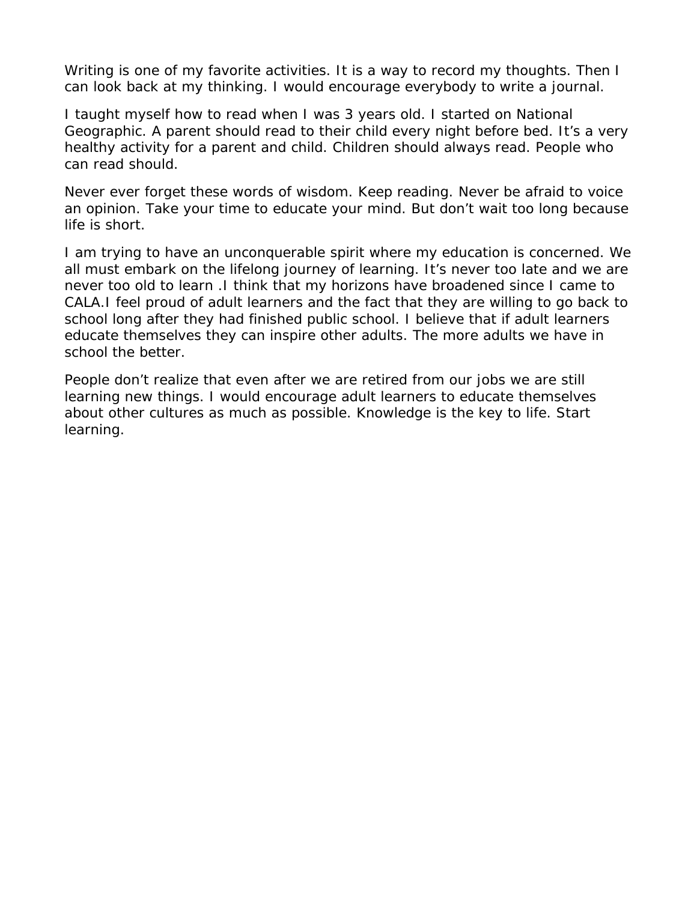Writing is one of my favorite activities. It is a way to record my thoughts. Then I can look back at my thinking. I would encourage everybody to write a journal.

I taught myself how to read when I was 3 years old. I started on National Geographic. A parent should read to their child every night before bed. It's a very healthy activity for a parent and child. Children should always read. People who can read should.

Never ever forget these words of wisdom. Keep reading. Never be afraid to voice an opinion. Take your time to educate your mind. But don't wait too long because life is short.

I am trying to have an unconquerable spirit where my education is concerned. We all must embark on the lifelong journey of learning. It's never too late and we are never too old to learn .I think that my horizons have broadened since I came to CALA.I feel proud of adult learners and the fact that they are willing to go back to school long after they had finished public school. I believe that if adult learners educate themselves they can inspire other adults. The more adults we have in school the better.

People don't realize that even after we are retired from our jobs we are still learning new things. I would encourage adult learners to educate themselves about other cultures as much as possible. Knowledge is the key to life. Start learning.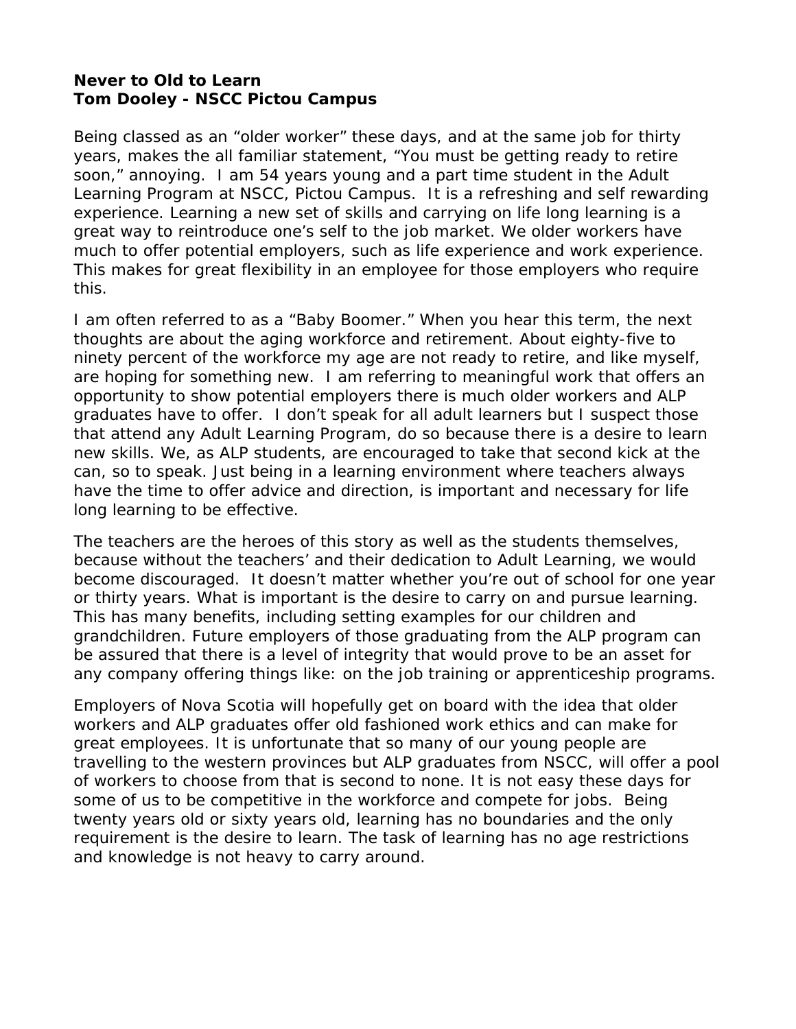**Never to Old to Learn**
**Tom Dooley - NSCC Pictou Campus**

Being classed as an "older worker" these days, and at the same job for thirty years, makes the all familiar statement, "You must be getting ready to retire soon," annoying. I am 54 years young and a part time student in the Adult Learning Program at NSCC, Pictou Campus. It is a refreshing and self rewarding experience. Learning a new set of skills and carrying on life long learning is a great way to reintroduce one's self to the job market. We older workers have much to offer potential employers, such as life experience and work experience. This makes for great flexibility in an employee for those employers who require this.

I am often referred to as a "Baby Boomer." When you hear this term, the next thoughts are about the aging workforce and retirement. About eighty-five to ninety percent of the workforce my age are not ready to retire, and like myself, are hoping for something new. I am referring to meaningful work that offers an opportunity to show potential employers there is much older workers and ALP graduates have to offer. I don't speak for all adult learners but I suspect those that attend any Adult Learning Program, do so because there is a desire to learn new skills. We, as ALP students, are encouraged to take that second kick at the can, so to speak. Just being in a learning environment where teachers always have the time to offer advice and direction, is important and necessary for life long learning to be effective.

The teachers are the heroes of this story as well as the students themselves, because without the teachers' and their dedication to Adult Learning, we would become discouraged. It doesn't matter whether you're out of school for one year or thirty years. What is important is the desire to carry on and pursue learning. This has many benefits, including setting examples for our children and grandchildren. Future employers of those graduating from the ALP program can be assured that there is a level of integrity that would prove to be an asset for any company offering things like: on the job training or apprenticeship programs.

Employers of Nova Scotia will hopefully get on board with the idea that older workers and ALP graduates offer old fashioned work ethics and can make for great employees. It is unfortunate that so many of our young people are travelling to the western provinces but ALP graduates from NSCC, will offer a pool of workers to choose from that is second to none. It is not easy these days for some of us to be competitive in the workforce and compete for jobs. Being twenty years old or sixty years old, learning has no boundaries and the only requirement is the desire to learn. The task of learning has no age restrictions and knowledge is not heavy to carry around.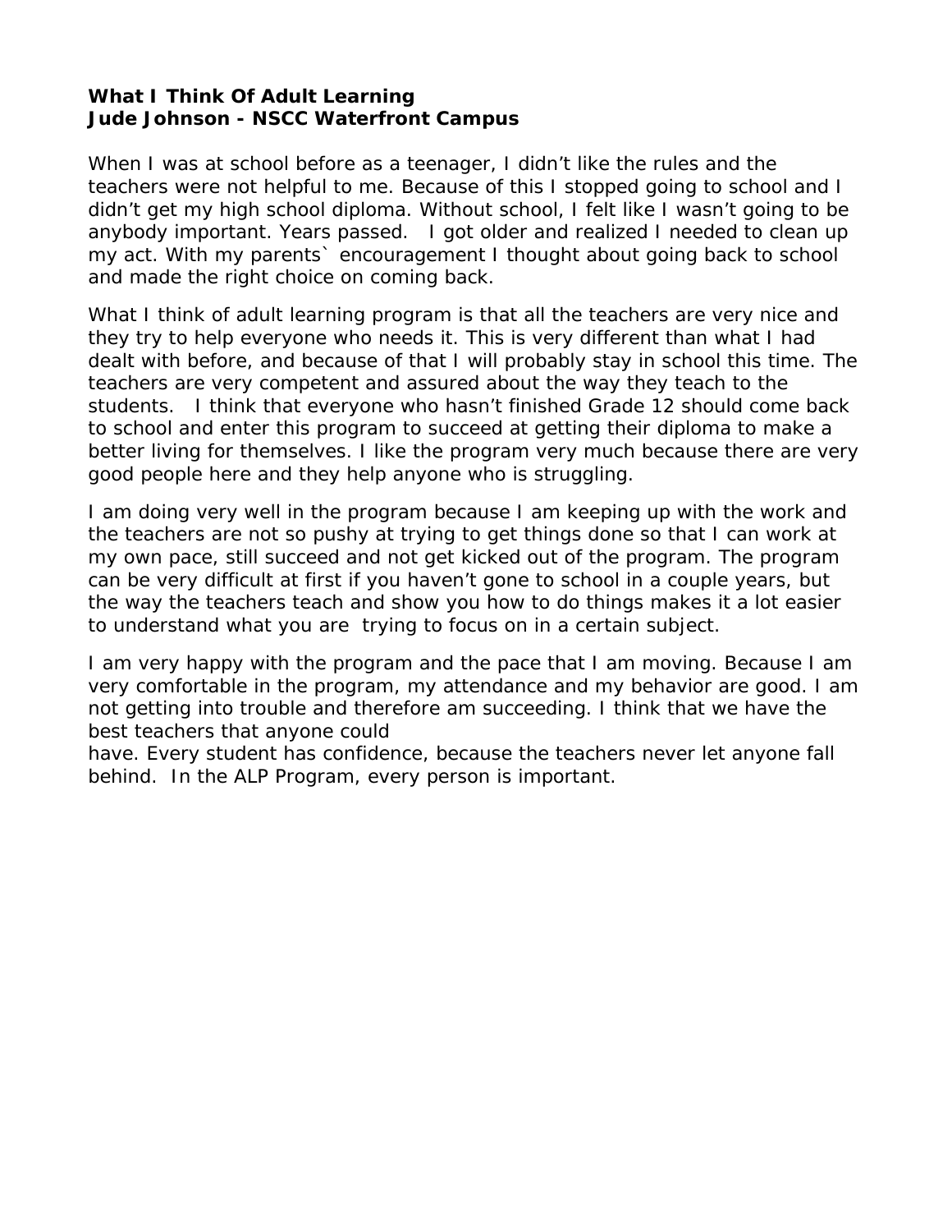**What I Think Of Adult Learning**
**Jude Johnson - NSCC Waterfront Campus**

When I was at school before as a teenager, I didn't like the rules and the teachers were not helpful to me. Because of this I stopped going to school and I didn't get my high school diploma. Without school, I felt like I wasn't going to be anybody important. Years passed. I got older and realized I needed to clean up my act. With my parents` encouragement I thought about going back to school and made the right choice on coming back.

What I think of adult learning program is that all the teachers are very nice and they try to help everyone who needs it. This is very different than what I had dealt with before, and because of that I will probably stay in school this time. The teachers are very competent and assured about the way they teach to the students. I think that everyone who hasn't finished Grade 12 should come back to school and enter this program to succeed at getting their diploma to make a better living for themselves. I like the program very much because there are very good people here and they help anyone who is struggling.

I am doing very well in the program because I am keeping up with the work and the teachers are not so pushy at trying to get things done so that I can work at my own pace, still succeed and not get kicked out of the program. The program can be very difficult at first if you haven't gone to school in a couple years, but the way the teachers teach and show you how to do things makes it a lot easier to understand what you are trying to focus on in a certain subject.

I am very happy with the program and the pace that I am moving. Because I am very comfortable in the program, my attendance and my behavior are good. I am not getting into trouble and therefore am succeeding. I think that we have the best teachers that anyone could have. Every student has confidence, because the teachers never let anyone fall behind. In the ALP Program, every person is important.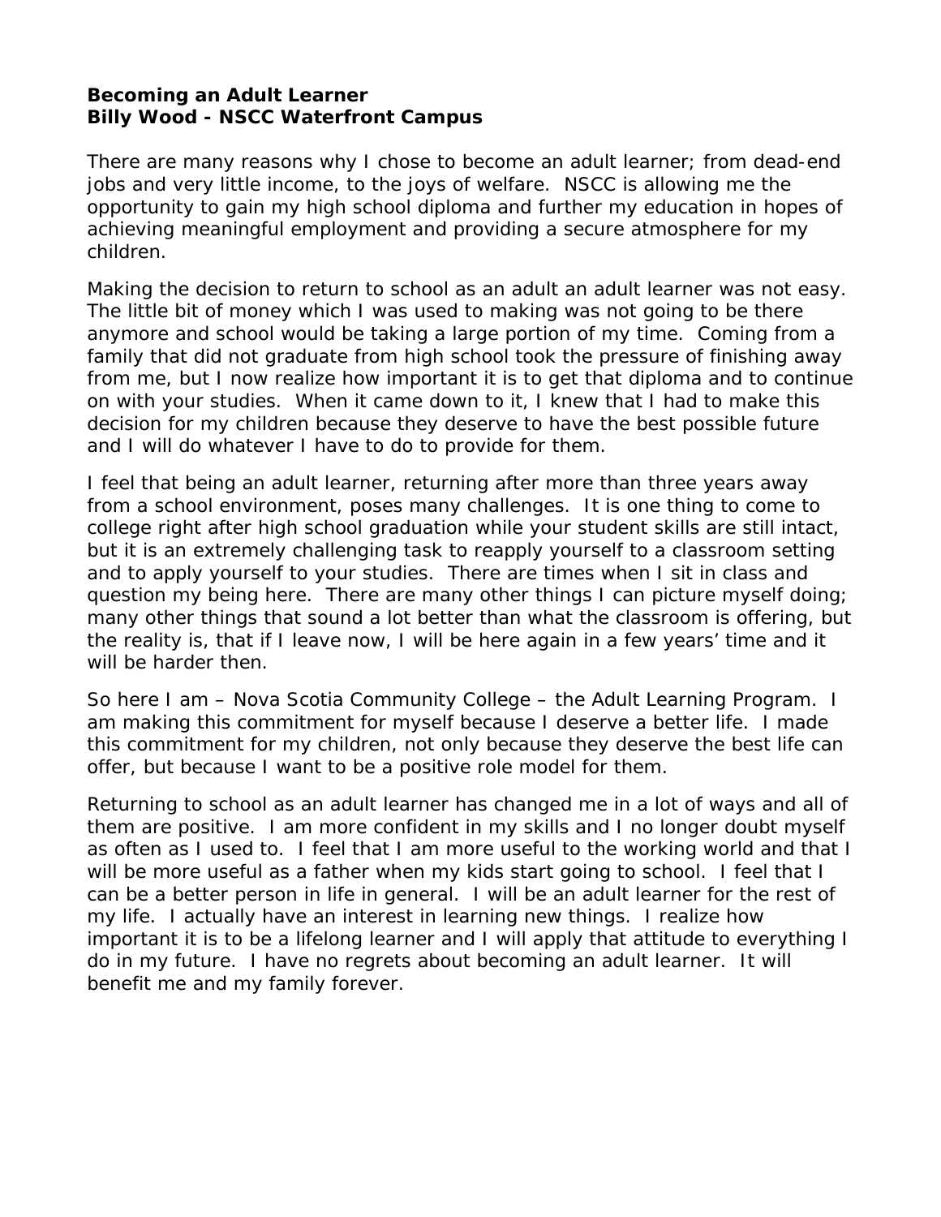**Becoming an Adult Learner**
**Billy Wood - NSCC Waterfront Campus**

There are many reasons why I chose to become an adult learner; from dead-end jobs and very little income, to the joys of welfare. NSCC is allowing me the opportunity to gain my high school diploma and further my education in hopes of achieving meaningful employment and providing a secure atmosphere for my children.

Making the decision to return to school as an adult an adult learner was not easy. The little bit of money which I was used to making was not going to be there anymore and school would be taking a large portion of my time. Coming from a family that did not graduate from high school took the pressure of finishing away from me, but I now realize how important it is to get that diploma and to continue on with your studies. When it came down to it, I knew that I had to make this decision for my children because they deserve to have the best possible future and I will do whatever I have to do to provide for them.

I feel that being an adult learner, returning after more than three years away from a school environment, poses many challenges. It is one thing to come to college right after high school graduation while your student skills are still intact, but it is an extremely challenging task to reapply yourself to a classroom setting and to apply yourself to your studies. There are times when I sit in class and question my being here. There are many other things I can picture myself doing; many other things that sound a lot better than what the classroom is offering, but the reality is, that if I leave now, I will be here again in a few years' time and it will be harder then.

So here I am – Nova Scotia Community College – the Adult Learning Program. I am making this commitment for myself because I deserve a better life. I made this commitment for my children, not only because they deserve the best life can offer, but because I want to be a positive role model for them.

Returning to school as an adult learner has changed me in a lot of ways and all of them are positive. I am more confident in my skills and I no longer doubt myself as often as I used to. I feel that I am more useful to the working world and that I will be more useful as a father when my kids start going to school. I feel that I can be a better person in life in general. I will be an adult learner for the rest of my life. I actually have an interest in learning new things. I realize how important it is to be a lifelong learner and I will apply that attitude to everything I do in my future. I have no regrets about becoming an adult learner. It will benefit me and my family forever.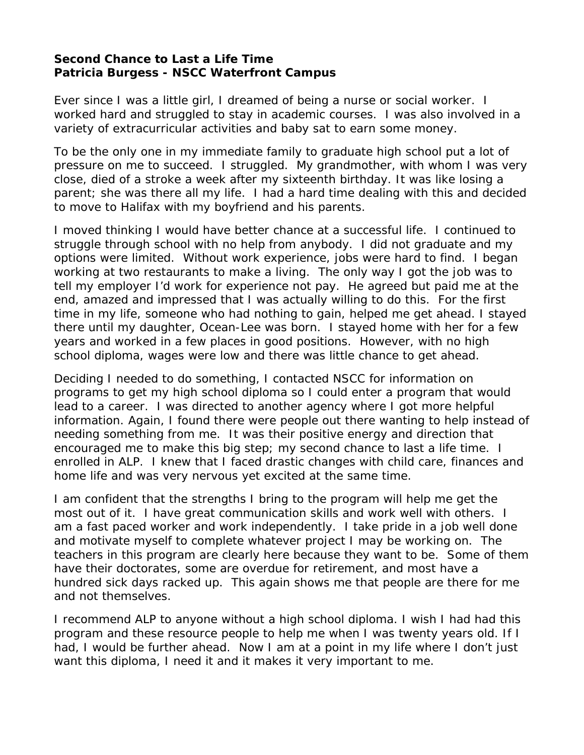**Second Chance to Last a Life Time**
**Patricia Burgess - NSCC Waterfront Campus**

Ever since I was a little girl, I dreamed of being a nurse or social worker. I worked hard and struggled to stay in academic courses. I was also involved in a variety of extracurricular activities and baby sat to earn some money.

To be the only one in my immediate family to graduate high school put a lot of pressure on me to succeed. I struggled. My grandmother, with whom I was very close, died of a stroke a week after my sixteenth birthday. It was like losing a parent; she was there all my life. I had a hard time dealing with this and decided to move to Halifax with my boyfriend and his parents.

I moved thinking I would have better chance at a successful life. I continued to struggle through school with no help from anybody. I did not graduate and my options were limited. Without work experience, jobs were hard to find. I began working at two restaurants to make a living. The only way I got the job was to tell my employer I'd work for experience not pay. He agreed but paid me at the end, amazed and impressed that I was actually willing to do this. For the first time in my life, someone who had nothing to gain, helped me get ahead. I stayed there until my daughter, Ocean-Lee was born. I stayed home with her for a few years and worked in a few places in good positions. However, with no high school diploma, wages were low and there was little chance to get ahead.

Deciding I needed to do something, I contacted NSCC for information on programs to get my high school diploma so I could enter a program that would lead to a career. I was directed to another agency where I got more helpful information. Again, I found there were people out there wanting to help instead of needing something from me. It was their positive energy and direction that encouraged me to make this big step; my second chance to last a life time. I enrolled in ALP. I knew that I faced drastic changes with child care, finances and home life and was very nervous yet excited at the same time.

I am confident that the strengths I bring to the program will help me get the most out of it. I have great communication skills and work well with others. I am a fast paced worker and work independently. I take pride in a job well done and motivate myself to complete whatever project I may be working on. The teachers in this program are clearly here because they want to be. Some of them have their doctorates, some are overdue for retirement, and most have a hundred sick days racked up. This again shows me that people are there for me and not themselves.

I recommend ALP to anyone without a high school diploma. I wish I had had this program and these resource people to help me when I was twenty years old. If I had, I would be further ahead. Now I am at a point in my life where I don't just want this diploma, I need it and it makes it very important to me.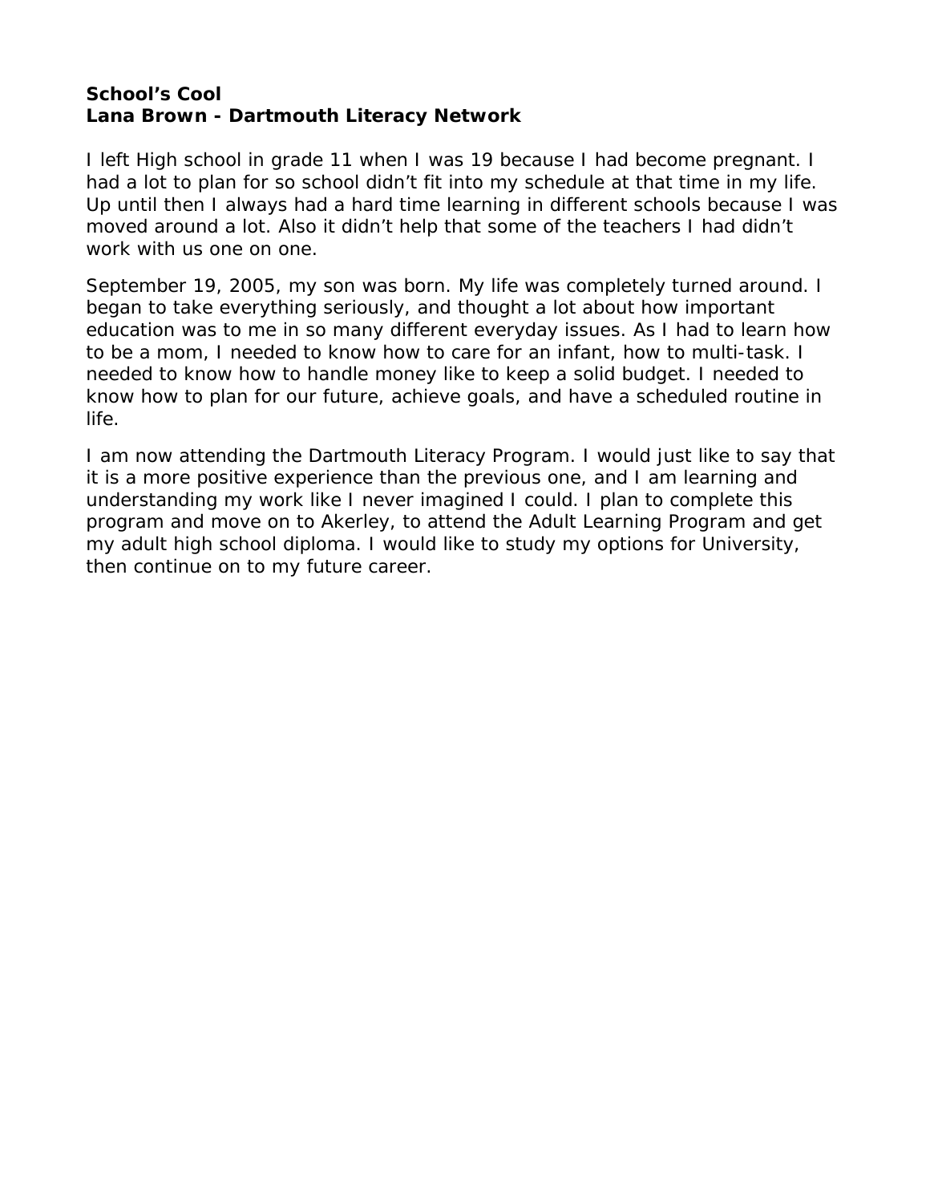**School's Cool**
**Lana Brown - Dartmouth Literacy Network**

I left High school in grade 11 when I was 19 because I had become pregnant. I had a lot to plan for so school didn't fit into my schedule at that time in my life. Up until then I always had a hard time learning in different schools because I was moved around a lot. Also it didn't help that some of the teachers I had didn't work with us one on one.

September 19, 2005, my son was born. My life was completely turned around. I began to take everything seriously, and thought a lot about how important education was to me in so many different everyday issues. As I had to learn how to be a mom, I needed to know how to care for an infant, how to multi-task. I needed to know how to handle money like to keep a solid budget. I needed to know how to plan for our future, achieve goals, and have a scheduled routine in life.

I am now attending the Dartmouth Literacy Program. I would just like to say that it is a more positive experience than the previous one, and I am learning and understanding my work like I never imagined I could. I plan to complete this program and move on to Akerley, to attend the Adult Learning Program and get my adult high school diploma. I would like to study my options for University, then continue on to my future career.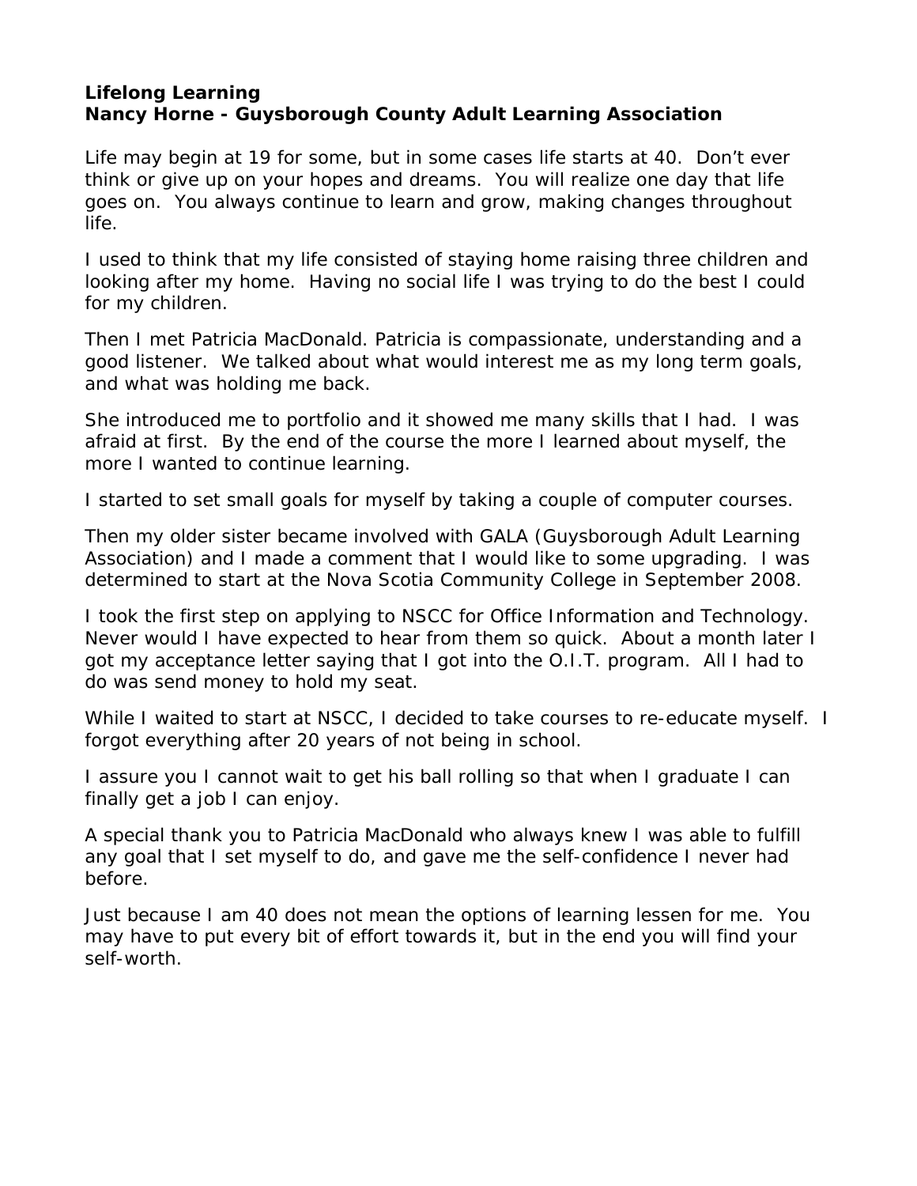**Lifelong Learning**
**Nancy Horne - Guysborough County Adult Learning Association**

Life may begin at 19 for some, but in some cases life starts at 40. Don't ever think or give up on your hopes and dreams. You will realize one day that life goes on. You always continue to learn and grow, making changes throughout life.

I used to think that my life consisted of staying home raising three children and looking after my home. Having no social life I was trying to do the best I could for my children.

Then I met Patricia MacDonald. Patricia is compassionate, understanding and a good listener. We talked about what would interest me as my long term goals, and what was holding me back.

She introduced me to portfolio and it showed me many skills that I had. I was afraid at first. By the end of the course the more I learned about myself, the more I wanted to continue learning.

I started to set small goals for myself by taking a couple of computer courses.

Then my older sister became involved with GALA (Guysborough Adult Learning Association) and I made a comment that I would like to some upgrading. I was determined to start at the Nova Scotia Community College in September 2008.

I took the first step on applying to NSCC for Office Information and Technology. Never would I have expected to hear from them so quick. About a month later I got my acceptance letter saying that I got into the O.I.T. program. All I had to do was send money to hold my seat.

While I waited to start at NSCC, I decided to take courses to re-educate myself. I forgot everything after 20 years of not being in school.

I assure you I cannot wait to get his ball rolling so that when I graduate I can finally get a job I can enjoy.

A special thank you to Patricia MacDonald who always knew I was able to fulfill any goal that I set myself to do, and gave me the self-confidence I never had before.

Just because I am 40 does not mean the options of learning lessen for me. You may have to put every bit of effort towards it, but in the end you will find your self-worth.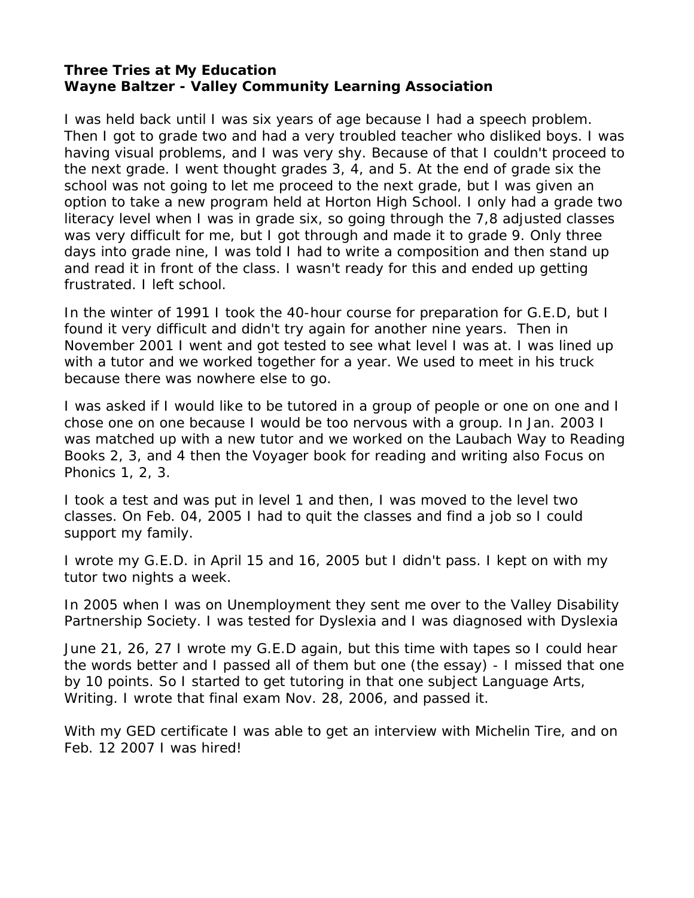**Three Tries at My Education**
**Wayne Baltzer - Valley Community Learning Association**

I was held back until I was six years of age because I had a speech problem. Then I got to grade two and had a very troubled teacher who disliked boys. I was having visual problems, and I was very shy. Because of that I couldn't proceed to the next grade. I went thought grades 3, 4, and 5. At the end of grade six the school was not going to let me proceed to the next grade, but I was given an option to take a new program held at Horton High School. I only had a grade two literacy level when I was in grade six, so going through the 7,8 adjusted classes was very difficult for me, but I got through and made it to grade 9. Only three days into grade nine, I was told I had to write a composition and then stand up and read it in front of the class. I wasn't ready for this and ended up getting frustrated. I left school.

In the winter of 1991 I took the 40-hour course for preparation for G.E.D, but I found it very difficult and didn't try again for another nine years. Then in November 2001 I went and got tested to see what level I was at. I was lined up with a tutor and we worked together for a year. We used to meet in his truck because there was nowhere else to go.

I was asked if I would like to be tutored in a group of people or one on one and I chose one on one because I would be too nervous with a group. In Jan. 2003 I was matched up with a new tutor and we worked on the Laubach Way to Reading Books 2, 3, and 4 then the Voyager book for reading and writing also Focus on Phonics 1, 2, 3.

I took a test and was put in level 1 and then, I was moved to the level two classes. On Feb. 04, 2005 I had to quit the classes and find a job so I could support my family.

I wrote my G.E.D. in April 15 and 16, 2005 but I didn't pass. I kept on with my tutor two nights a week.

In 2005 when I was on Unemployment they sent me over to the Valley Disability Partnership Society. I was tested for Dyslexia and I was diagnosed with Dyslexia

June 21, 26, 27 I wrote my G.E.D again, but this time with tapes so I could hear the words better and I passed all of them but one (the essay) - I missed that one by 10 points. So I started to get tutoring in that one subject Language Arts, Writing. I wrote that final exam Nov. 28, 2006, and passed it.

With my GED certificate I was able to get an interview with Michelin Tire, and on Feb. 12 2007 I was hired!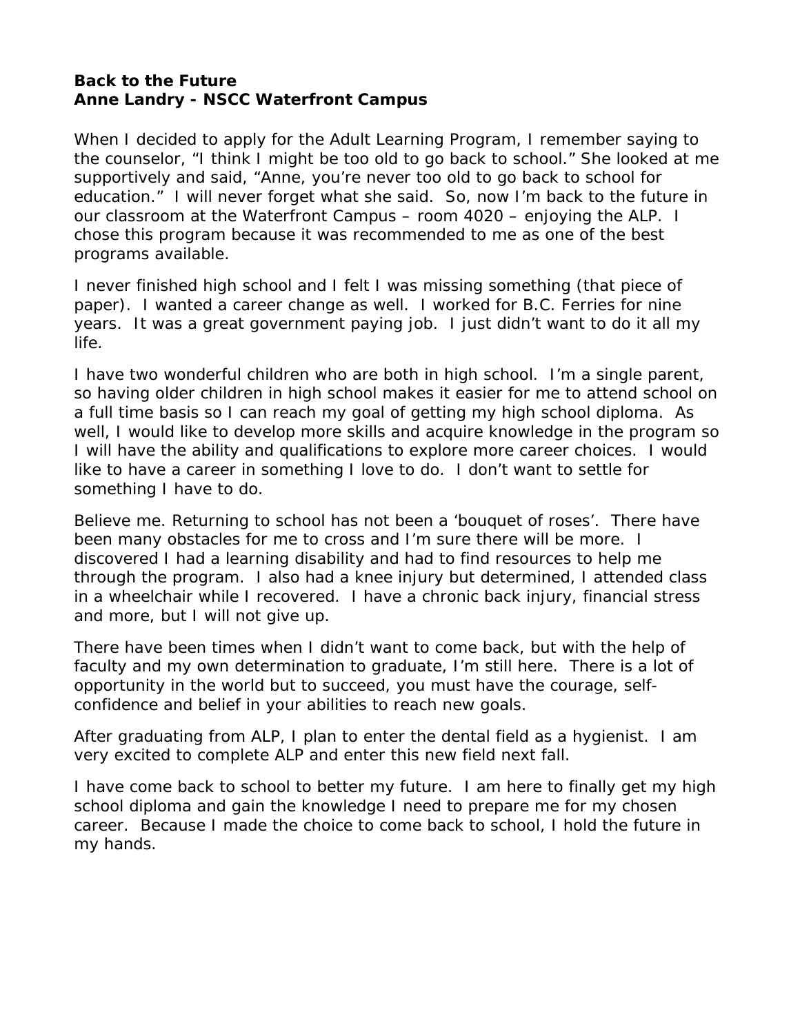**Back to the Future**
**Anne Landry - NSCC Waterfront Campus**

When I decided to apply for the Adult Learning Program, I remember saying to the counselor, “I think I might be too old to go back to school.” She looked at me supportively and said, “Anne, you’re never too old to go back to school for education.” I will never forget what she said. So, now I’m back to the future in our classroom at the Waterfront Campus – room 4020 – enjoying the ALP. I chose this program because it was recommended to me as one of the best programs available.

I never finished high school and I felt I was missing something (that piece of paper). I wanted a career change as well. I worked for B.C. Ferries for nine years. It was a great government paying job. I just didn’t want to do it all my life.

I have two wonderful children who are both in high school. I’m a single parent, so having older children in high school makes it easier for me to attend school on a full time basis so I can reach my goal of getting my high school diploma. As well, I would like to develop more skills and acquire knowledge in the program so I will have the ability and qualifications to explore more career choices. I would like to have a career in something I love to do. I don’t want to settle for something I have to do.

Believe me. Returning to school has not been a ‘bouquet of roses’. There have been many obstacles for me to cross and I’m sure there will be more. I discovered I had a learning disability and had to find resources to help me through the program. I also had a knee injury but determined, I attended class in a wheelchair while I recovered. I have a chronic back injury, financial stress and more, but I will not give up.

There have been times when I didn’t want to come back, but with the help of faculty and my own determination to graduate, I’m still here. There is a lot of opportunity in the world but to succeed, you must have the courage, self-confidence and belief in your abilities to reach new goals.

After graduating from ALP, I plan to enter the dental field as a hygienist. I am very excited to complete ALP and enter this new field next fall.

I have come back to school to better my future. I am here to finally get my high school diploma and gain the knowledge I need to prepare me for my chosen career. Because I made the choice to come back to school, I hold the future in my hands.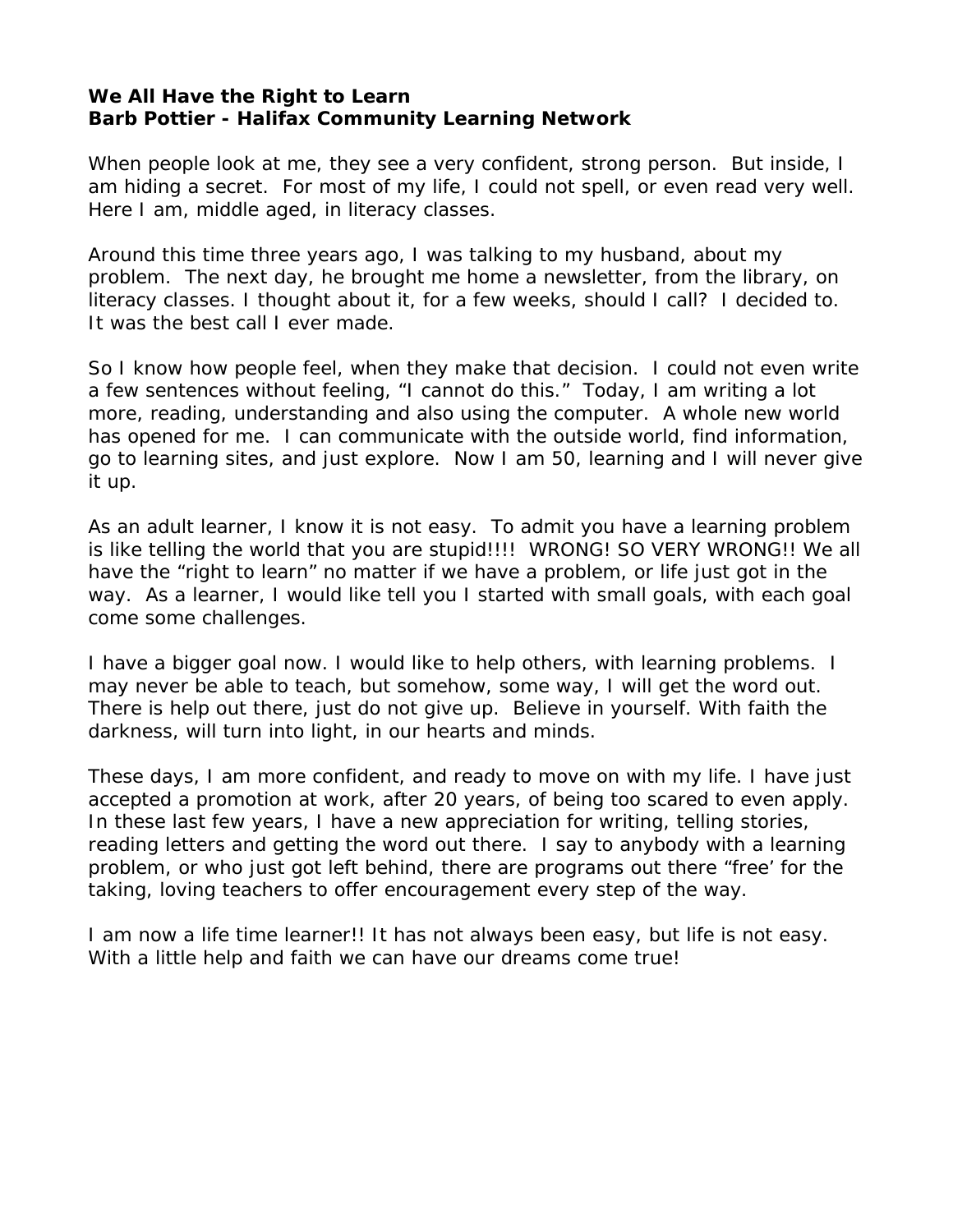**We All Have the Right to Learn**
**Barb Pottier - Halifax Community Learning Network**

When people look at me, they see a very confident, strong person. But inside, I am hiding a secret. For most of my life, I could not spell, or even read very well. Here I am, middle aged, in literacy classes.

Around this time three years ago, I was talking to my husband, about my problem. The next day, he brought me home a newsletter, from the library, on literacy classes. I thought about it, for a few weeks, should I call? I decided to. It was the best call I ever made.

So I know how people feel, when they make that decision. I could not even write a few sentences without feeling, "I cannot do this." Today, I am writing a lot more, reading, understanding and also using the computer. A whole new world has opened for me. I can communicate with the outside world, find information, go to learning sites, and just explore. Now I am 50, learning and I will never give it up.

As an adult learner, I know it is not easy. To admit you have a learning problem is like telling the world that you are stupid!!!! WRONG! SO VERY WRONG!! We all have the "right to learn" no matter if we have a problem, or life just got in the way. As a learner, I would like tell you I started with small goals, with each goal come some challenges.

I have a bigger goal now. I would like to help others, with learning problems. I may never be able to teach, but somehow, some way, I will get the word out. There is help out there, just do not give up. Believe in yourself. With faith the darkness, will turn into light, in our hearts and minds.

These days, I am more confident, and ready to move on with my life. I have just accepted a promotion at work, after 20 years, of being too scared to even apply. In these last few years, I have a new appreciation for writing, telling stories, reading letters and getting the word out there. I say to anybody with a learning problem, or who just got left behind, there are programs out there "free' for the taking, loving teachers to offer encouragement every step of the way.

I am now a life time learner!! It has not always been easy, but life is not easy. With a little help and faith we can have our dreams come true!